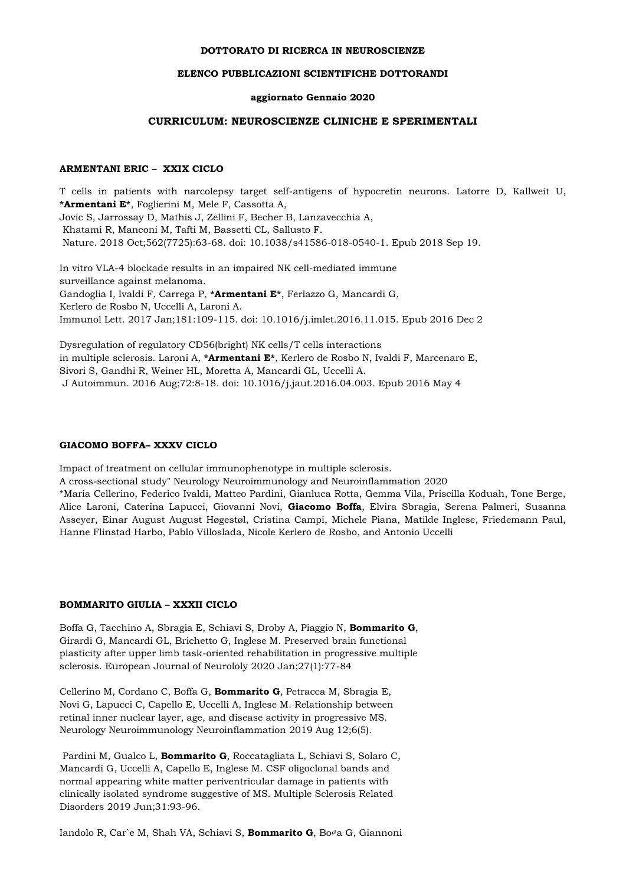**DOTTORATO DI RICERCA IN NEUROSCIENZE**

**ELENCO PUBBLICAZIONI SCIENTIFICHE DOTTORANDI**

**aggiornato Gennaio 2020**

## CURRICULUM: NEUROSCIENZE CLINICHE E SPERIMENTALI

### ARMENTANI ERIC – XXIX CICLO

T cells in patients with narcolepsy target self-antigens of hypocretin neurons. Latorre D, Kallweit U, ***Armentani E***, Foglierini M, Mele F, Cassotta A, Jovic S, Jarrossay D, Mathis J, Zellini F, Becher B, Lanzavecchia A, Khatami R, Manconi M, Tafti M, Bassetti CL, Sallusto F. Nature. 2018 Oct;562(7725):63-68. doi: 10.1038/s41586-018-0540-1. Epub 2018 Sep 19.

In vitro VLA-4 blockade results in an impaired NK cell-mediated immune surveillance against melanoma. Gandoglia I, Ivaldi F, Carrega P, ***Armentani E***, Ferlazzo G, Mancardi G, Kerlero de Rosbo N, Uccelli A, Laroni A. Immunol Lett. 2017 Jan;181:109-115. doi: 10.1016/j.imlet.2016.11.015. Epub 2016 Dec 2

Dysregulation of regulatory CD56(bright) NK cells/T cells interactions in multiple sclerosis. Laroni A, ***Armentani E***, Kerlero de Rosbo N, Ivaldi F, Marcenaro E, Sivori S, Gandhi R, Weiner HL, Moretta A, Mancardi GL, Uccelli A. J Autoimmun. 2016 Aug;72:8-18. doi: 10.1016/j.jaut.2016.04.003. Epub 2016 May 4

### GIACOMO BOFFA– XXXV CICLO

Impact of treatment on cellular immunophenotype in multiple sclerosis. A cross-sectional study" Neurology Neuroimmunology and Neuroinflammation 2020
*Maria Cellerino, Federico Ivaldi, Matteo Pardini, Gianluca Rotta, Gemma Vila, Priscilla Koduah, Tone Berge, Alice Laroni, Caterina Lapucci, Giovanni Novi, **Giacomo Boffa**, Elvira Sbragia, Serena Palmeri, Susanna Asseyer, Einar August August Høgestøl, Cristina Campi, Michele Piana, Matilde Inglese, Friedemann Paul, Hanne Flinstad Harbo, Pablo Villoslada, Nicole Kerlero de Rosbo, and Antonio Uccelli

### BOMMARITO GIULIA – XXXII CICLO

Boffa G, Tacchino A, Sbragia E, Schiavi S, Droby A, Piaggio N, **Bommarito G**, Girardi G, Mancardi GL, Brichetto G, Inglese M. Preserved brain functional plasticity after upper limb task-oriented rehabilitation in progressive multiple sclerosis. European Journal of Neurololy 2020 Jan;27(1):77-84

Cellerino M, Cordano C, Boffa G, **Bommarito G**, Petracca M, Sbragia E, Novi G, Lapucci C, Capello E, Uccelli A, Inglese M. Relationship between retinal inner nuclear layer, age, and disease activity in progressive MS. Neurology Neuroimmunology Neuroinflammation 2019 Aug 12;6(5).

Pardini M, Gualco L, **Bommarito G**, Roccatagliata L, Schiavi S, Solaro C, Mancardi G, Uccelli A, Capello E, Inglese M. CSF oligoclonal bands and normal appearing white matter periventricular damage in patients with clinically isolated syndrome suggestive of MS. Multiple Sclerosis Related Disorders 2019 Jun;31:93-96.

Iandolo R, Car`e M, Shah VA, Schiavi S, **Bommarito G**, Bo↵a G, Giannoni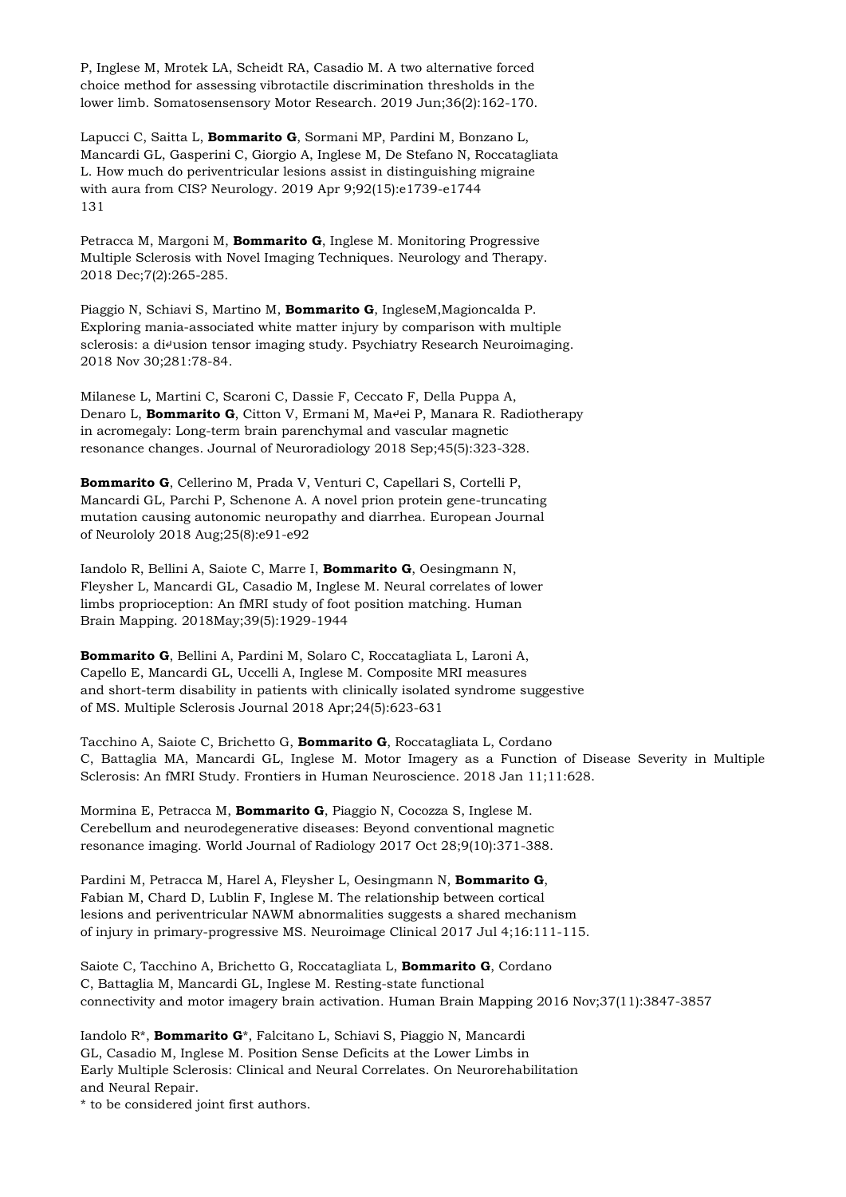P, Inglese M, Mrotek LA, Scheidt RA, Casadio M. A two alternative forced choice method for assessing vibrotactile discrimination thresholds in the lower limb. Somatosensensory Motor Research. 2019 Jun;36(2):162-170.

Lapucci C, Saitta L, **Bommarito G**, Sormani MP, Pardini M, Bonzano L, Mancardi GL, Gasperini C, Giorgio A, Inglese M, De Stefano N, Roccatagliata L. How much do periventricular lesions assist in distinguishing migraine with aura from CIS? Neurology. 2019 Apr 9;92(15):e1739-e1744
131

Petracca M, Margoni M, **Bommarito G**, Inglese M. Monitoring Progressive Multiple Sclerosis with Novel Imaging Techniques. Neurology and Therapy. 2018 Dec;7(2):265-285.

Piaggio N, Schiavi S, Martino M, **Bommarito G**, IngleseM,Magioncalda P. Exploring mania-associated white matter injury by comparison with multiple sclerosis: a di↵usion tensor imaging study. Psychiatry Research Neuroimaging. 2018 Nov 30;281:78-84.

Milanese L, Martini C, Scaroni C, Dassie F, Ceccato F, Della Puppa A, Denaro L, **Bommarito G**, Citton V, Ermani M, Ma↵ei P, Manara R. Radiotherapy in acromegaly: Long-term brain parenchymal and vascular magnetic resonance changes. Journal of Neuroradiology 2018 Sep;45(5):323-328.

**Bommarito G**, Cellerino M, Prada V, Venturi C, Capellari S, Cortelli P, Mancardi GL, Parchi P, Schenone A. A novel prion protein gene-truncating mutation causing autonomic neuropathy and diarrhea. European Journal of Neurololy 2018 Aug;25(8):e91-e92

Iandolo R, Bellini A, Saiote C, Marre I, **Bommarito G**, Oesingmann N, Fleysher L, Mancardi GL, Casadio M, Inglese M. Neural correlates of lower limbs proprioception: An fMRI study of foot position matching. Human Brain Mapping. 2018May;39(5):1929-1944

**Bommarito G**, Bellini A, Pardini M, Solaro C, Roccatagliata L, Laroni A, Capello E, Mancardi GL, Uccelli A, Inglese M. Composite MRI measures and short-term disability in patients with clinically isolated syndrome suggestive of MS. Multiple Sclerosis Journal 2018 Apr;24(5):623-631

Tacchino A, Saiote C, Brichetto G, **Bommarito G**, Roccatagliata L, Cordano C, Battaglia MA, Mancardi GL, Inglese M. Motor Imagery as a Function of Disease Severity in Multiple Sclerosis: An fMRI Study. Frontiers in Human Neuroscience. 2018 Jan 11;11:628.

Mormina E, Petracca M, **Bommarito G**, Piaggio N, Cocozza S, Inglese M. Cerebellum and neurodegenerative diseases: Beyond conventional magnetic resonance imaging. World Journal of Radiology 2017 Oct 28;9(10):371-388.

Pardini M, Petracca M, Harel A, Fleysher L, Oesingmann N, **Bommarito G**, Fabian M, Chard D, Lublin F, Inglese M. The relationship between cortical lesions and periventricular NAWM abnormalities suggests a shared mechanism of injury in primary-progressive MS. Neuroimage Clinical 2017 Jul 4;16:111-115.

Saiote C, Tacchino A, Brichetto G, Roccatagliata L, **Bommarito G**, Cordano C, Battaglia M, Mancardi GL, Inglese M. Resting-state functional connectivity and motor imagery brain activation. Human Brain Mapping 2016 Nov;37(11):3847-3857

Iandolo R*, **Bommarito G***, Falcitano L, Schiavi S, Piaggio N, Mancardi GL, Casadio M, Inglese M. Position Sense Deficits at the Lower Limbs in Early Multiple Sclerosis: Clinical and Neural Correlates. On Neurorehabilitation and Neural Repair.
* to be considered joint first authors.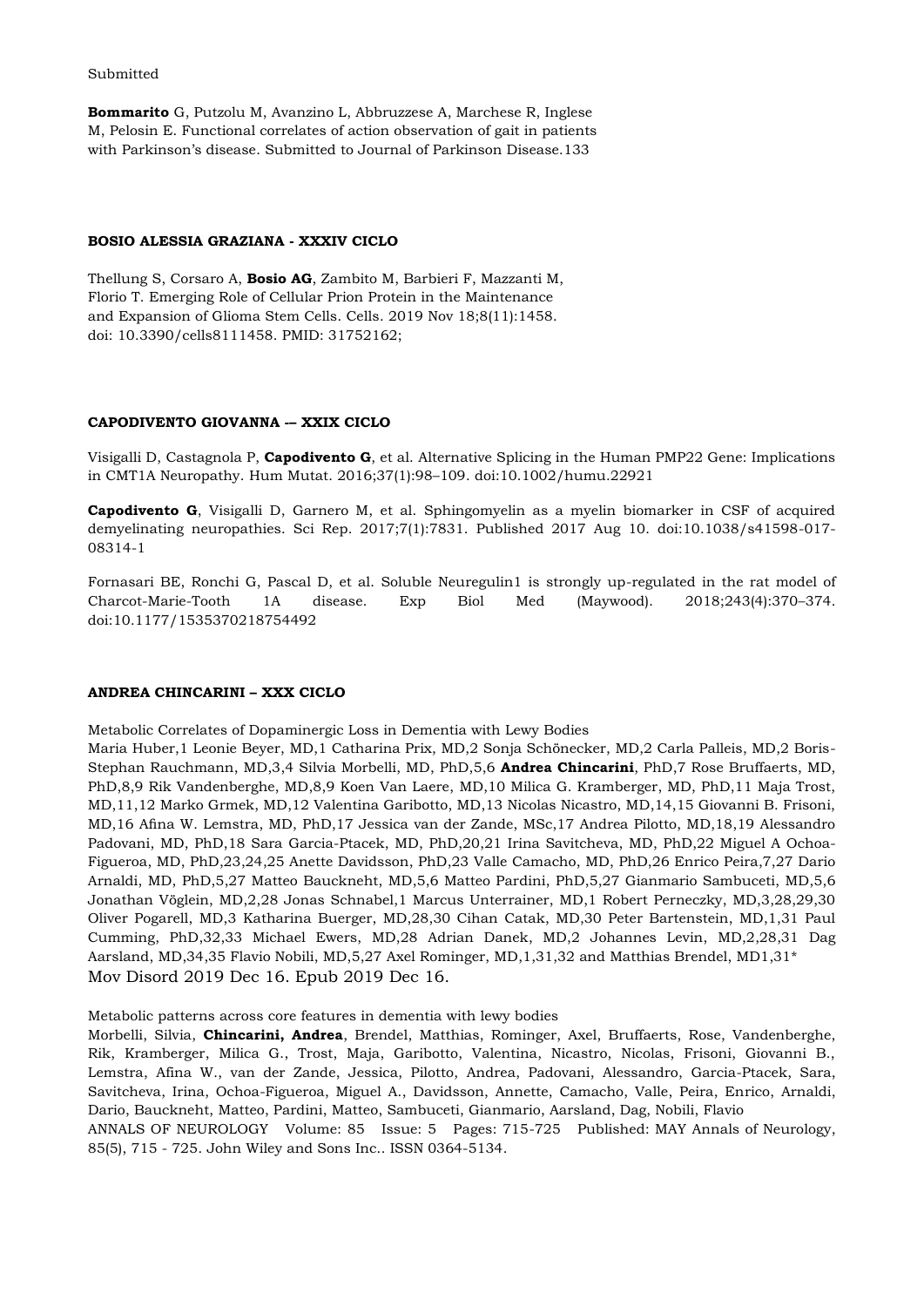Submitted

**Bommarito** G, Putzolu M, Avanzino L, Abbruzzese A, Marchese R, Inglese M, Pelosin E. Functional correlates of action observation of gait in patients with Parkinson's disease. Submitted to Journal of Parkinson Disease.133

**BOSIO ALESSIA GRAZIANA - XXXIV CICLO**

Thellung S, Corsaro A, **Bosio AG**, Zambito M, Barbieri F, Mazzanti M, Florio T. Emerging Role of Cellular Prion Protein in the Maintenance and Expansion of Glioma Stem Cells. Cells. 2019 Nov 18;8(11):1458. doi: 10.3390/cells8111458. PMID: 31752162;

**CAPODIVENTO GIOVANNA -– XXIX CICLO**

Visigalli D, Castagnola P, **Capodivento G**, et al. Alternative Splicing in the Human PMP22 Gene: Implications in CMT1A Neuropathy. Hum Mutat. 2016;37(1):98–109. doi:10.1002/humu.22921

**Capodivento G**, Visigalli D, Garnero M, et al. Sphingomyelin as a myelin biomarker in CSF of acquired demyelinating neuropathies. Sci Rep. 2017;7(1):7831. Published 2017 Aug 10. doi:10.1038/s41598-017-08314-1

Fornasari BE, Ronchi G, Pascal D, et al. Soluble Neuregulin1 is strongly up-regulated in the rat model of Charcot-Marie-Tooth 1A disease. Exp Biol Med (Maywood). 2018;243(4):370–374. doi:10.1177/1535370218754492

**ANDREA CHINCARINI – XXX CICLO**

Metabolic Correlates of Dopaminergic Loss in Dementia with Lewy Bodies
Maria Huber,1 Leonie Beyer, MD,1 Catharina Prix, MD,2 Sonja Schönecker, MD,2 Carla Palleis, MD,2 Boris-Stephan Rauchmann, MD,3,4 Silvia Morbelli, MD, PhD,5,6 **Andrea Chincarini**, PhD,7 Rose Bruffaerts, MD, PhD,8,9 Rik Vandenberghe, MD,8,9 Koen Van Laere, MD,10 Milica G. Kramberger, MD, PhD,11 Maja Trost, MD,11,12 Marko Grmek, MD,12 Valentina Garibotto, MD,13 Nicolas Nicastro, MD,14,15 Giovanni B. Frisoni, MD,16 Afina W. Lemstra, MD, PhD,17 Jessica van der Zande, MSc,17 Andrea Pilotto, MD,18,19 Alessandro Padovani, MD, PhD,18 Sara Garcia-Ptacek, MD, PhD,20,21 Irina Savitcheva, MD, PhD,22 Miguel A Ochoa-Figueroa, MD, PhD,23,24,25 Anette Davidsson, PhD,23 Valle Camacho, MD, PhD,26 Enrico Peira,7,27 Dario Arnaldi, MD, PhD,5,27 Matteo Bauckneht, MD,5,6 Matteo Pardini, PhD,5,27 Gianmario Sambuceti, MD,5,6 Jonathan Vöglein, MD,2,28 Jonas Schnabel,1 Marcus Unterrainer, MD,1 Robert Perneczky, MD,3,28,29,30 Oliver Pogarell, MD,3 Katharina Buerger, MD,28,30 Cihan Catak, MD,30 Peter Bartenstein, MD,1,31 Paul Cumming, PhD,32,33 Michael Ewers, MD,28 Adrian Danek, MD,2 Johannes Levin, MD,2,28,31 Dag Aarsland, MD,34,35 Flavio Nobili, MD,5,27 Axel Rominger, MD,1,31,32 and Matthias Brendel, MD1,31*
Mov Disord 2019 Dec 16. Epub 2019 Dec 16.

Metabolic patterns across core features in dementia with lewy bodies
Morbelli, Silvia, **Chincarini, Andrea**, Brendel, Matthias, Rominger, Axel, Bruffaerts, Rose, Vandenberghe, Rik, Kramberger, Milica G., Trost, Maja, Garibotto, Valentina, Nicastro, Nicolas, Frisoni, Giovanni B., Lemstra, Afina W., van der Zande, Jessica, Pilotto, Andrea, Padovani, Alessandro, Garcia-Ptacek, Sara, Savitcheva, Irina, Ochoa-Figueroa, Miguel A., Davidsson, Annette, Camacho, Valle, Peira, Enrico, Arnaldi, Dario, Bauckneht, Matteo, Pardini, Matteo, Sambuceti, Gianmario, Aarsland, Dag, Nobili, Flavio
ANNALS OF NEUROLOGY Volume: 85 Issue: 5 Pages: 715-725 Published: MAY Annals of Neurology, 85(5), 715 - 725. John Wiley and Sons Inc.. ISSN 0364-5134.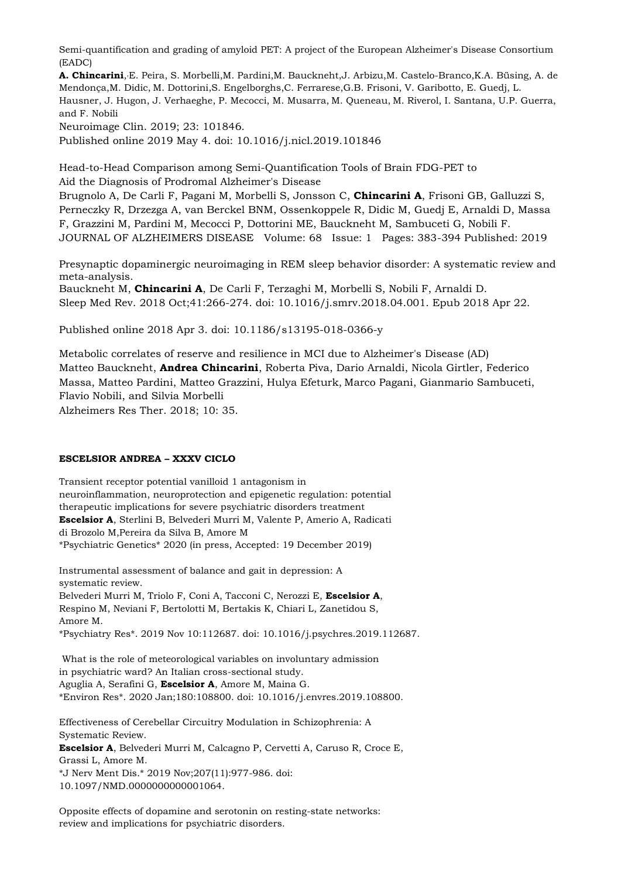Semi-quantification and grading of amyloid PET: A project of the European Alzheimer's Disease Consortium (EADC)
**A. Chincarini**, E. Peira, S. Morbelli,M. Pardini,M. Bauckneht,J. Arbizu,M. Castelo-Branco,K.A. Büsing, A. de Mendonça,M. Didic, M. Dottorini,S. Engelborghs,C. Ferrarese,G.B. Frisoni, V. Garibotto, E. Guedj, L. Hausner, J. Hugon, J. Verhaeghe, P. Mecocci, M. Musarra, M. Queneau, M. Riverol, I. Santana, U.P. Guerra, and F. Nobili
Neuroimage Clin. 2019; 23: 101846.
Published online 2019 May 4. doi: 10.1016/j.nicl.2019.101846

Head-to-Head Comparison among Semi-Quantification Tools of Brain FDG-PET to Aid the Diagnosis of Prodromal Alzheimer's Disease
Brugnolo A, De Carli F, Pagani M, Morbelli S, Jonsson C, **Chincarini A**, Frisoni GB, Galluzzi S, Perneczky R, Drzezga A, van Berckel BNM, Ossenkoppele R, Didic M, Guedj E, Arnaldi D, Massa F, Grazzini M, Pardini M, Mecocci P, Dottorini ME, Bauckneht M, Sambuceti G, Nobili F.
JOURNAL OF ALZHEIMERS DISEASE Volume: 68 Issue: 1 Pages: 383-394 Published: 2019

Presynaptic dopaminergic neuroimaging in REM sleep behavior disorder: A systematic review and meta-analysis.
Bauckneht M, **Chincarini A**, De Carli F, Terzaghi M, Morbelli S, Nobili F, Arnaldi D.
Sleep Med Rev. 2018 Oct;41:266-274. doi: 10.1016/j.smrv.2018.04.001. Epub 2018 Apr 22.

Published online 2018 Apr 3. doi: 10.1186/s13195-018-0366-y

Metabolic correlates of reserve and resilience in MCI due to Alzheimer's Disease (AD)
Matteo Bauckneht, **Andrea Chincarini**, Roberta Piva, Dario Arnaldi, Nicola Girtler, Federico Massa, Matteo Pardini, Matteo Grazzini, Hulya Efeturk, Marco Pagani, Gianmario Sambuceti, Flavio Nobili, and Silvia Morbelli
Alzheimers Res Ther. 2018; 10: 35.

**ESCELSIOR ANDREA – XXXV CICLO**

Transient receptor potential vanilloid 1 antagonism in neuroinflammation, neuroprotection and epigenetic regulation: potential therapeutic implications for severe psychiatric disorders treatment
**Escelsior A**, Sterlini B, Belvederi Murri M, Valente P, Amerio A, Radicati di Brozolo M,Pereira da Silva B, Amore M
*Psychiatric Genetics* 2020 (in press, Accepted: 19 December 2019)

Instrumental assessment of balance and gait in depression: A systematic review.
Belvederi Murri M, Triolo F, Coni A, Tacconi C, Nerozzi E, **Escelsior A**, Respino M, Neviani F, Bertolotti M, Bertakis K, Chiari L, Zanetidou S, Amore M.
*Psychiatry Res*. 2019 Nov 10:112687. doi: 10.1016/j.psychres.2019.112687.

What is the role of meteorological variables on involuntary admission in psychiatric ward? An Italian cross-sectional study.
Aguglia A, Serafini G, **Escelsior A**, Amore M, Maina G.
*Environ Res*. 2020 Jan;180:108800. doi: 10.1016/j.envres.2019.108800.

Effectiveness of Cerebellar Circuitry Modulation in Schizophrenia: A Systematic Review.
**Escelsior A**, Belvederi Murri M, Calcagno P, Cervetti A, Caruso R, Croce E, Grassi L, Amore M.
*J Nerv Ment Dis.* 2019 Nov;207(11):977-986. doi: 10.1097/NMD.0000000000001064.

Opposite effects of dopamine and serotonin on resting-state networks: review and implications for psychiatric disorders.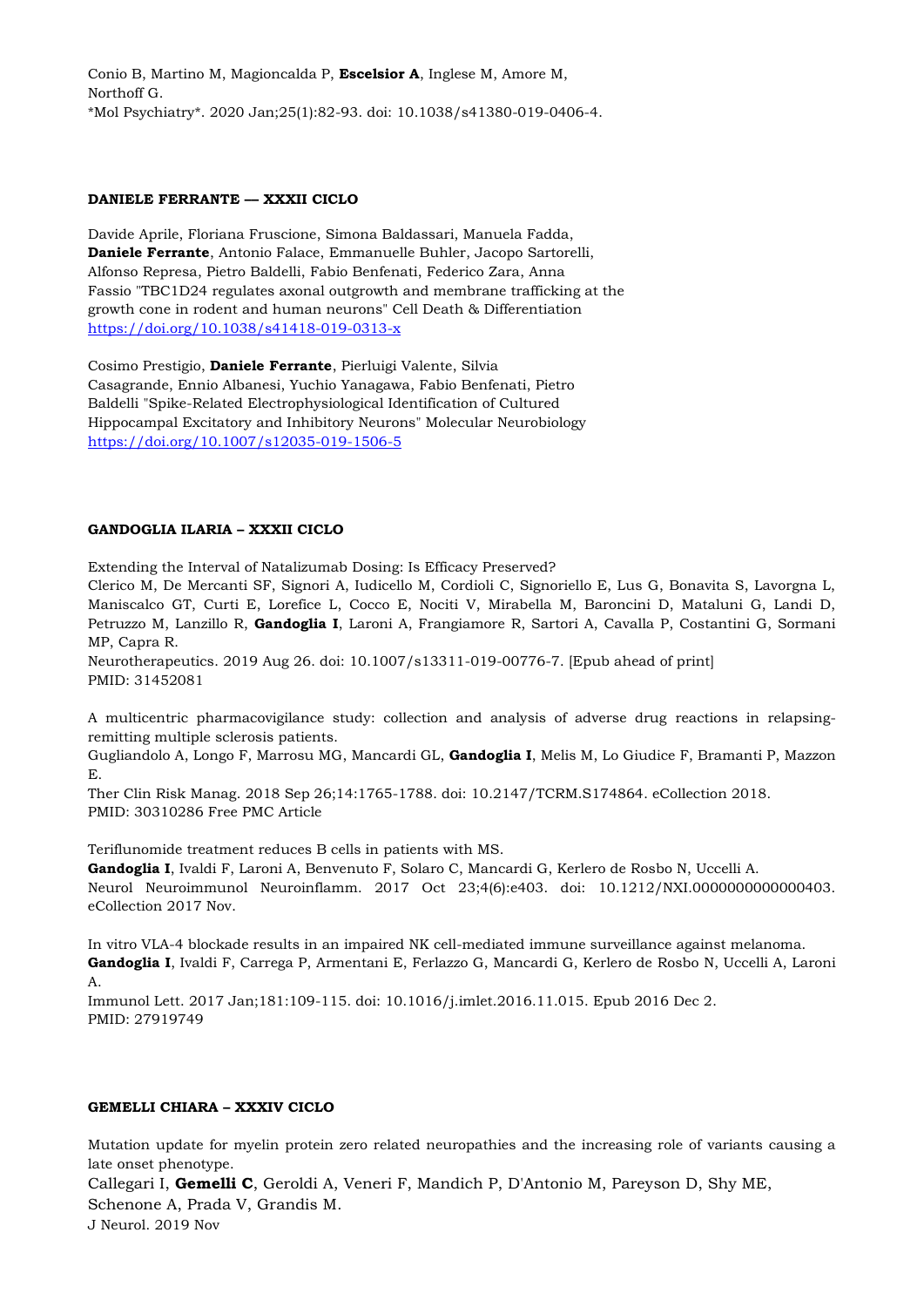Conio B, Martino M, Magioncalda P, **Escelsior A**, Inglese M, Amore M, Northoff G.
*Mol Psychiatry*. 2020 Jan;25(1):82-93. doi: 10.1038/s41380-019-0406-4.

**DANIELE FERRANTE — XXXII CICLO**

Davide Aprile, Floriana Fruscione, Simona Baldassari, Manuela Fadda, **Daniele Ferrante**, Antonio Falace, Emmanuelle Buhler, Jacopo Sartorelli, Alfonso Represa, Pietro Baldelli, Fabio Benfenati, Federico Zara, Anna Fassio "TBC1D24 regulates axonal outgrowth and membrane trafficking at the growth cone in rodent and human neurons" Cell Death & Differentiation https://doi.org/10.1038/s41418-019-0313-x

Cosimo Prestigio, **Daniele Ferrante**, Pierluigi Valente, Silvia Casagrande, Ennio Albanesi, Yuchio Yanagawa, Fabio Benfenati, Pietro Baldelli "Spike-Related Electrophysiological Identification of Cultured Hippocampal Excitatory and Inhibitory Neurons" Molecular Neurobiology https://doi.org/10.1007/s12035-019-1506-5

**GANDOGLIA ILARIA – XXXII CICLO**

Extending the Interval of Natalizumab Dosing: Is Efficacy Preserved?
Clerico M, De Mercanti SF, Signori A, Iudicello M, Cordioli C, Signoriello E, Lus G, Bonavita S, Lavorgna L, Maniscalco GT, Curti E, Lorefice L, Cocco E, Nociti V, Mirabella M, Baroncini D, Mataluni G, Landi D, Petruzzo M, Lanzillo R, **Gandoglia I**, Laroni A, Frangiamore R, Sartori A, Cavalla P, Costantini G, Sormani MP, Capra R.
Neurotherapeutics. 2019 Aug 26. doi: 10.1007/s13311-019-00776-7. [Epub ahead of print]
PMID: 31452081

A multicentric pharmacovigilance study: collection and analysis of adverse drug reactions in relapsing-remitting multiple sclerosis patients.
Gugliandolo A, Longo F, Marrosu MG, Mancardi GL, **Gandoglia I**, Melis M, Lo Giudice F, Bramanti P, Mazzon E.
Ther Clin Risk Manag. 2018 Sep 26;14:1765-1788. doi: 10.2147/TCRM.S174864. eCollection 2018.
PMID: 30310286 Free PMC Article

Teriflunomide treatment reduces B cells in patients with MS.
**Gandoglia I**, Ivaldi F, Laroni A, Benvenuto F, Solaro C, Mancardi G, Kerlero de Rosbo N, Uccelli A.
Neurol Neuroimmunol Neuroinflamm. 2017 Oct 23;4(6):e403. doi: 10.1212/NXI.0000000000000403. eCollection 2017 Nov.

In vitro VLA-4 blockade results in an impaired NK cell-mediated immune surveillance against melanoma.
**Gandoglia I**, Ivaldi F, Carrega P, Armentani E, Ferlazzo G, Mancardi G, Kerlero de Rosbo N, Uccelli A, Laroni A.
Immunol Lett. 2017 Jan;181:109-115. doi: 10.1016/j.imlet.2016.11.015. Epub 2016 Dec 2.
PMID: 27919749

**GEMELLI CHIARA – XXXIV CICLO**

Mutation update for myelin protein zero related neuropathies and the increasing role of variants causing a late onset phenotype.
Callegari I, **Gemelli C**, Geroldi A, Veneri F, Mandich P, D'Antonio M, Pareyson D, Shy ME, Schenone A, Prada V, Grandis M.
J Neurol. 2019 Nov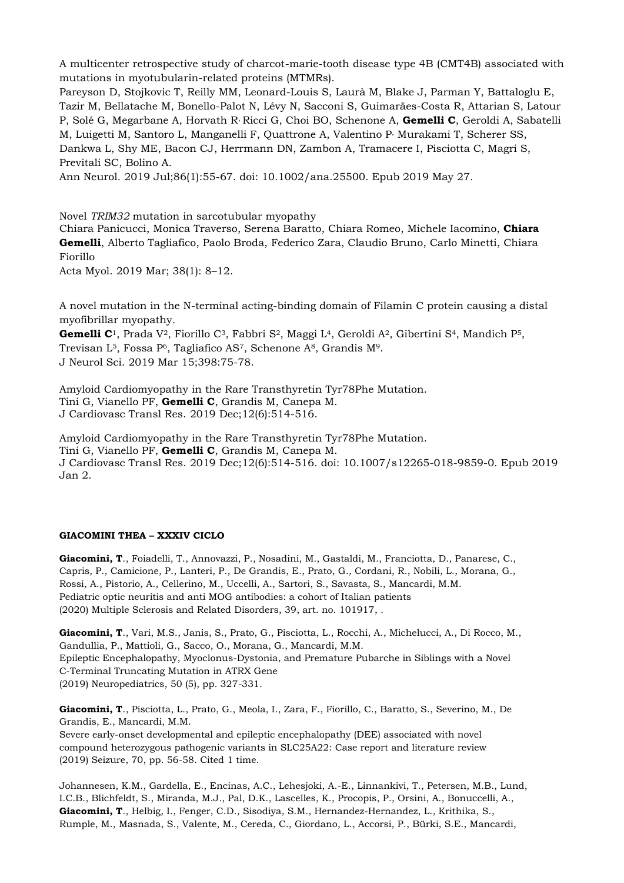A multicenter retrospective study of charcot-marie-tooth disease type 4B (CMT4B) associated with mutations in myotubularin-related proteins (MTMRs).
Pareyson D, Stojkovic T, Reilly MM, Leonard-Louis S, Laurà M, Blake J, Parman Y, Battaloglu E, Tazir M, Bellatache M, Bonello-Palot N, Lévy N, Sacconi S, Guimarães-Costa R, Attarian S, Latour P, Solé G, Megarbane A, Horvath R, Ricci G, Choi BO, Schenone A, **Gemelli C**, Geroldi A, Sabatelli M, Luigetti M, Santoro L, Manganelli F, Quattrone A, Valentino P, Murakami T, Scherer SS, Dankwa L, Shy ME, Bacon CJ, Herrmann DN, Zambon A, Tramacere I, Pisciotta C, Magri S, Previtali SC, Bolino A.
Ann Neurol. 2019 Jul;86(1):55-67. doi: 10.1002/ana.25500. Epub 2019 May 27.

Novel *TRIM32* mutation in sarcotubular myopathy
Chiara Panicucci, Monica Traverso, Serena Baratto, Chiara Romeo, Michele Iacomino, **Chiara Gemelli**, Alberto Tagliafico, Paolo Broda, Federico Zara, Claudio Bruno, Carlo Minetti, Chiara Fiorillo
Acta Myol. 2019 Mar; 38(1): 8–12.

A novel mutation in the N-terminal acting-binding domain of Filamin C protein causing a distal myofibrillar myopathy.
**Gemelli C**[1], Prada V[2], Fiorillo C[3], Fabbri S[2], Maggi L[4], Geroldi A[2], Gibertini S[4], Mandich P[5], Trevisan L[5], Fossa P[6], Tagliafico AS[7], Schenone A[8], Grandis M[9].
J Neurol Sci. 2019 Mar 15;398:75-78.

Amyloid Cardiomyopathy in the Rare Transthyretin Tyr78Phe Mutation.
Tini G, Vianello PF, **Gemelli C**, Grandis M, Canepa M.
J Cardiovasc Transl Res. 2019 Dec;12(6):514-516.

Amyloid Cardiomyopathy in the Rare Transthyretin Tyr78Phe Mutation.
Tini G, Vianello PF, **Gemelli C**, Grandis M, Canepa M.
J Cardiovasc Transl Res. 2019 Dec;12(6):514-516. doi: 10.1007/s12265-018-9859-0. Epub 2019 Jan 2.

**GIACOMINI THEA – XXXIV CICLO**

**Giacomini, T**., Foiadelli, T., Annovazzi, P., Nosadini, M., Gastaldi, M., Franciotta, D., Panarese, C., Capris, P., Camicione, P., Lanteri, P., De Grandis, E., Prato, G., Cordani, R., Nobili, L., Morana, G., Rossi, A., Pistorio, A., Cellerino, M., Uccelli, A., Sartori, S., Savasta, S., Mancardi, M.M.
Pediatric optic neuritis and anti MOG antibodies: a cohort of Italian patients
(2020) Multiple Sclerosis and Related Disorders, 39, art. no. 101917, .

**Giacomini, T**., Vari, M.S., Janis, S., Prato, G., Pisciotta, L., Rocchi, A., Michelucci, A., Di Rocco, M., Gandullia, P., Mattioli, G., Sacco, O., Morana, G., Mancardi, M.M.
Epileptic Encephalopathy, Myoclonus-Dystonia, and Premature Pubarche in Siblings with a Novel C-Terminal Truncating Mutation in ATRX Gene
(2019) Neuropediatrics, 50 (5), pp. 327-331.

**Giacomini, T**., Pisciotta, L., Prato, G., Meola, I., Zara, F., Fiorillo, C., Baratto, S., Severino, M., De Grandis, E., Mancardi, M.M.
Severe early-onset developmental and epileptic encephalopathy (DEE) associated with novel compound heterozygous pathogenic variants in SLC25A22: Case report and literature review
(2019) Seizure, 70, pp. 56-58. Cited 1 time.

Johannesen, K.M., Gardella, E., Encinas, A.C., Lehesjoki, A.-E., Linnankivi, T., Petersen, M.B., Lund, I.C.B., Blichfeldt, S., Miranda, M.J., Pal, D.K., Lascelles, K., Procopis, P., Orsini, A., Bonuccelli, A., **Giacomini, T**., Helbig, I., Fenger, C.D., Sisodiya, S.M., Hernandez-Hernandez, L., Krithika, S., Rumple, M., Masnada, S., Valente, M., Cereda, C., Giordano, L., Accorsi, P., Bürki, S.E., Mancardi,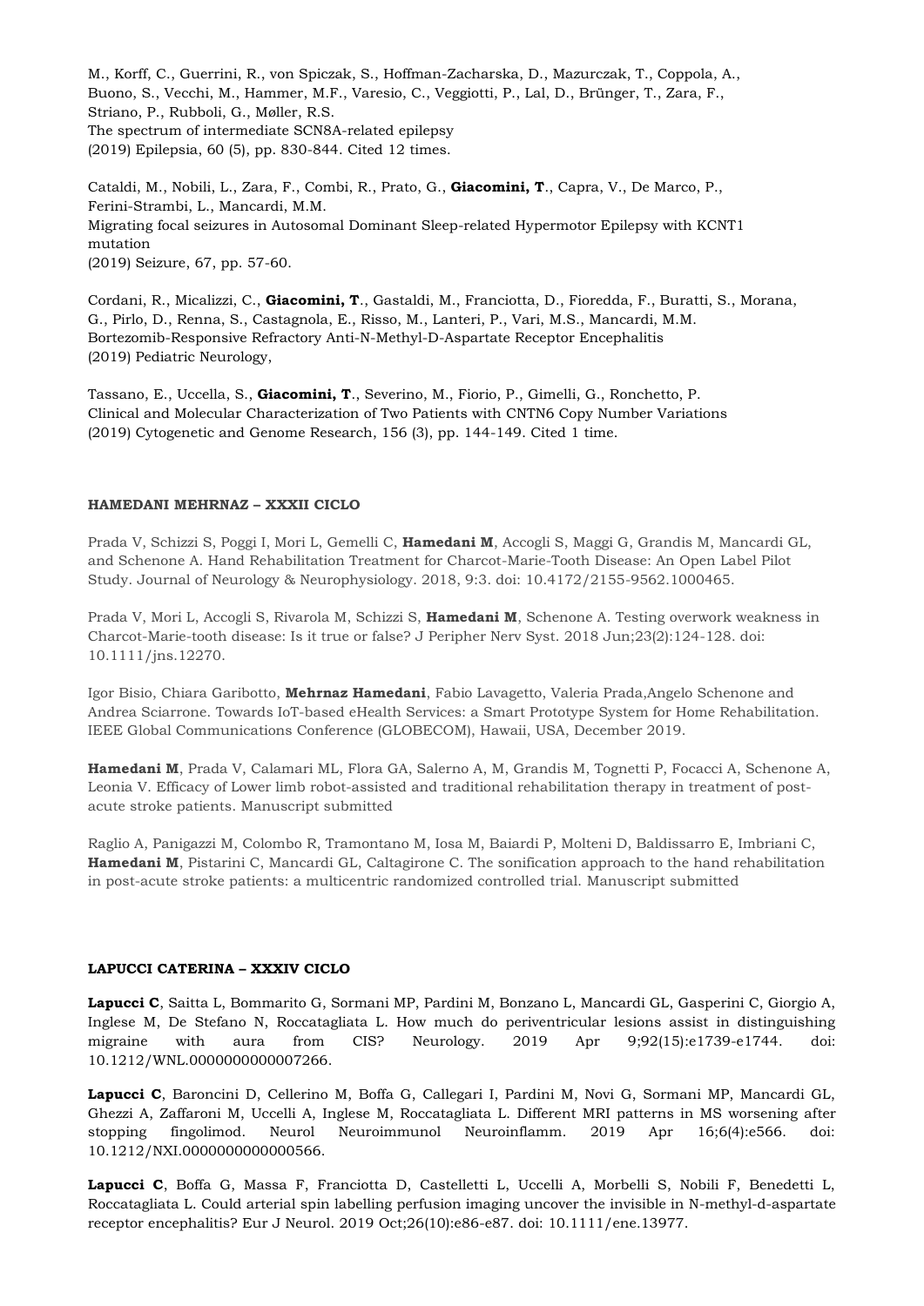M., Korff, C., Guerrini, R., von Spiczak, S., Hoffman-Zacharska, D., Mazurczak, T., Coppola, A., Buono, S., Vecchi, M., Hammer, M.F., Varesio, C., Veggiotti, P., Lal, D., Brünger, T., Zara, F., Striano, P., Rubboli, G., Møller, R.S.
The spectrum of intermediate SCN8A-related epilepsy
(2019) Epilepsia, 60 (5), pp. 830-844. Cited 12 times.

Cataldi, M., Nobili, L., Zara, F., Combi, R., Prato, G., **Giacomini, T**., Capra, V., De Marco, P., Ferini-Strambi, L., Mancardi, M.M.
Migrating focal seizures in Autosomal Dominant Sleep-related Hypermotor Epilepsy with KCNT1 mutation
(2019) Seizure, 67, pp. 57-60.

Cordani, R., Micalizzi, C., **Giacomini, T**., Gastaldi, M., Franciotta, D., Fioredda, F., Buratti, S., Morana, G., Pirlo, D., Renna, S., Castagnola, E., Risso, M., Lanteri, P., Vari, M.S., Mancardi, M.M.
Bortezomib-Responsive Refractory Anti-N-Methyl-D-Aspartate Receptor Encephalitis
(2019) Pediatric Neurology,

Tassano, E., Uccella, S., **Giacomini, T**., Severino, M., Fiorio, P., Gimelli, G., Ronchetto, P.
Clinical and Molecular Characterization of Two Patients with CNTN6 Copy Number Variations
(2019) Cytogenetic and Genome Research, 156 (3), pp. 144-149. Cited 1 time.

**HAMEDANI MEHRNAZ – XXXII CICLO**

Prada V, Schizzi S, Poggi I, Mori L, Gemelli C, **Hamedani M**, Accogli S, Maggi G, Grandis M, Mancardi GL, and Schenone A. Hand Rehabilitation Treatment for Charcot-Marie-Tooth Disease: An Open Label Pilot Study. Journal of Neurology & Neurophysiology. 2018, 9:3. doi: 10.4172/2155-9562.1000465.

Prada V, Mori L, Accogli S, Rivarola M, Schizzi S, **Hamedani M**, Schenone A. Testing overwork weakness in Charcot-Marie-tooth disease: Is it true or false? J Peripher Nerv Syst. 2018 Jun;23(2):124-128. doi: 10.1111/jns.12270.

Igor Bisio, Chiara Garibotto, **Mehrnaz Hamedani**, Fabio Lavagetto, Valeria Prada,Angelo Schenone and Andrea Sciarrone. Towards IoT-based eHealth Services: a Smart Prototype System for Home Rehabilitation. IEEE Global Communications Conference (GLOBECOM), Hawaii, USA, December 2019.

**Hamedani M**, Prada V, Calamari ML, Flora GA, Salerno A, M, Grandis M, Tognetti P, Focacci A, Schenone A, Leonia V. Efficacy of Lower limb robot-assisted and traditional rehabilitation therapy in treatment of post-acute stroke patients. Manuscript submitted

Raglio A, Panigazzi M, Colombo R, Tramontano M, Iosa M, Baiardi P, Molteni D, Baldissarro E, Imbriani C, **Hamedani M**, Pistarini C, Mancardi GL, Caltagirone C. The sonification approach to the hand rehabilitation in post-acute stroke patients: a multicentric randomized controlled trial. Manuscript submitted

**LAPUCCI CATERINA – XXXIV CICLO**

**Lapucci C**, Saitta L, Bommarito G, Sormani MP, Pardini M, Bonzano L, Mancardi GL, Gasperini C, Giorgio A, Inglese M, De Stefano N, Roccatagliata L. How much do periventricular lesions assist in distinguishing migraine with aura from CIS? Neurology. 2019 Apr 9;92(15):e1739-e1744. doi: 10.1212/WNL.0000000000007266.

**Lapucci C**, Baroncini D, Cellerino M, Boffa G, Callegari I, Pardini M, Novi G, Sormani MP, Mancardi GL, Ghezzi A, Zaffaroni M, Uccelli A, Inglese M, Roccatagliata L. Different MRI patterns in MS worsening after stopping fingolimod. Neurol Neuroimmunol Neuroinflamm. 2019 Apr 16;6(4):e566. doi: 10.1212/NXI.0000000000000566.

**Lapucci C**, Boffa G, Massa F, Franciotta D, Castelletti L, Uccelli A, Morbelli S, Nobili F, Benedetti L, Roccatagliata L. Could arterial spin labelling perfusion imaging uncover the invisible in N-methyl-d-aspartate receptor encephalitis? Eur J Neurol. 2019 Oct;26(10):e86-e87. doi: 10.1111/ene.13977.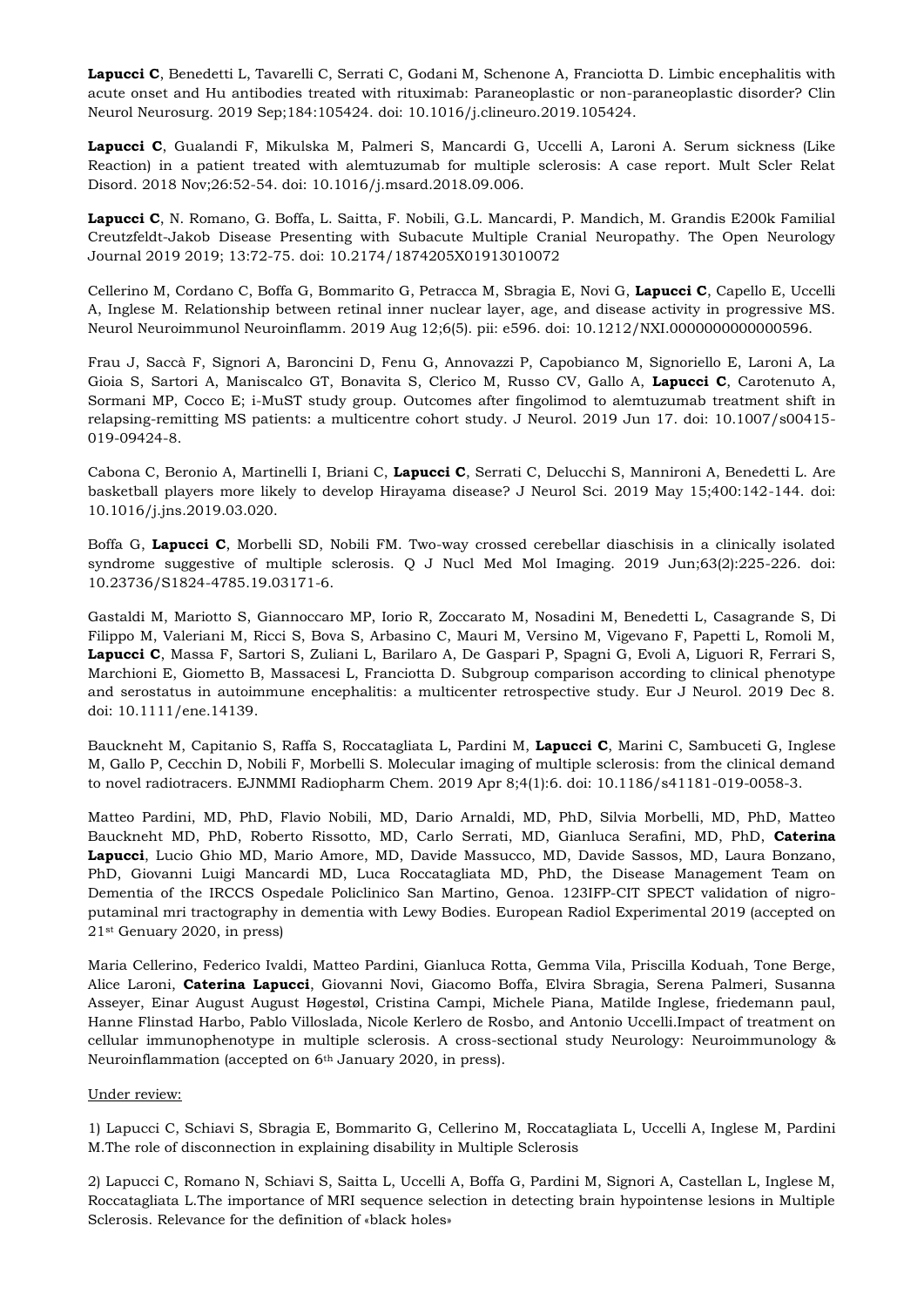**Lapucci C**, Benedetti L, Tavarelli C, Serrati C, Godani M, Schenone A, Franciotta D. Limbic encephalitis with acute onset and Hu antibodies treated with rituximab: Paraneoplastic or non-paraneoplastic disorder? Clin Neurol Neurosurg. 2019 Sep;184:105424. doi: 10.1016/j.clineuro.2019.105424.

**Lapucci C**, Gualandi F, Mikulska M, Palmeri S, Mancardi G, Uccelli A, Laroni A. Serum sickness (Like Reaction) in a patient treated with alemtuzumab for multiple sclerosis: A case report. Mult Scler Relat Disord. 2018 Nov;26:52-54. doi: 10.1016/j.msard.2018.09.006.

**Lapucci C**, N. Romano, G. Boffa, L. Saitta, F. Nobili, G.L. Mancardi, P. Mandich, M. Grandis E200k Familial Creutzfeldt-Jakob Disease Presenting with Subacute Multiple Cranial Neuropathy. The Open Neurology Journal 2019 2019; 13:72-75. doi: 10.2174/1874205X01913010072

Cellerino M, Cordano C, Boffa G, Bommarito G, Petracca M, Sbragia E, Novi G, **Lapucci C**, Capello E, Uccelli A, Inglese M. Relationship between retinal inner nuclear layer, age, and disease activity in progressive MS. Neurol Neuroimmunol Neuroinflamm. 2019 Aug 12;6(5). pii: e596. doi: 10.1212/NXI.0000000000000596.

Frau J, Saccà F, Signori A, Baroncini D, Fenu G, Annovazzi P, Capobianco M, Signoriello E, Laroni A, La Gioia S, Sartori A, Maniscalco GT, Bonavita S, Clerico M, Russo CV, Gallo A, **Lapucci C**, Carotenuto A, Sormani MP, Cocco E; i-MuST study group. Outcomes after fingolimod to alemtuzumab treatment shift in relapsing-remitting MS patients: a multicentre cohort study. J Neurol. 2019 Jun 17. doi: 10.1007/s00415-019-09424-8.

Cabona C, Beronio A, Martinelli I, Briani C, **Lapucci C**, Serrati C, Delucchi S, Mannironi A, Benedetti L. Are basketball players more likely to develop Hirayama disease? J Neurol Sci. 2019 May 15;400:142-144. doi: 10.1016/j.jns.2019.03.020.

Boffa G, **Lapucci C**, Morbelli SD, Nobili FM. Two-way crossed cerebellar diaschisis in a clinically isolated syndrome suggestive of multiple sclerosis. Q J Nucl Med Mol Imaging. 2019 Jun;63(2):225-226. doi: 10.23736/S1824-4785.19.03171-6.

Gastaldi M, Mariotto S, Giannoccaro MP, Iorio R, Zoccarato M, Nosadini M, Benedetti L, Casagrande S, Di Filippo M, Valeriani M, Ricci S, Bova S, Arbasino C, Mauri M, Versino M, Vigevano F, Papetti L, Romoli M, **Lapucci C**, Massa F, Sartori S, Zuliani L, Barilaro A, De Gaspari P, Spagni G, Evoli A, Liguori R, Ferrari S, Marchioni E, Giometto B, Massacesi L, Franciotta D. Subgroup comparison according to clinical phenotype and serostatus in autoimmune encephalitis: a multicenter retrospective study. Eur J Neurol. 2019 Dec 8. doi: 10.1111/ene.14139.

Bauckneht M, Capitanio S, Raffa S, Roccatagliata L, Pardini M, **Lapucci C**, Marini C, Sambuceti G, Inglese M, Gallo P, Cecchin D, Nobili F, Morbelli S. Molecular imaging of multiple sclerosis: from the clinical demand to novel radiotracers. EJNMMI Radiopharm Chem. 2019 Apr 8;4(1):6. doi: 10.1186/s41181-019-0058-3.

Matteo Pardini, MD, PhD, Flavio Nobili, MD, Dario Arnaldi, MD, PhD, Silvia Morbelli, MD, PhD, Matteo Bauckneht MD, PhD, Roberto Rissotto, MD, Carlo Serrati, MD, Gianluca Serafini, MD, PhD, **Caterina Lapucci**, Lucio Ghio MD, Mario Amore, MD, Davide Massucco, MD, Davide Sassos, MD, Laura Bonzano, PhD, Giovanni Luigi Mancardi MD, Luca Roccatagliata MD, PhD, the Disease Management Team on Dementia of the IRCCS Ospedale Policlinico San Martino, Genoa. 123IFP-CIT SPECT validation of nigro-putaminal mri tractography in dementia with Lewy Bodies. European Radiol Experimental 2019 (accepted on 21st Genuary 2020, in press)

Maria Cellerino, Federico Ivaldi, Matteo Pardini, Gianluca Rotta, Gemma Vila, Priscilla Koduah, Tone Berge, Alice Laroni, **Caterina Lapucci**, Giovanni Novi, Giacomo Boffa, Elvira Sbragia, Serena Palmeri, Susanna Asseyer, Einar August August Høgestøl, Cristina Campi, Michele Piana, Matilde Inglese, friedemann paul, Hanne Flinstad Harbo, Pablo Villoslada, Nicole Kerlero de Rosbo, and Antonio Uccelli.Impact of treatment on cellular immunophenotype in multiple sclerosis. A cross-sectional study Neurology: Neuroimmunology & Neuroinflammation (accepted on 6th January 2020, in press).

Under review:

1) Lapucci C, Schiavi S, Sbragia E, Bommarito G, Cellerino M, Roccatagliata L, Uccelli A, Inglese M, Pardini M.The role of disconnection in explaining disability in Multiple Sclerosis

2) Lapucci C, Romano N, Schiavi S, Saitta L, Uccelli A, Boffa G, Pardini M, Signori A, Castellan L, Inglese M, Roccatagliata L.The importance of MRI sequence selection in detecting brain hypointense lesions in Multiple Sclerosis. Relevance for the definition of «black holes»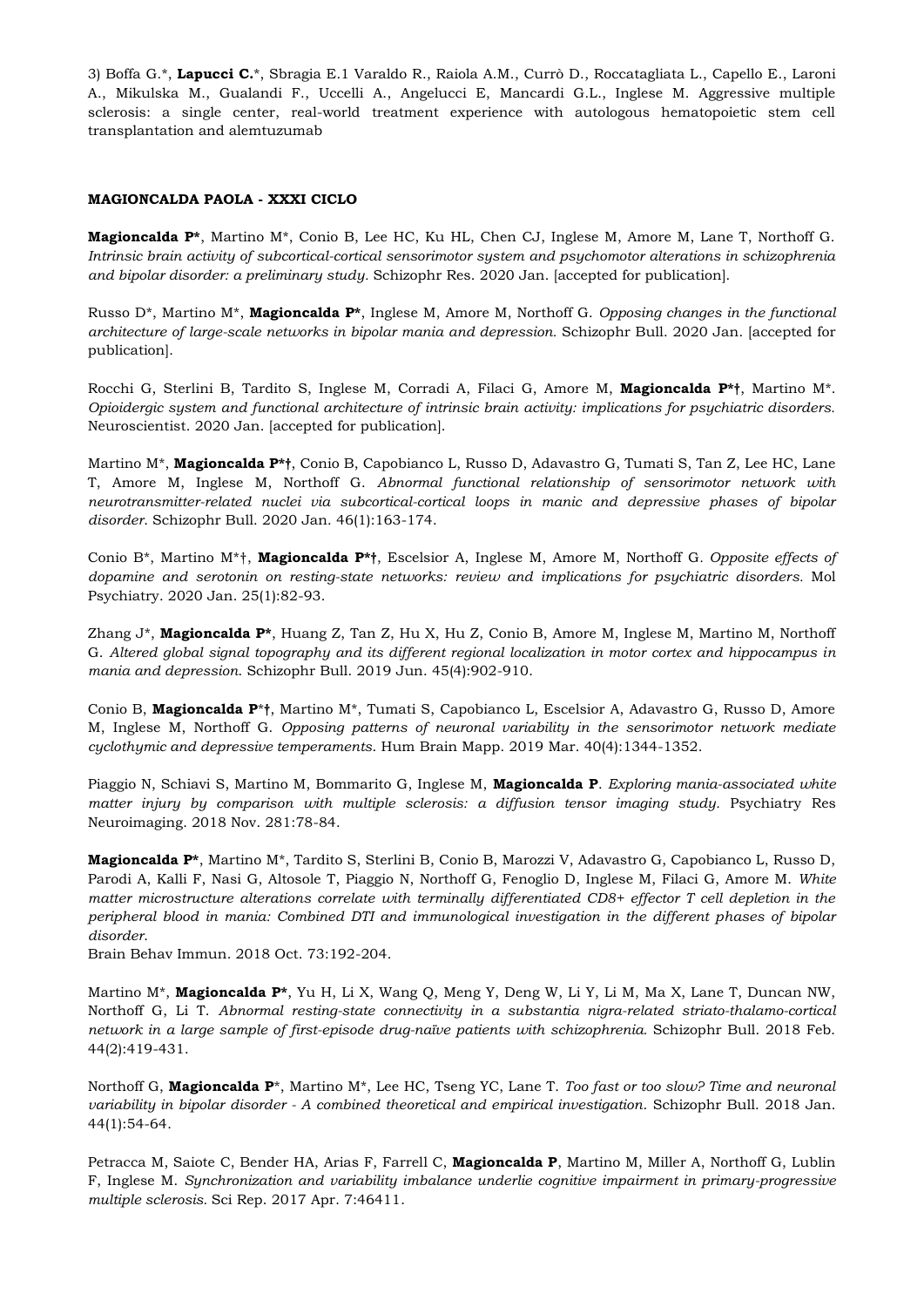3) Boffa G.*, **Lapucci C.***, Sbragia E.1 Varaldo R., Raiola A.M., Currò D., Roccatagliata L., Capello E., Laroni A., Mikulska M., Gualandi F., Uccelli A., Angelucci E, Mancardi G.L., Inglese M. Aggressive multiple sclerosis: a single center, real-world treatment experience with autologous hematopoietic stem cell transplantation and alemtuzumab

**MAGIONCALDA PAOLA - XXXI CICLO**

**Magioncalda P***, Martino M*, Conio B, Lee HC, Ku HL, Chen CJ, Inglese M, Amore M, Lane T, Northoff G. *Intrinsic brain activity of subcortical-cortical sensorimotor system and psychomotor alterations in schizophrenia and bipolar disorder: a preliminary study.* Schizophr Res. 2020 Jan. [accepted for publication].

Russo D*, Martino M*, **Magioncalda P***, Inglese M, Amore M, Northoff G. *Opposing changes in the functional architecture of large-scale networks in bipolar mania and depression.* Schizophr Bull. 2020 Jan. [accepted for publication].

Rocchi G, Sterlini B, Tardito S, Inglese M, Corradi A, Filaci G, Amore M, **Magioncalda P*†**, Martino M*. *Opioidergic system and functional architecture of intrinsic brain activity: implications for psychiatric disorders.* Neuroscientist. 2020 Jan. [accepted for publication].

Martino M*, **Magioncalda P*†**, Conio B, Capobianco L, Russo D, Adavastro G, Tumati S, Tan Z, Lee HC, Lane T, Amore M, Inglese M, Northoff G. *Abnormal functional relationship of sensorimotor network with neurotransmitter-related nuclei via subcortical-cortical loops in manic and depressive phases of bipolar disorder.* Schizophr Bull. 2020 Jan. 46(1):163-174.

Conio B*, Martino M*†, **Magioncalda P*†**, Escelsior A, Inglese M, Amore M, Northoff G. *Opposite effects of dopamine and serotonin on resting-state networks: review and implications for psychiatric disorders.* Mol Psychiatry. 2020 Jan. 25(1):82-93.

Zhang J*, **Magioncalda P***, Huang Z, Tan Z, Hu X, Hu Z, Conio B, Amore M, Inglese M, Martino M, Northoff G. *Altered global signal topography and its different regional localization in motor cortex and hippocampus in mania and depression.* Schizophr Bull. 2019 Jun. 45(4):902-910.

Conio B, **Magioncalda P*†**, Martino M*, Tumati S, Capobianco L, Escelsior A, Adavastro G, Russo D, Amore M, Inglese M, Northoff G. *Opposing patterns of neuronal variability in the sensorimotor network mediate cyclothymic and depressive temperaments.* Hum Brain Mapp. 2019 Mar. 40(4):1344-1352.

Piaggio N, Schiavi S, Martino M, Bommarito G, Inglese M, **Magioncalda P**. *Exploring mania-associated white matter injury by comparison with multiple sclerosis: a diffusion tensor imaging study.* Psychiatry Res Neuroimaging. 2018 Nov. 281:78-84.

**Magioncalda P***, Martino M*, Tardito S, Sterlini B, Conio B, Marozzi V, Adavastro G, Capobianco L, Russo D, Parodi A, Kalli F, Nasi G, Altosole T, Piaggio N, Northoff G, Fenoglio D, Inglese M, Filaci G, Amore M. *White matter microstructure alterations correlate with terminally differentiated CD8+ effector T cell depletion in the peripheral blood in mania: Combined DTI and immunological investigation in the different phases of bipolar disorder.*
Brain Behav Immun. 2018 Oct. 73:192-204.

Martino M*, **Magioncalda P***, Yu H, Li X, Wang Q, Meng Y, Deng W, Li Y, Li M, Ma X, Lane T, Duncan NW, Northoff G, Li T. *Abnormal resting-state connectivity in a substantia nigra-related striato-thalamo-cortical network in a large sample of first-episode drug-naïve patients with schizophrenia.* Schizophr Bull. 2018 Feb. 44(2):419-431.

Northoff G, **Magioncalda P***, Martino M*, Lee HC, Tseng YC, Lane T. *Too fast or too slow? Time and neuronal variability in bipolar disorder - A combined theoretical and empirical investigation.* Schizophr Bull. 2018 Jan. 44(1):54-64.

Petracca M, Saiote C, Bender HA, Arias F, Farrell C, **Magioncalda P**, Martino M, Miller A, Northoff G, Lublin F, Inglese M. *Synchronization and variability imbalance underlie cognitive impairment in primary-progressive multiple sclerosis.* Sci Rep. 2017 Apr. 7:46411.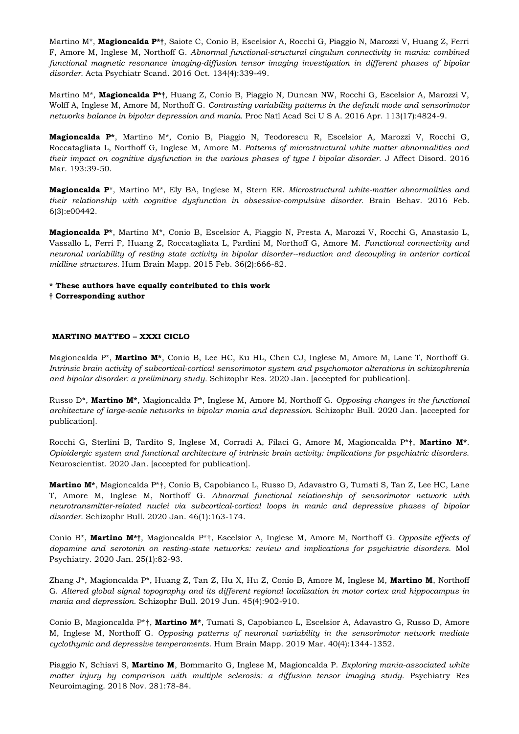Martino M*, **Magioncalda P*†**, Saiote C, Conio B, Escelsior A, Rocchi G, Piaggio N, Marozzi V, Huang Z, Ferri F, Amore M, Inglese M, Northoff G. *Abnormal functional-structural cingulum connectivity in mania: combined functional magnetic resonance imaging-diffusion tensor imaging investigation in different phases of bipolar disorder.* Acta Psychiatr Scand. 2016 Oct. 134(4):339-49.

Martino M*, **Magioncalda P*†**, Huang Z, Conio B, Piaggio N, Duncan NW, Rocchi G, Escelsior A, Marozzi V, Wolff A, Inglese M, Amore M, Northoff G. *Contrasting variability patterns in the default mode and sensorimotor networks balance in bipolar depression and mania.* Proc Natl Acad Sci U S A. 2016 Apr. 113(17):4824-9.

**Magioncalda P***, Martino M*, Conio B, Piaggio N, Teodorescu R, Escelsior A, Marozzi V, Rocchi G, Roccatagliata L, Northoff G, Inglese M, Amore M. *Patterns of microstructural white matter abnormalities and their impact on cognitive dysfunction in the various phases of type I bipolar disorder.* J Affect Disord. 2016 Mar. 193:39-50.

**Magioncalda P***, Martino M*, Ely BA, Inglese M, Stern ER. *Microstructural white-matter abnormalities and their relationship with cognitive dysfunction in obsessive-compulsive disorder.* Brain Behav. 2016 Feb. 6(3):e00442.

**Magioncalda P***, Martino M*, Conio B, Escelsior A, Piaggio N, Presta A, Marozzi V, Rocchi G, Anastasio L, Vassallo L, Ferri F, Huang Z, Roccatagliata L, Pardini M, Northoff G, Amore M. *Functional connectivity and neuronal variability of resting state activity in bipolar disorder--reduction and decoupling in anterior cortical midline structures.* Hum Brain Mapp. 2015 Feb. 36(2):666-82.

**\* These authors have equally contributed to this work**
**† Corresponding author**

**MARTINO MATTEO – XXXI CICLO**

Magioncalda P*, **Martino M***, Conio B, Lee HC, Ku HL, Chen CJ, Inglese M, Amore M, Lane T, Northoff G. *Intrinsic brain activity of subcortical-cortical sensorimotor system and psychomotor alterations in schizophrenia and bipolar disorder: a preliminary study.* Schizophr Res. 2020 Jan. [accepted for publication].

Russo D*, **Martino M***, Magioncalda P*, Inglese M, Amore M, Northoff G. *Opposing changes in the functional architecture of large-scale networks in bipolar mania and depression.* Schizophr Bull. 2020 Jan. [accepted for publication].

Rocchi G, Sterlini B, Tardito S, Inglese M, Corradi A, Filaci G, Amore M, Magioncalda P*†, **Martino M***. *Opioidergic system and functional architecture of intrinsic brain activity: implications for psychiatric disorders.* Neuroscientist. 2020 Jan. [accepted for publication].

**Martino M***, Magioncalda P*†, Conio B, Capobianco L, Russo D, Adavastro G, Tumati S, Tan Z, Lee HC, Lane T, Amore M, Inglese M, Northoff G. *Abnormal functional relationship of sensorimotor network with neurotransmitter-related nuclei via subcortical-cortical loops in manic and depressive phases of bipolar disorder.* Schizophr Bull. 2020 Jan. 46(1):163-174.

Conio B*, **Martino M*†**, Magioncalda P*†, Escelsior A, Inglese M, Amore M, Northoff G. *Opposite effects of dopamine and serotonin on resting-state networks: review and implications for psychiatric disorders.* Mol Psychiatry. 2020 Jan. 25(1):82-93.

Zhang J*, Magioncalda P*, Huang Z, Tan Z, Hu X, Hu Z, Conio B, Amore M, Inglese M, **Martino M**, Northoff G. *Altered global signal topography and its different regional localization in motor cortex and hippocampus in mania and depression.* Schizophr Bull. 2019 Jun. 45(4):902-910.

Conio B, Magioncalda P*†, **Martino M***, Tumati S, Capobianco L, Escelsior A, Adavastro G, Russo D, Amore M, Inglese M, Northoff G. *Opposing patterns of neuronal variability in the sensorimotor network mediate cyclothymic and depressive temperaments.* Hum Brain Mapp. 2019 Mar. 40(4):1344-1352.

Piaggio N, Schiavi S, **Martino M**, Bommarito G, Inglese M, Magioncalda P. *Exploring mania-associated white matter injury by comparison with multiple sclerosis: a diffusion tensor imaging study.* Psychiatry Res Neuroimaging. 2018 Nov. 281:78-84.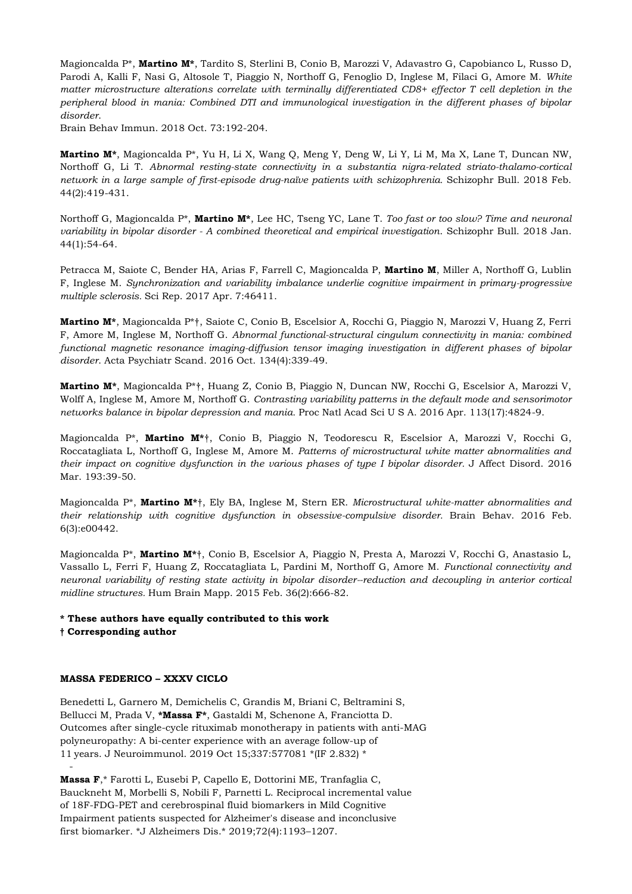Magioncalda P*, **Martino M***, Tardito S, Sterlini B, Conio B, Marozzi V, Adavastro G, Capobianco L, Russo D, Parodi A, Kalli F, Nasi G, Altosole T, Piaggio N, Northoff G, Fenoglio D, Inglese M, Filaci G, Amore M. *White matter microstructure alterations correlate with terminally differentiated CD8+ effector T cell depletion in the peripheral blood in mania: Combined DTI and immunological investigation in the different phases of bipolar disorder.*
Brain Behav Immun. 2018 Oct. 73:192-204.

**Martino M***, Magioncalda P*, Yu H, Li X, Wang Q, Meng Y, Deng W, Li Y, Li M, Ma X, Lane T, Duncan NW, Northoff G, Li T. *Abnormal resting-state connectivity in a substantia nigra-related striato-thalamo-cortical network in a large sample of first-episode drug-naïve patients with schizophrenia.* Schizophr Bull. 2018 Feb. 44(2):419-431.

Northoff G, Magioncalda P*, **Martino M***, Lee HC, Tseng YC, Lane T. *Too fast or too slow? Time and neuronal variability in bipolar disorder - A combined theoretical and empirical investigation.* Schizophr Bull. 2018 Jan. 44(1):54-64.

Petracca M, Saiote C, Bender HA, Arias F, Farrell C, Magioncalda P, **Martino M**, Miller A, Northoff G, Lublin F, Inglese M. *Synchronization and variability imbalance underlie cognitive impairment in primary-progressive multiple sclerosis.* Sci Rep. 2017 Apr. 7:46411.

**Martino M***, Magioncalda P*†, Saiote C, Conio B, Escelsior A, Rocchi G, Piaggio N, Marozzi V, Huang Z, Ferri F, Amore M, Inglese M, Northoff G. *Abnormal functional-structural cingulum connectivity in mania: combined functional magnetic resonance imaging-diffusion tensor imaging investigation in different phases of bipolar disorder.* Acta Psychiatr Scand. 2016 Oct. 134(4):339-49.

**Martino M***, Magioncalda P*†, Huang Z, Conio B, Piaggio N, Duncan NW, Rocchi G, Escelsior A, Marozzi V, Wolff A, Inglese M, Amore M, Northoff G. *Contrasting variability patterns in the default mode and sensorimotor networks balance in bipolar depression and mania.* Proc Natl Acad Sci U S A. 2016 Apr. 113(17):4824-9.

Magioncalda P*, **Martino M***†, Conio B, Piaggio N, Teodorescu R, Escelsior A, Marozzi V, Rocchi G, Roccatagliata L, Northoff G, Inglese M, Amore M. *Patterns of microstructural white matter abnormalities and their impact on cognitive dysfunction in the various phases of type I bipolar disorder.* J Affect Disord. 2016 Mar. 193:39-50.

Magioncalda P*, **Martino M***†, Ely BA, Inglese M, Stern ER. *Microstructural white-matter abnormalities and their relationship with cognitive dysfunction in obsessive-compulsive disorder.* Brain Behav. 2016 Feb. 6(3):e00442.

Magioncalda P*, **Martino M***†, Conio B, Escelsior A, Piaggio N, Presta A, Marozzi V, Rocchi G, Anastasio L, Vassallo L, Ferri F, Huang Z, Roccatagliata L, Pardini M, Northoff G, Amore M. *Functional connectivity and neuronal variability of resting state activity in bipolar disorder--reduction and decoupling in anterior cortical midline structures.* Hum Brain Mapp. 2015 Feb. 36(2):666-82.

**\* These authors have equally contributed to this work**
**† Corresponding author**

**MASSA FEDERICO – XXXV CICLO**

Benedetti L, Garnero M, Demichelis C, Grandis M, Briani C, Beltramini S, Bellucci M, Prada V, ***Massa F***, Gastaldi M, Schenone A, Franciotta D. Outcomes after single-cycle rituximab monotherapy in patients with anti-MAG polyneuropathy: A bi-center experience with an average follow-up of 11 years. J Neuroimmunol. 2019 Oct 15;337:577081 *(IF 2.832) *

-

**Massa F**,* Farotti L, Eusebi P, Capello E, Dottorini ME, Tranfaglia C, Bauckneht M, Morbelli S, Nobili F, Parnetti L. Reciprocal incremental value of 18F-FDG-PET and cerebrospinal fluid biomarkers in Mild Cognitive Impairment patients suspected for Alzheimer's disease and inconclusive first biomarker. *J Alzheimers Dis.* 2019;72(4):1193–1207.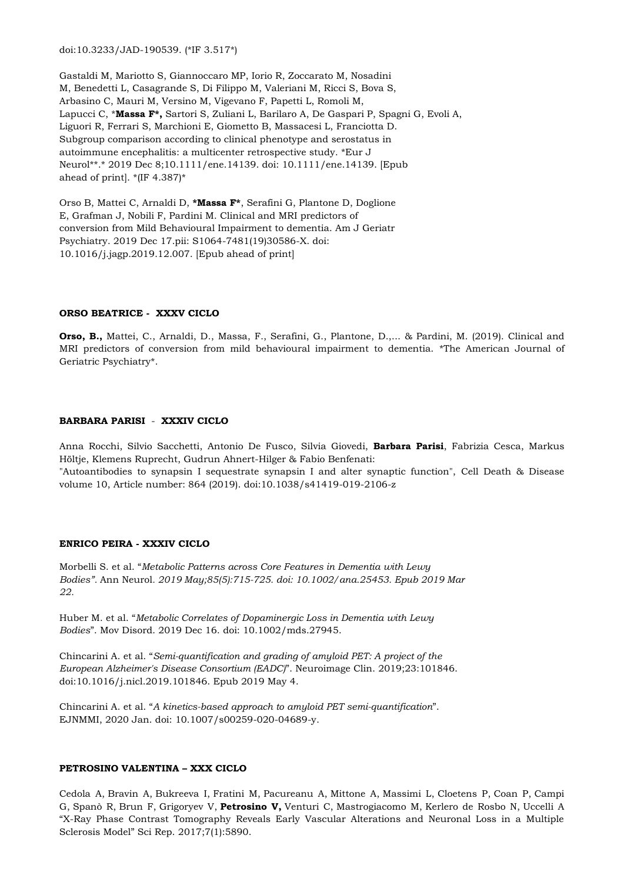doi:10.3233/JAD-190539. (*IF 3.517*)

Gastaldi M, Mariotto S, Giannoccaro MP, Iorio R, Zoccarato M, Nosadini M, Benedetti L, Casagrande S, Di Filippo M, Valeriani M, Ricci S, Bova S, Arbasino C, Mauri M, Versino M, Vigevano F, Papetti L, Romoli M, Lapucci C, ***Massa F*,** Sartori S, Zuliani L, Barilaro A, De Gaspari P, Spagni G, Evoli A, Liguori R, Ferrari S, Marchioni E, Giometto B, Massacesi L, Franciotta D. Subgroup comparison according to clinical phenotype and serostatus in autoimmune encephalitis: a multicenter retrospective study. *Eur J Neurol**.* 2019 Dec 8;10.1111/ene.14139. doi: 10.1111/ene.14139. [Epub ahead of print]. *(IF 4.387)*

Orso B, Mattei C, Arnaldi D, ***Massa F***, Serafini G, Plantone D, Doglione E, Grafman J, Nobili F, Pardini M. Clinical and MRI predictors of conversion from Mild Behavioural Impairment to dementia. Am J Geriatr Psychiatry. 2019 Dec 17.pii: S1064-7481(19)30586-X. doi: 10.1016/j.jagp.2019.12.007. [Epub ahead of print]

**ORSO BEATRICE - XXXV CICLO**

**Orso, B.,** Mattei, C., Arnaldi, D., Massa, F., Serafini, G., Plantone, D.,... & Pardini, M. (2019). Clinical and MRI predictors of conversion from mild behavioural impairment to dementia. *The American Journal of Geriatric Psychiatry*.

**BARBARA PARISI - XXXIV CICLO**

Anna Rocchi, Silvio Sacchetti, Antonio De Fusco, Silvia Giovedi, **Barbara Parisi**, Fabrizia Cesca, Markus Höltje, Klemens Ruprecht, Gudrun Ahnert-Hilger & Fabio Benfenati:
"Autoantibodies to synapsin I sequestrate synapsin I and alter synaptic function", Cell Death & Disease volume 10, Article number: 864 (2019). doi:10.1038/s41419-019-2106-z

**ENRICO PEIRA - XXXIV CICLO**

Morbelli S. et al. "*Metabolic Patterns across Core Features in Dementia with Lewy Bodies".* Ann Neurol. *2019 May;85(5):715-725. doi: 10.1002/ana.25453. Epub 2019 Mar 22.*

Huber M. et al. "*Metabolic Correlates of Dopaminergic Loss in Dementia with Lewy Bodies*". Mov Disord. 2019 Dec 16. doi: 10.1002/mds.27945.

Chincarini A. et al. "*Semi-quantification and grading of amyloid PET: A project of the European Alzheimer's Disease Consortium (EADC)*". Neuroimage Clin. 2019;23:101846. doi:10.1016/j.nicl.2019.101846. Epub 2019 May 4.

Chincarini A. et al. "*A kinetics-based approach to amyloid PET semi-quantification*". EJNMMI, 2020 Jan. doi: 10.1007/s00259-020-04689-y.

**PETROSINO VALENTINA – XXX CICLO**

Cedola A, Bravin A, Bukreeva I, Fratini M, Pacureanu A, Mittone A, Massimi L, Cloetens P, Coan P, Campi G, Spanò R, Brun F, Grigoryev V, **Petrosino V,** Venturi C, Mastrogiacomo M, Kerlero de Rosbo N, Uccelli A "X-Ray Phase Contrast Tomography Reveals Early Vascular Alterations and Neuronal Loss in a Multiple Sclerosis Model" Sci Rep. 2017;7(1):5890.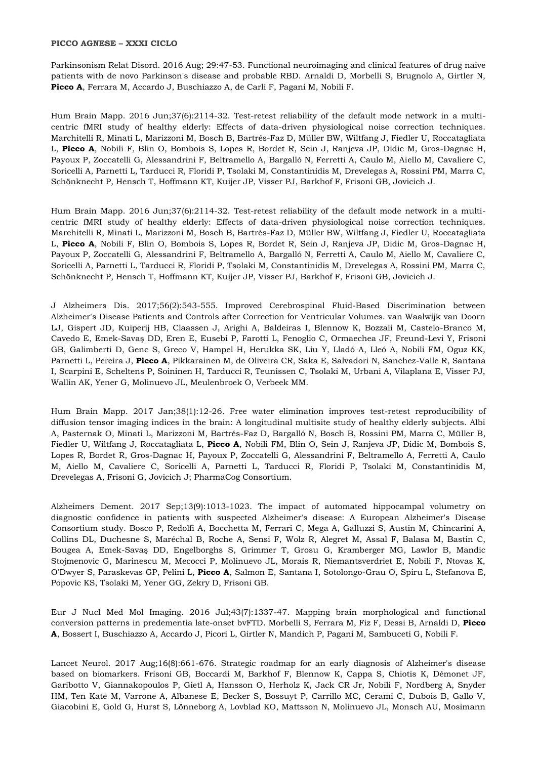**PICCO AGNESE – XXXI CICLO**

Parkinsonism Relat Disord. 2016 Aug; 29:47-53. Functional neuroimaging and clinical features of drug naive patients with de novo Parkinson's disease and probable RBD. Arnaldi D, Morbelli S, Brugnolo A, Girtler N, **Picco A**, Ferrara M, Accardo J, Buschiazzo A, de Carli F, Pagani M, Nobili F.

Hum Brain Mapp. 2016 Jun;37(6):2114-32. Test-retest reliability of the default mode network in a multi-centric fMRI study of healthy elderly: Effects of data-driven physiological noise correction techniques. Marchitelli R, Minati L, Marizzoni M, Bosch B, Bartrés-Faz D, Müller BW, Wiltfang J, Fiedler U, Roccatagliata L, **Picco A**, Nobili F, Blin O, Bombois S, Lopes R, Bordet R, Sein J, Ranjeva JP, Didic M, Gros-Dagnac H, Payoux P, Zoccatelli G, Alessandrini F, Beltramello A, Bargalló N, Ferretti A, Caulo M, Aiello M, Cavaliere C, Soricelli A, Parnetti L, Tarducci R, Floridi P, Tsolaki M, Constantinidis M, Drevelegas A, Rossini PM, Marra C, Schönknecht P, Hensch T, Hoffmann KT, Kuijer JP, Visser PJ, Barkhof F, Frisoni GB, Jovicich J.

Hum Brain Mapp. 2016 Jun;37(6):2114-32. Test-retest reliability of the default mode network in a multi-centric fMRI study of healthy elderly: Effects of data-driven physiological noise correction techniques. Marchitelli R, Minati L, Marizzoni M, Bosch B, Bartrés-Faz D, Müller BW, Wiltfang J, Fiedler U, Roccatagliata L, **Picco A**, Nobili F, Blin O, Bombois S, Lopes R, Bordet R, Sein J, Ranjeva JP, Didic M, Gros-Dagnac H, Payoux P, Zoccatelli G, Alessandrini F, Beltramello A, Bargalló N, Ferretti A, Caulo M, Aiello M, Cavaliere C, Soricelli A, Parnetti L, Tarducci R, Floridi P, Tsolaki M, Constantinidis M, Drevelegas A, Rossini PM, Marra C, Schönknecht P, Hensch T, Hoffmann KT, Kuijer JP, Visser PJ, Barkhof F, Frisoni GB, Jovicich J.

J Alzheimers Dis. 2017;56(2):543-555. Improved Cerebrospinal Fluid-Based Discrimination between Alzheimer's Disease Patients and Controls after Correction for Ventricular Volumes. van Waalwijk van Doorn LJ, Gispert JD, Kuiperij HB, Claassen J, Arighi A, Baldeiras I, Blennow K, Bozzali M, Castelo-Branco M, Cavedo E, Emek-Savaş DD, Eren E, Eusebi P, Farotti L, Fenoglio C, Ormaechea JF, Freund-Levi Y, Frisoni GB, Galimberti D, Genc S, Greco V, Hampel H, Herukka SK, Liu Y, Lladó A, Lleó A, Nobili FM, Oguz KK, Parnetti L, Pereira J, **Picco A**, Pikkarainen M, de Oliveira CR, Saka E, Salvadori N, Sanchez-Valle R, Santana I, Scarpini E, Scheltens P, Soininen H, Tarducci R, Teunissen C, Tsolaki M, Urbani A, Vilaplana E, Visser PJ, Wallin AK, Yener G, Molinuevo JL, Meulenbroek O, Verbeek MM.

Hum Brain Mapp. 2017 Jan;38(1):12-26. Free water elimination improves test-retest reproducibility of diffusion tensor imaging indices in the brain: A longitudinal multisite study of healthy elderly subjects. Albi A, Pasternak O, Minati L, Marizzoni M, Bartrés-Faz D, Bargalló N, Bosch B, Rossini PM, Marra C, Müller B, Fiedler U, Wiltfang J, Roccatagliata L, **Picco A**, Nobili FM, Blin O, Sein J, Ranjeva JP, Didic M, Bombois S, Lopes R, Bordet R, Gros-Dagnac H, Payoux P, Zoccatelli G, Alessandrini F, Beltramello A, Ferretti A, Caulo M, Aiello M, Cavaliere C, Soricelli A, Parnetti L, Tarducci R, Floridi P, Tsolaki M, Constantinidis M, Drevelegas A, Frisoni G, Jovicich J; PharmaCog Consortium.

Alzheimers Dement. 2017 Sep;13(9):1013-1023. The impact of automated hippocampal volumetry on diagnostic confidence in patients with suspected Alzheimer's disease: A European Alzheimer's Disease Consortium study. Bosco P, Redolfi A, Bocchetta M, Ferrari C, Mega A, Galluzzi S, Austin M, Chincarini A, Collins DL, Duchesne S, Maréchal B, Roche A, Sensi F, Wolz R, Alegret M, Assal F, Balasa M, Bastin C, Bougea A, Emek-Savaş DD, Engelborghs S, Grimmer T, Grosu G, Kramberger MG, Lawlor B, Mandic Stojmenovic G, Marinescu M, Mecocci P, Molinuevo JL, Morais R, Niemantsverdriet E, Nobili F, Ntovas K, O'Dwyer S, Paraskevas GP, Pelini L, **Picco A**, Salmon E, Santana I, Sotolongo-Grau O, Spiru L, Stefanova E, Popovic KS, Tsolaki M, Yener GG, Zekry D, Frisoni GB.

Eur J Nucl Med Mol Imaging. 2016 Jul;43(7):1337-47. Mapping brain morphological and functional conversion patterns in predementia late-onset bvFTD. Morbelli S, Ferrara M, Fiz F, Dessi B, Arnaldi D, **Picco A**, Bossert I, Buschiazzo A, Accardo J, Picori L, Girtler N, Mandich P, Pagani M, Sambuceti G, Nobili F.

Lancet Neurol. 2017 Aug;16(8):661-676. Strategic roadmap for an early diagnosis of Alzheimer's disease based on biomarkers. Frisoni GB, Boccardi M, Barkhof F, Blennow K, Cappa S, Chiotis K, Démonet JF, Garibotto V, Giannakopoulos P, Gietl A, Hansson O, Herholz K, Jack CR Jr, Nobili F, Nordberg A, Snyder HM, Ten Kate M, Varrone A, Albanese E, Becker S, Bossuyt P, Carrillo MC, Cerami C, Dubois B, Gallo V, Giacobini E, Gold G, Hurst S, Lönneborg A, Lovblad KO, Mattsson N, Molinuevo JL, Monsch AU, Mosimann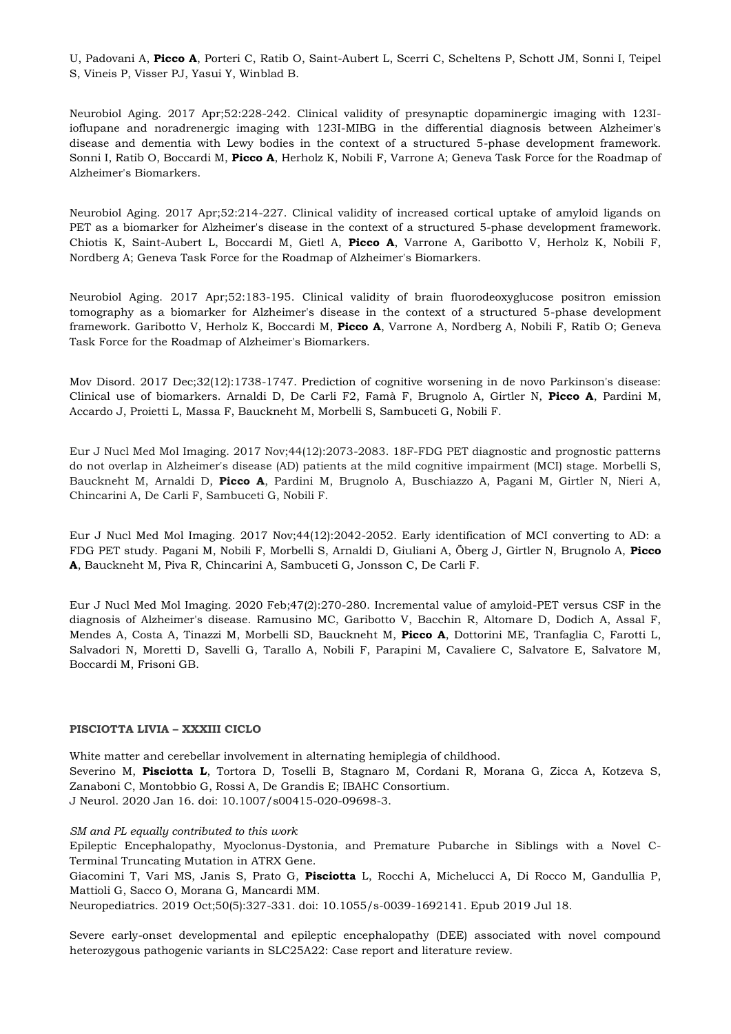U, Padovani A, **Picco A**, Porteri C, Ratib O, Saint-Aubert L, Scerri C, Scheltens P, Schott JM, Sonni I, Teipel S, Vineis P, Visser PJ, Yasui Y, Winblad B.

Neurobiol Aging. 2017 Apr;52:228-242. Clinical validity of presynaptic dopaminergic imaging with 123I-ioflupane and noradrenergic imaging with 123I-MIBG in the differential diagnosis between Alzheimer's disease and dementia with Lewy bodies in the context of a structured 5-phase development framework. Sonni I, Ratib O, Boccardi M, **Picco A**, Herholz K, Nobili F, Varrone A; Geneva Task Force for the Roadmap of Alzheimer's Biomarkers.

Neurobiol Aging. 2017 Apr;52:214-227. Clinical validity of increased cortical uptake of amyloid ligands on PET as a biomarker for Alzheimer's disease in the context of a structured 5-phase development framework. Chiotis K, Saint-Aubert L, Boccardi M, Gietl A, **Picco A**, Varrone A, Garibotto V, Herholz K, Nobili F, Nordberg A; Geneva Task Force for the Roadmap of Alzheimer's Biomarkers.

Neurobiol Aging. 2017 Apr;52:183-195. Clinical validity of brain fluorodeoxyglucose positron emission tomography as a biomarker for Alzheimer's disease in the context of a structured 5-phase development framework. Garibotto V, Herholz K, Boccardi M, **Picco A**, Varrone A, Nordberg A, Nobili F, Ratib O; Geneva Task Force for the Roadmap of Alzheimer's Biomarkers.

Mov Disord. 2017 Dec;32(12):1738-1747. Prediction of cognitive worsening in de novo Parkinson's disease: Clinical use of biomarkers. Arnaldi D, De Carli F2, Famà F, Brugnolo A, Girtler N, **Picco A**, Pardini M, Accardo J, Proietti L, Massa F, Bauckneht M, Morbelli S, Sambuceti G, Nobili F.

Eur J Nucl Med Mol Imaging. 2017 Nov;44(12):2073-2083. 18F-FDG PET diagnostic and prognostic patterns do not overlap in Alzheimer's disease (AD) patients at the mild cognitive impairment (MCI) stage. Morbelli S, Bauckneht M, Arnaldi D, **Picco A**, Pardini M, Brugnolo A, Buschiazzo A, Pagani M, Girtler N, Nieri A, Chincarini A, De Carli F, Sambuceti G, Nobili F.

Eur J Nucl Med Mol Imaging. 2017 Nov;44(12):2042-2052. Early identification of MCI converting to AD: a FDG PET study. Pagani M, Nobili F, Morbelli S, Arnaldi D, Giuliani A, Öberg J, Girtler N, Brugnolo A, **Picco A**, Bauckneht M, Piva R, Chincarini A, Sambuceti G, Jonsson C, De Carli F.

Eur J Nucl Med Mol Imaging. 2020 Feb;47(2):270-280. Incremental value of amyloid-PET versus CSF in the diagnosis of Alzheimer's disease. Ramusino MC, Garibotto V, Bacchin R, Altomare D, Dodich A, Assal F, Mendes A, Costa A, Tinazzi M, Morbelli SD, Bauckneht M, **Picco A**, Dottorini ME, Tranfaglia C, Farotti L, Salvadori N, Moretti D, Savelli G, Tarallo A, Nobili F, Parapini M, Cavaliere C, Salvatore E, Salvatore M, Boccardi M, Frisoni GB.

**PISCIOTTA LIVIA – XXXIII CICLO**

White matter and cerebellar involvement in alternating hemiplegia of childhood.
Severino M, **Pisciotta L**, Tortora D, Toselli B, Stagnaro M, Cordani R, Morana G, Zicca A, Kotzeva S, Zanaboni C, Montobbio G, Rossi A, De Grandis E; IBAHC Consortium.
J Neurol. 2020 Jan 16. doi: 10.1007/s00415-020-09698-3.

*SM and PL equally contributed to this work*
Epileptic Encephalopathy, Myoclonus-Dystonia, and Premature Pubarche in Siblings with a Novel C-Terminal Truncating Mutation in ATRX Gene.
Giacomini T, Vari MS, Janis S, Prato G, **Pisciotta** L, Rocchi A, Michelucci A, Di Rocco M, Gandullia P, Mattioli G, Sacco O, Morana G, Mancardi MM.
Neuropediatrics. 2019 Oct;50(5):327-331. doi: 10.1055/s-0039-1692141. Epub 2019 Jul 18.

Severe early-onset developmental and epileptic encephalopathy (DEE) associated with novel compound heterozygous pathogenic variants in SLC25A22: Case report and literature review.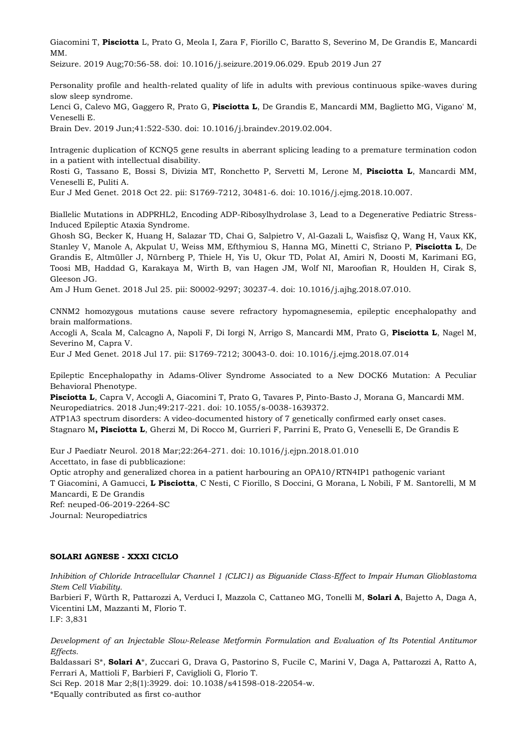Giacomini T, **Pisciotta** L, Prato G, Meola I, Zara F, Fiorillo C, Baratto S, Severino M, De Grandis E, Mancardi MM.
Seizure. 2019 Aug;70:56-58. doi: 10.1016/j.seizure.2019.06.029. Epub 2019 Jun 27

Personality profile and health-related quality of life in adults with previous continuous spike-waves during slow sleep syndrome.
Lenci G, Calevo MG, Gaggero R, Prato G, **Pisciotta L**, De Grandis E, Mancardi MM, Baglietto MG, Vigano' M, Veneselli E.
Brain Dev. 2019 Jun;41:522-530. doi: 10.1016/j.braindev.2019.02.004.

Intragenic duplication of KCNQ5 gene results in aberrant splicing leading to a premature termination codon in a patient with intellectual disability.
Rosti G, Tassano E, Bossi S, Divizia MT, Ronchetto P, Servetti M, Lerone M, **Pisciotta L**, Mancardi MM, Veneselli E, Puliti A.
Eur J Med Genet. 2018 Oct 22. pii: S1769-7212, 30481-6. doi: 10.1016/j.ejmg.2018.10.007.

Biallelic Mutations in ADPRHL2, Encoding ADP-Ribosylhydrolase 3, Lead to a Degenerative Pediatric Stress-Induced Epileptic Ataxia Syndrome.
Ghosh SG, Becker K, Huang H, Salazar TD, Chai G, Salpietro V, Al-Gazali L, Waisfisz Q, Wang H, Vaux KK, Stanley V, Manole A, Akpulat U, Weiss MM, Efthymiou S, Hanna MG, Minetti C, Striano P, **Pisciotta L**, De Grandis E, Altmüller J, Nürnberg P, Thiele H, Yis U, Okur TD, Polat AI, Amiri N, Doosti M, Karimani EG, Toosi MB, Haddad G, Karakaya M, Wirth B, van Hagen JM, Wolf NI, Maroofian R, Houlden H, Cirak S, Gleeson JG.
Am J Hum Genet. 2018 Jul 25. pii: S0002-9297; 30237-4. doi: 10.1016/j.ajhg.2018.07.010.

CNNM2 homozygous mutations cause severe refractory hypomagnesemia, epileptic encephalopathy and brain malformations.
Accogli A, Scala M, Calcagno A, Napoli F, Di Iorgi N, Arrigo S, Mancardi MM, Prato G, **Pisciotta L**, Nagel M, Severino M, Capra V.
Eur J Med Genet. 2018 Jul 17. pii: S1769-7212; 30043-0. doi: 10.1016/j.ejmg.2018.07.014

Epileptic Encephalopathy in Adams-Oliver Syndrome Associated to a New DOCK6 Mutation: A Peculiar Behavioral Phenotype.
**Pisciotta L**, Capra V, Accogli A, Giacomini T, Prato G, Tavares P, Pinto-Basto J, Morana G, Mancardi MM.
Neuropediatrics. 2018 Jun;49:217-221. doi: 10.1055/s-0038-1639372.
ATP1A3 spectrum disorders: A video-documented history of 7 genetically confirmed early onset cases.
Stagnaro M**, Pisciotta L**, Gherzi M, Di Rocco M, Gurrieri F, Parrini E, Prato G, Veneselli E, De Grandis E

Eur J Paediatr Neurol. 2018 Mar;22:264-271. doi: 10.1016/j.ejpn.2018.01.010
Accettato, in fase di pubblicazione:
Optic atrophy and generalized chorea in a patient harbouring an OPA10/RTN4IP1 pathogenic variant
T Giacomini, A Gamucci, **L Pisciotta**, C Nesti, C Fiorillo, S Doccini, G Morana, L Nobili, F M. Santorelli, M M Mancardi, E De Grandis
Ref: neuped-06-2019-2264-SC
Journal: Neuropediatrics

**SOLARI AGNESE - XXXI CICLO**

*Inhibition of Chloride Intracellular Channel 1 (CLIC1) as Biguanide Class-Effect to Impair Human Glioblastoma Stem Cell Viability.*
Barbieri F, Würth R, Pattarozzi A, Verduci I, Mazzola C, Cattaneo MG, Tonelli M, **Solari A**, Bajetto A, Daga A, Vicentini LM, Mazzanti M, Florio T.
I.F: 3,831

*Development of an Injectable Slow-Release Metformin Formulation and Evaluation of Its Potential Antitumor Effects.*
Baldassari S*, **Solari A***, Zuccari G, Drava G, Pastorino S, Fucile C, Marini V, Daga A, Pattarozzi A, Ratto A, Ferrari A, Mattioli F, Barbieri F, Caviglioli G, Florio T.
Sci Rep. 2018 Mar 2;8(1):3929. doi: 10.1038/s41598-018-22054-w.
*Equally contributed as first co-author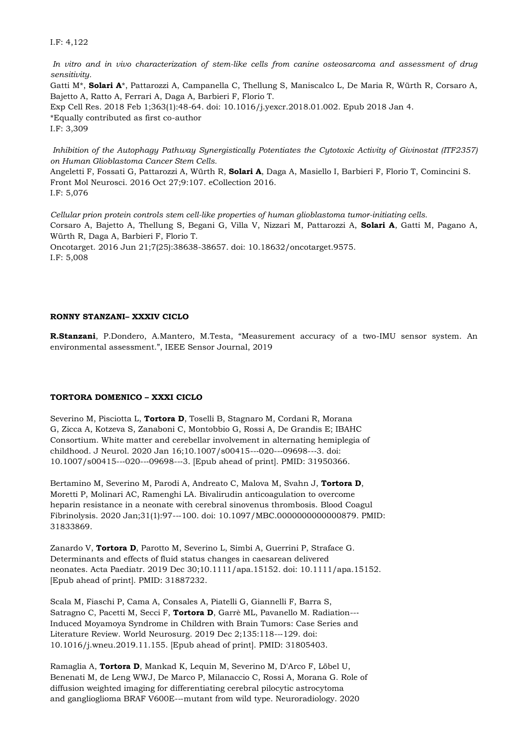I.F: 4,122

*In vitro and in vivo characterization of stem-like cells from canine osteosarcoma and assessment of drug sensitivity.*
Gatti M*, **Solari A***, Pattarozzi A, Campanella C, Thellung S, Maniscalco L, De Maria R, Würth R, Corsaro A, Bajetto A, Ratto A, Ferrari A, Daga A, Barbieri F, Florio T.
Exp Cell Res. 2018 Feb 1;363(1):48-64. doi: 10.1016/j.yexcr.2018.01.002. Epub 2018 Jan 4.
*Equally contributed as first co-author
I.F: 3,309

*Inhibition of the Autophagy Pathway Synergistically Potentiates the Cytotoxic Activity of Givinostat (ITF2357) on Human Glioblastoma Cancer Stem Cells.*
Angeletti F, Fossati G, Pattarozzi A, Würth R, **Solari A**, Daga A, Masiello I, Barbieri F, Florio T, Comincini S.
Front Mol Neurosci. 2016 Oct 27;9:107. eCollection 2016.
I.F: 5,076

*Cellular prion protein controls stem cell-like properties of human glioblastoma tumor-initiating cells.*
Corsaro A, Bajetto A, Thellung S, Begani G, Villa V, Nizzari M, Pattarozzi A, **Solari A**, Gatti M, Pagano A, Würth R, Daga A, Barbieri F, Florio T.
Oncotarget. 2016 Jun 21;7(25):38638-38657. doi: 10.18632/oncotarget.9575.
I.F: 5,008

**RONNY STANZANI– XXXIV CICLO**

**R.Stanzani**, P.Dondero, A.Mantero, M.Testa, "Measurement accuracy of a two-IMU sensor system. An environmental assessment.", IEEE Sensor Journal, 2019

**TORTORA DOMENICO – XXXI CICLO**

Severino M, Pisciotta L, **Tortora D**, Toselli B, Stagnaro M, Cordani R, Morana G, Zicca A, Kotzeva S, Zanaboni C, Montobbio G, Rossi A, De Grandis E; IBAHC Consortium. White matter and cerebellar involvement in alternating hemiplegia of childhood. J Neurol. 2020 Jan 16;10.1007/s00415---020---09698---3. doi: 10.1007/s00415---020---09698---3. [Epub ahead of print]. PMID: 31950366.

Bertamino M, Severino M, Parodi A, Andreato C, Malova M, Svahn J, **Tortora D**, Moretti P, Molinari AC, Ramenghi LA. Bivalirudin anticoagulation to overcome heparin resistance in a neonate with cerebral sinovenus thrombosis. Blood Coagul Fibrinolysis. 2020 Jan;31(1):97---100. doi: 10.1097/MBC.0000000000000879. PMID: 31833869.

Zanardo V, **Tortora D**, Parotto M, Severino L, Simbi A, Guerrini P, Straface G. Determinants and effects of fluid status changes in caesarean delivered neonates. Acta Paediatr. 2019 Dec 30;10.1111/apa.15152. doi: 10.1111/apa.15152. [Epub ahead of print]. PMID: 31887232.

Scala M, Fiaschi P, Cama A, Consales A, Piatelli G, Giannelli F, Barra S, Satragno C, Pacetti M, Secci F, **Tortora D**, Garrè ML, Pavanello M. Radiation---Induced Moyamoya Syndrome in Children with Brain Tumors: Case Series and Literature Review. World Neurosurg. 2019 Dec 2;135:118---129. doi: 10.1016/j.wneu.2019.11.155. [Epub ahead of print]. PMID: 31805403.

Ramaglia A, **Tortora D**, Mankad K, Lequin M, Severino M, D'Arco F, Löbel U, Benenati M, de Leng WWJ, De Marco P, Milanaccio C, Rossi A, Morana G. Role of diffusion weighted imaging for differentiating cerebral pilocytic astrocytoma and ganglioglioma BRAF V600E---mutant from wild type. Neuroradiology. 2020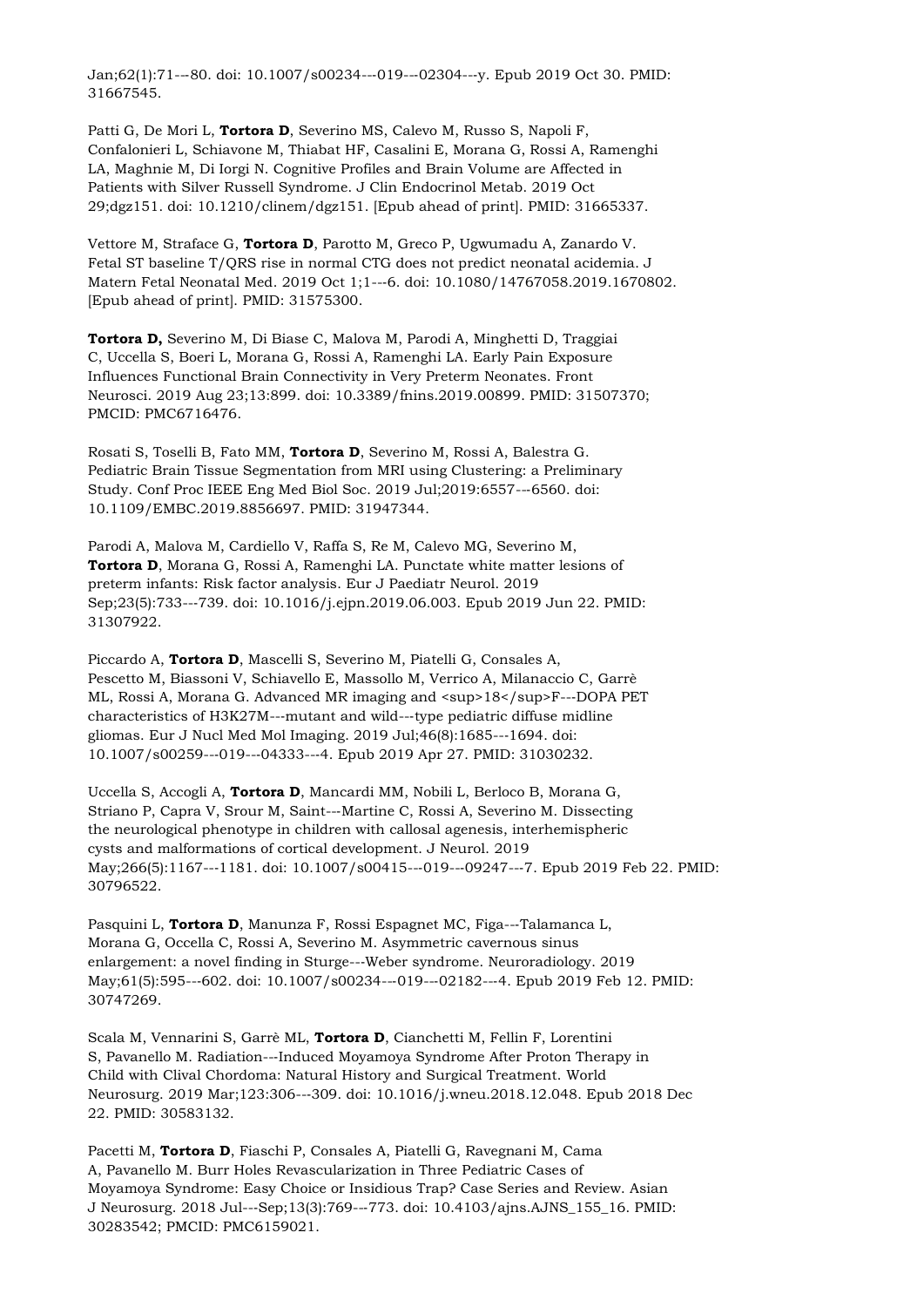Jan;62(1):71---80. doi: 10.1007/s00234---019---02304---y. Epub 2019 Oct 30. PMID: 31667545.

Patti G, De Mori L, **Tortora D**, Severino MS, Calevo M, Russo S, Napoli F, Confalonieri L, Schiavone M, Thiabat HF, Casalini E, Morana G, Rossi A, Ramenghi LA, Maghnie M, Di Iorgi N. Cognitive Profiles and Brain Volume are Affected in Patients with Silver Russell Syndrome. J Clin Endocrinol Metab. 2019 Oct 29;dgz151. doi: 10.1210/clinem/dgz151. [Epub ahead of print]. PMID: 31665337.

Vettore M, Straface G, **Tortora D**, Parotto M, Greco P, Ugwumadu A, Zanardo V. Fetal ST baseline T/QRS rise in normal CTG does not predict neonatal acidemia. J Matern Fetal Neonatal Med. 2019 Oct 1;1---6. doi: 10.1080/14767058.2019.1670802. [Epub ahead of print]. PMID: 31575300.

**Tortora D,** Severino M, Di Biase C, Malova M, Parodi A, Minghetti D, Traggiai C, Uccella S, Boeri L, Morana G, Rossi A, Ramenghi LA. Early Pain Exposure Influences Functional Brain Connectivity in Very Preterm Neonates. Front Neurosci. 2019 Aug 23;13:899. doi: 10.3389/fnins.2019.00899. PMID: 31507370; PMCID: PMC6716476.

Rosati S, Toselli B, Fato MM, **Tortora D**, Severino M, Rossi A, Balestra G. Pediatric Brain Tissue Segmentation from MRI using Clustering: a Preliminary Study. Conf Proc IEEE Eng Med Biol Soc. 2019 Jul;2019:6557---6560. doi: 10.1109/EMBC.2019.8856697. PMID: 31947344.

Parodi A, Malova M, Cardiello V, Raffa S, Re M, Calevo MG, Severino M, **Tortora D**, Morana G, Rossi A, Ramenghi LA. Punctate white matter lesions of preterm infants: Risk factor analysis. Eur J Paediatr Neurol. 2019 Sep;23(5):733---739. doi: 10.1016/j.ejpn.2019.06.003. Epub 2019 Jun 22. PMID: 31307922.

Piccardo A, **Tortora D**, Mascelli S, Severino M, Piatelli G, Consales A, Pescetto M, Biassoni V, Schiavello E, Massollo M, Verrico A, Milanaccio C, Garrè ML, Rossi A, Morana G. Advanced MR imaging and [18]F---DOPA PET characteristics of H3K27M---mutant and wild---type pediatric diffuse midline gliomas. Eur J Nucl Med Mol Imaging. 2019 Jul;46(8):1685---1694. doi: 10.1007/s00259---019---04333---4. Epub 2019 Apr 27. PMID: 31030232.

Uccella S, Accogli A, **Tortora D**, Mancardi MM, Nobili L, Berloco B, Morana G, Striano P, Capra V, Srour M, Saint---Martine C, Rossi A, Severino M. Dissecting the neurological phenotype in children with callosal agenesis, interhemispheric cysts and malformations of cortical development. J Neurol. 2019 May;266(5):1167---1181. doi: 10.1007/s00415---019---09247---7. Epub 2019 Feb 22. PMID: 30796522.

Pasquini L, **Tortora D**, Manunza F, Rossi Espagnet MC, Figa---Talamanca L, Morana G, Occella C, Rossi A, Severino M. Asymmetric cavernous sinus enlargement: a novel finding in Sturge---Weber syndrome. Neuroradiology. 2019 May;61(5):595---602. doi: 10.1007/s00234---019---02182---4. Epub 2019 Feb 12. PMID: 30747269.

Scala M, Vennarini S, Garrè ML, **Tortora D**, Cianchetti M, Fellin F, Lorentini S, Pavanello M. Radiation---Induced Moyamoya Syndrome After Proton Therapy in Child with Clival Chordoma: Natural History and Surgical Treatment. World Neurosurg. 2019 Mar;123:306---309. doi: 10.1016/j.wneu.2018.12.048. Epub 2018 Dec 22. PMID: 30583132.

Pacetti M, **Tortora D**, Fiaschi P, Consales A, Piatelli G, Ravegnani M, Cama A, Pavanello M. Burr Holes Revascularization in Three Pediatric Cases of Moyamoya Syndrome: Easy Choice or Insidious Trap? Case Series and Review. Asian J Neurosurg. 2018 Jul---Sep;13(3):769---773. doi: 10.4103/ajns.AJNS_155_16. PMID: 30283542; PMCID: PMC6159021.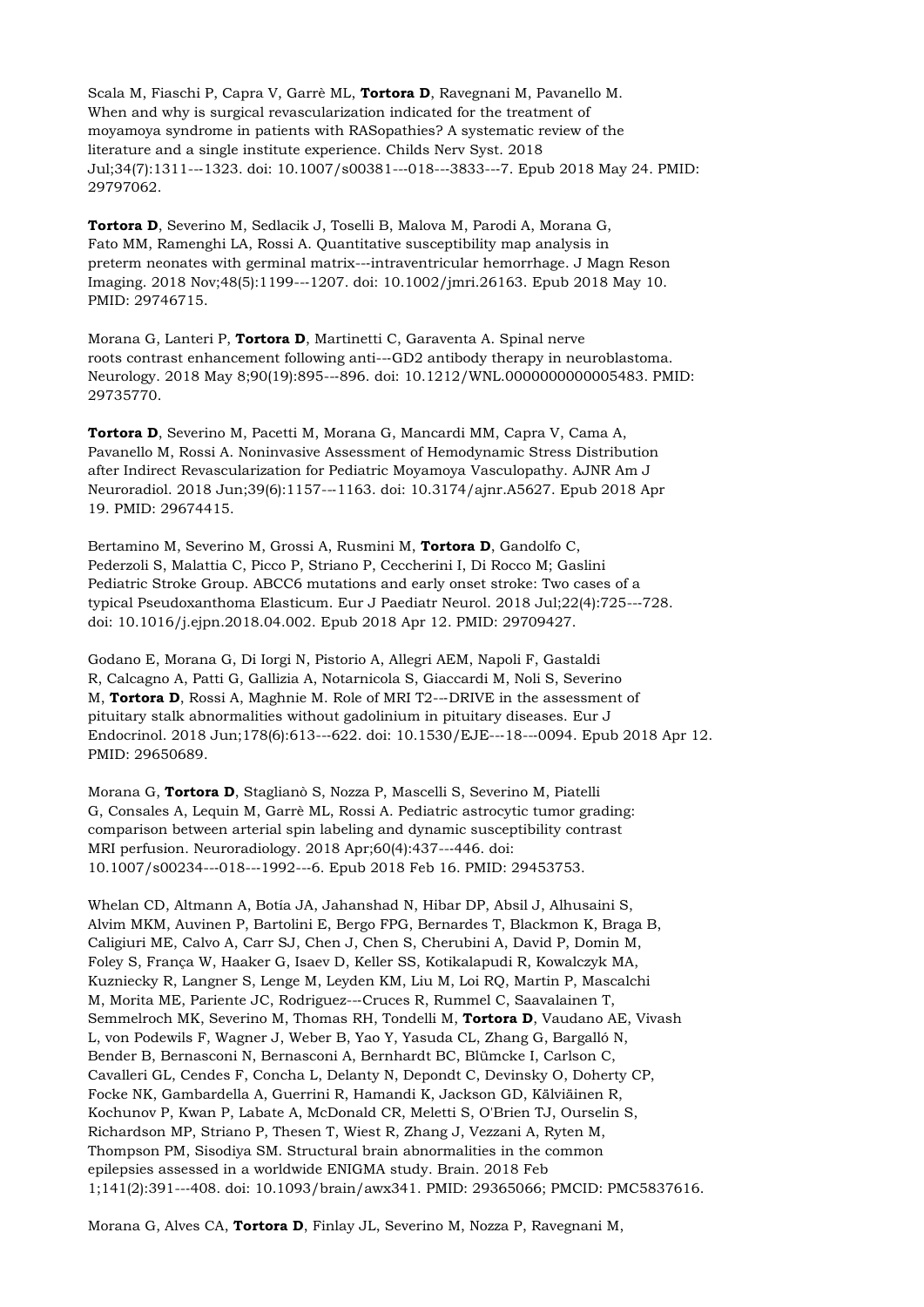Scala M, Fiaschi P, Capra V, Garrè ML, **Tortora D**, Ravegnani M, Pavanello M. When and why is surgical revascularization indicated for the treatment of moyamoya syndrome in patients with RASopathies? A systematic review of the literature and a single institute experience. Childs Nerv Syst. 2018 Jul;34(7):1311---1323. doi: 10.1007/s00381---018---3833---7. Epub 2018 May 24. PMID: 29797062.

**Tortora D**, Severino M, Sedlacik J, Toselli B, Malova M, Parodi A, Morana G, Fato MM, Ramenghi LA, Rossi A. Quantitative susceptibility map analysis in preterm neonates with germinal matrix---intraventricular hemorrhage. J Magn Reson Imaging. 2018 Nov;48(5):1199---1207. doi: 10.1002/jmri.26163. Epub 2018 May 10. PMID: 29746715.

Morana G, Lanteri P, **Tortora D**, Martinetti C, Garaventa A. Spinal nerve roots contrast enhancement following anti---GD2 antibody therapy in neuroblastoma. Neurology. 2018 May 8;90(19):895---896. doi: 10.1212/WNL.0000000000005483. PMID: 29735770.

**Tortora D**, Severino M, Pacetti M, Morana G, Mancardi MM, Capra V, Cama A, Pavanello M, Rossi A. Noninvasive Assessment of Hemodynamic Stress Distribution after Indirect Revascularization for Pediatric Moyamoya Vasculopathy. AJNR Am J Neuroradiol. 2018 Jun;39(6):1157---1163. doi: 10.3174/ajnr.A5627. Epub 2018 Apr 19. PMID: 29674415.

Bertamino M, Severino M, Grossi A, Rusmini M, **Tortora D**, Gandolfo C, Pederzoli S, Malattia C, Picco P, Striano P, Ceccherini I, Di Rocco M; Gaslini Pediatric Stroke Group. ABCC6 mutations and early onset stroke: Two cases of a typical Pseudoxanthoma Elasticum. Eur J Paediatr Neurol. 2018 Jul;22(4):725---728. doi: 10.1016/j.ejpn.2018.04.002. Epub 2018 Apr 12. PMID: 29709427.

Godano E, Morana G, Di Iorgi N, Pistorio A, Allegri AEM, Napoli F, Gastaldi R, Calcagno A, Patti G, Gallizia A, Notarnicola S, Giaccardi M, Noli S, Severino M, **Tortora D**, Rossi A, Maghnie M. Role of MRI T2---DRIVE in the assessment of pituitary stalk abnormalities without gadolinium in pituitary diseases. Eur J Endocrinol. 2018 Jun;178(6):613---622. doi: 10.1530/EJE---18---0094. Epub 2018 Apr 12. PMID: 29650689.

Morana G, **Tortora D**, Staglianò S, Nozza P, Mascelli S, Severino M, Piatelli G, Consales A, Lequin M, Garrè ML, Rossi A. Pediatric astrocytic tumor grading: comparison between arterial spin labeling and dynamic susceptibility contrast MRI perfusion. Neuroradiology. 2018 Apr;60(4):437---446. doi: 10.1007/s00234---018---1992---6. Epub 2018 Feb 16. PMID: 29453753.

Whelan CD, Altmann A, Botía JA, Jahanshad N, Hibar DP, Absil J, Alhusaini S, Alvim MKM, Auvinen P, Bartolini E, Bergo FPG, Bernardes T, Blackmon K, Braga B, Caligiuri ME, Calvo A, Carr SJ, Chen J, Chen S, Cherubini A, David P, Domin M, Foley S, França W, Haaker G, Isaev D, Keller SS, Kotikalapudi R, Kowalczyk MA, Kuzniecky R, Langner S, Lenge M, Leyden KM, Liu M, Loi RQ, Martin P, Mascalchi M, Morita ME, Pariente JC, Rodriguez---Cruces R, Rummel C, Saavalainen T, Semmelroch MK, Severino M, Thomas RH, Tondelli M, **Tortora D**, Vaudano AE, Vivash L, von Podewils F, Wagner J, Weber B, Yao Y, Yasuda CL, Zhang G, Bargalló N, Bender B, Bernasconi N, Bernasconi A, Bernhardt BC, Blümcke I, Carlson C, Cavalleri GL, Cendes F, Concha L, Delanty N, Depondt C, Devinsky O, Doherty CP, Focke NK, Gambardella A, Guerrini R, Hamandi K, Jackson GD, Kälviäinen R, Kochunov P, Kwan P, Labate A, McDonald CR, Meletti S, O'Brien TJ, Ourselin S, Richardson MP, Striano P, Thesen T, Wiest R, Zhang J, Vezzani A, Ryten M, Thompson PM, Sisodiya SM. Structural brain abnormalities in the common epilepsies assessed in a worldwide ENIGMA study. Brain. 2018 Feb 1;141(2):391---408. doi: 10.1093/brain/awx341. PMID: 29365066; PMCID: PMC5837616.

Morana G, Alves CA, **Tortora D**, Finlay JL, Severino M, Nozza P, Ravegnani M,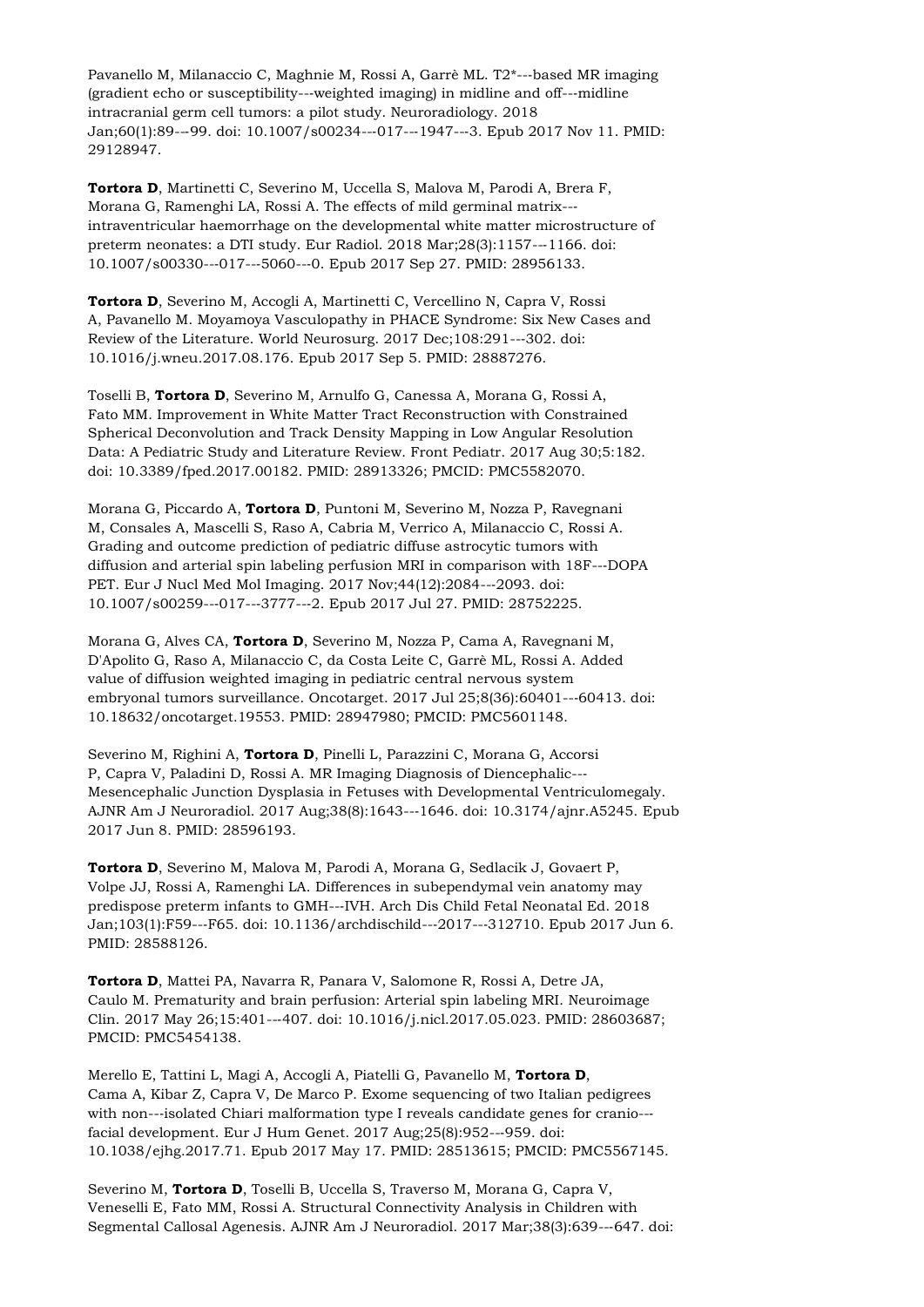Pavanello M, Milanaccio C, Maghnie M, Rossi A, Garrè ML. T2*---based MR imaging (gradient echo or susceptibility---weighted imaging) in midline and off---midline intracranial germ cell tumors: a pilot study. Neuroradiology. 2018 Jan;60(1):89---99. doi: 10.1007/s00234---017---1947---3. Epub 2017 Nov 11. PMID: 29128947.

**Tortora D**, Martinetti C, Severino M, Uccella S, Malova M, Parodi A, Brera F, Morana G, Ramenghi LA, Rossi A. The effects of mild germinal matrix---intraventricular haemorrhage on the developmental white matter microstructure of preterm neonates: a DTI study. Eur Radiol. 2018 Mar;28(3):1157---1166. doi: 10.1007/s00330---017---5060---0. Epub 2017 Sep 27. PMID: 28956133.

**Tortora D**, Severino M, Accogli A, Martinetti C, Vercellino N, Capra V, Rossi A, Pavanello M. Moyamoya Vasculopathy in PHACE Syndrome: Six New Cases and Review of the Literature. World Neurosurg. 2017 Dec;108:291---302. doi: 10.1016/j.wneu.2017.08.176. Epub 2017 Sep 5. PMID: 28887276.

Toselli B, **Tortora D**, Severino M, Arnulfo G, Canessa A, Morana G, Rossi A, Fato MM. Improvement in White Matter Tract Reconstruction with Constrained Spherical Deconvolution and Track Density Mapping in Low Angular Resolution Data: A Pediatric Study and Literature Review. Front Pediatr. 2017 Aug 30;5:182. doi: 10.3389/fped.2017.00182. PMID: 28913326; PMCID: PMC5582070.

Morana G, Piccardo A, **Tortora D**, Puntoni M, Severino M, Nozza P, Ravegnani M, Consales A, Mascelli S, Raso A, Cabria M, Verrico A, Milanaccio C, Rossi A. Grading and outcome prediction of pediatric diffuse astrocytic tumors with diffusion and arterial spin labeling perfusion MRI in comparison with 18F---DOPA PET. Eur J Nucl Med Mol Imaging. 2017 Nov;44(12):2084---2093. doi: 10.1007/s00259---017---3777---2. Epub 2017 Jul 27. PMID: 28752225.

Morana G, Alves CA, **Tortora D**, Severino M, Nozza P, Cama A, Ravegnani M, D'Apolito G, Raso A, Milanaccio C, da Costa Leite C, Garrè ML, Rossi A. Added value of diffusion weighted imaging in pediatric central nervous system embryonal tumors surveillance. Oncotarget. 2017 Jul 25;8(36):60401---60413. doi: 10.18632/oncotarget.19553. PMID: 28947980; PMCID: PMC5601148.

Severino M, Righini A, **Tortora D**, Pinelli L, Parazzini C, Morana G, Accorsi P, Capra V, Paladini D, Rossi A. MR Imaging Diagnosis of Diencephalic---Mesencephalic Junction Dysplasia in Fetuses with Developmental Ventriculomegaly. AJNR Am J Neuroradiol. 2017 Aug;38(8):1643---1646. doi: 10.3174/ajnr.A5245. Epub 2017 Jun 8. PMID: 28596193.

**Tortora D**, Severino M, Malova M, Parodi A, Morana G, Sedlacik J, Govaert P, Volpe JJ, Rossi A, Ramenghi LA. Differences in subependymal vein anatomy may predispose preterm infants to GMH---IVH. Arch Dis Child Fetal Neonatal Ed. 2018 Jan;103(1):F59---F65. doi: 10.1136/archdischild---2017---312710. Epub 2017 Jun 6. PMID: 28588126.

**Tortora D**, Mattei PA, Navarra R, Panara V, Salomone R, Rossi A, Detre JA, Caulo M. Prematurity and brain perfusion: Arterial spin labeling MRI. Neuroimage Clin. 2017 May 26;15:401---407. doi: 10.1016/j.nicl.2017.05.023. PMID: 28603687; PMCID: PMC5454138.

Merello E, Tattini L, Magi A, Accogli A, Piatelli G, Pavanello M, **Tortora D**, Cama A, Kibar Z, Capra V, De Marco P. Exome sequencing of two Italian pedigrees with non---isolated Chiari malformation type I reveals candidate genes for cranio---facial development. Eur J Hum Genet. 2017 Aug;25(8):952---959. doi: 10.1038/ejhg.2017.71. Epub 2017 May 17. PMID: 28513615; PMCID: PMC5567145.

Severino M, **Tortora D**, Toselli B, Uccella S, Traverso M, Morana G, Capra V, Veneselli E, Fato MM, Rossi A. Structural Connectivity Analysis in Children with Segmental Callosal Agenesis. AJNR Am J Neuroradiol. 2017 Mar;38(3):639---647. doi: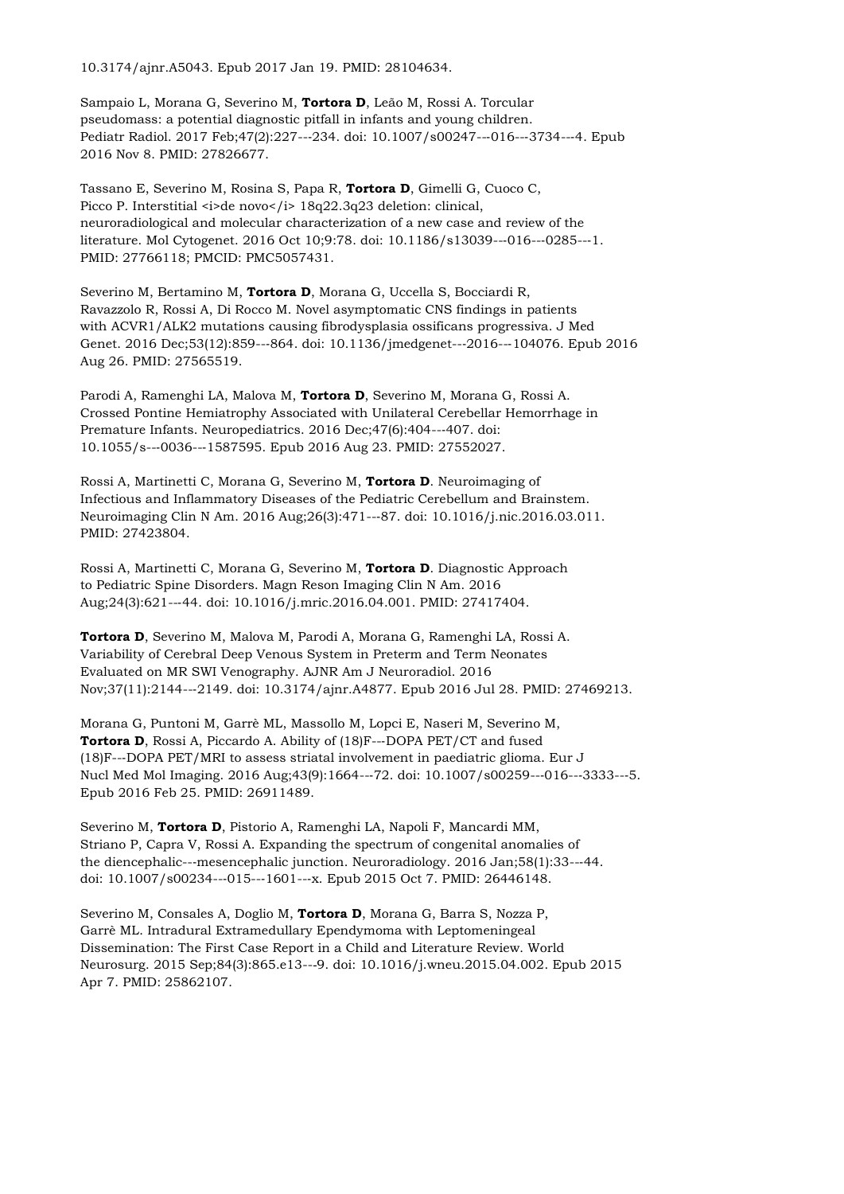10.3174/ajnr.A5043. Epub 2017 Jan 19. PMID: 28104634.

Sampaio L, Morana G, Severino M, **Tortora D**, Leão M, Rossi A. Torcular pseudomass: a potential diagnostic pitfall in infants and young children. Pediatr Radiol. 2017 Feb;47(2):227---234. doi: 10.1007/s00247---016---3734---4. Epub 2016 Nov 8. PMID: 27826677.

Tassano E, Severino M, Rosina S, Papa R, **Tortora D**, Gimelli G, Cuoco C, Picco P. Interstitial <i>de novo</i> 18q22.3q23 deletion: clinical, neuroradiological and molecular characterization of a new case and review of the literature. Mol Cytogenet. 2016 Oct 10;9:78. doi: 10.1186/s13039---016---0285---1. PMID: 27766118; PMCID: PMC5057431.

Severino M, Bertamino M, **Tortora D**, Morana G, Uccella S, Bocciardi R, Ravazzolo R, Rossi A, Di Rocco M. Novel asymptomatic CNS findings in patients with ACVR1/ALK2 mutations causing fibrodysplasia ossificans progressiva. J Med Genet. 2016 Dec;53(12):859---864. doi: 10.1136/jmedgenet---2016---104076. Epub 2016 Aug 26. PMID: 27565519.

Parodi A, Ramenghi LA, Malova M, **Tortora D**, Severino M, Morana G, Rossi A. Crossed Pontine Hemiatrophy Associated with Unilateral Cerebellar Hemorrhage in Premature Infants. Neuropediatrics. 2016 Dec;47(6):404---407. doi: 10.1055/s---0036---1587595. Epub 2016 Aug 23. PMID: 27552027.

Rossi A, Martinetti C, Morana G, Severino M, **Tortora D**. Neuroimaging of Infectious and Inflammatory Diseases of the Pediatric Cerebellum and Brainstem. Neuroimaging Clin N Am. 2016 Aug;26(3):471---87. doi: 10.1016/j.nic.2016.03.011. PMID: 27423804.

Rossi A, Martinetti C, Morana G, Severino M, **Tortora D**. Diagnostic Approach to Pediatric Spine Disorders. Magn Reson Imaging Clin N Am. 2016 Aug;24(3):621---44. doi: 10.1016/j.mric.2016.04.001. PMID: 27417404.

**Tortora D**, Severino M, Malova M, Parodi A, Morana G, Ramenghi LA, Rossi A. Variability of Cerebral Deep Venous System in Preterm and Term Neonates Evaluated on MR SWI Venography. AJNR Am J Neuroradiol. 2016 Nov;37(11):2144---2149. doi: 10.3174/ajnr.A4877. Epub 2016 Jul 28. PMID: 27469213.

Morana G, Puntoni M, Garrè ML, Massollo M, Lopci E, Naseri M, Severino M, **Tortora D**, Rossi A, Piccardo A. Ability of (18)F---DOPA PET/CT and fused (18)F---DOPA PET/MRI to assess striatal involvement in paediatric glioma. Eur J Nucl Med Mol Imaging. 2016 Aug;43(9):1664---72. doi: 10.1007/s00259---016---3333---5. Epub 2016 Feb 25. PMID: 26911489.

Severino M, **Tortora D**, Pistorio A, Ramenghi LA, Napoli F, Mancardi MM, Striano P, Capra V, Rossi A. Expanding the spectrum of congenital anomalies of the diencephalic---mesencephalic junction. Neuroradiology. 2016 Jan;58(1):33---44. doi: 10.1007/s00234---015---1601---x. Epub 2015 Oct 7. PMID: 26446148.

Severino M, Consales A, Doglio M, **Tortora D**, Morana G, Barra S, Nozza P, Garrè ML. Intradural Extramedullary Ependymoma with Leptomeningeal Dissemination: The First Case Report in a Child and Literature Review. World Neurosurg. 2015 Sep;84(3):865.e13---9. doi: 10.1016/j.wneu.2015.04.002. Epub 2015 Apr 7. PMID: 25862107.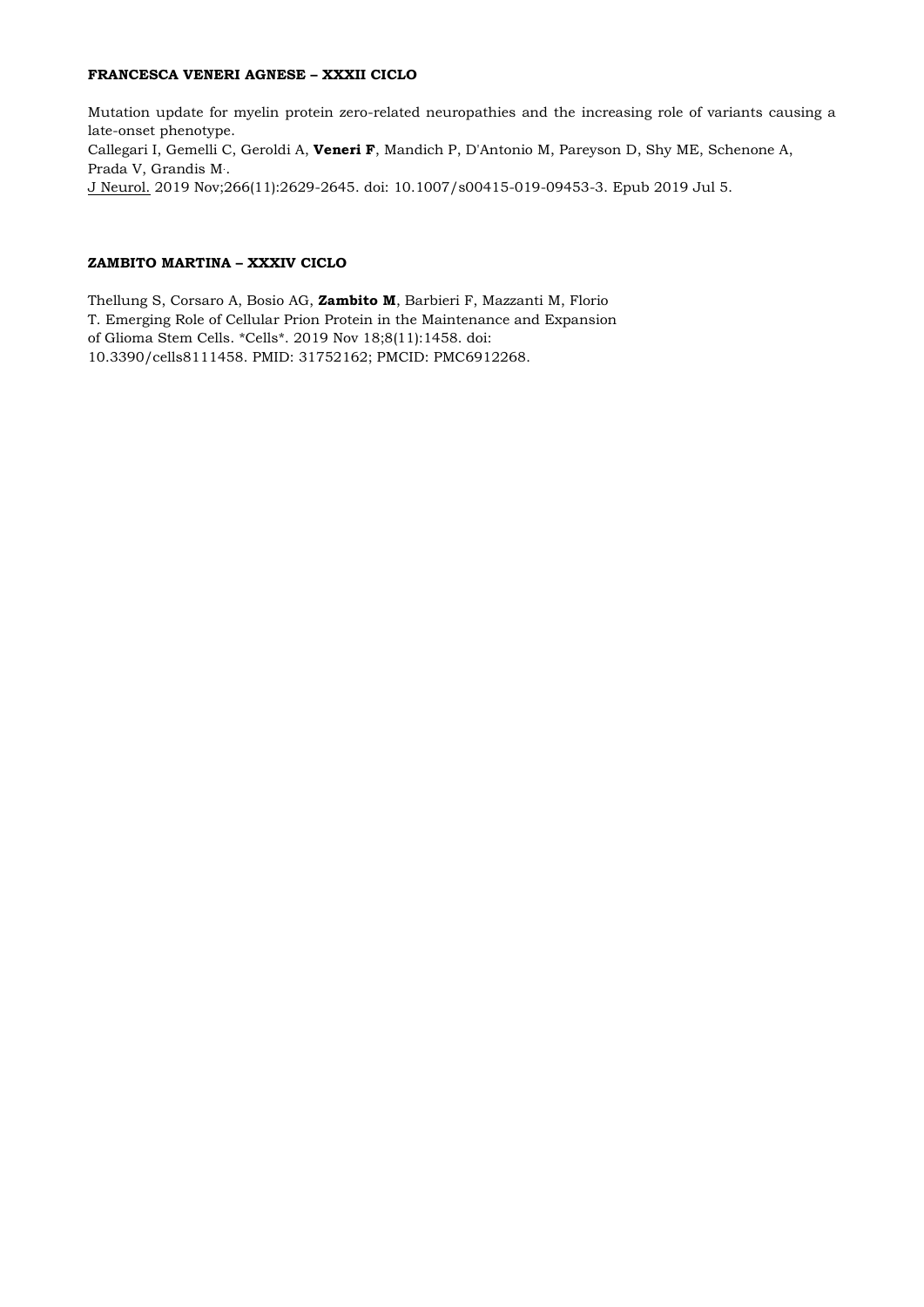**FRANCESCA VENERI AGNESE – XXXII CICLO**

Mutation update for myelin protein zero-related neuropathies and the increasing role of variants causing a late-onset phenotype.
Callegari I, Gemelli C, Geroldi A, **Veneri F**, Mandich P, D'Antonio M, Pareyson D, Shy ME, Schenone A, Prada V, Grandis M.
J Neurol. 2019 Nov;266(11):2629-2645. doi: 10.1007/s00415-019-09453-3. Epub 2019 Jul 5.

**ZAMBITO MARTINA – XXXIV CICLO**

Thellung S, Corsaro A, Bosio AG, **Zambito M**, Barbieri F, Mazzanti M, Florio T. Emerging Role of Cellular Prion Protein in the Maintenance and Expansion of Glioma Stem Cells. *Cells*. 2019 Nov 18;8(11):1458. doi: 10.3390/cells8111458. PMID: 31752162; PMCID: PMC6912268.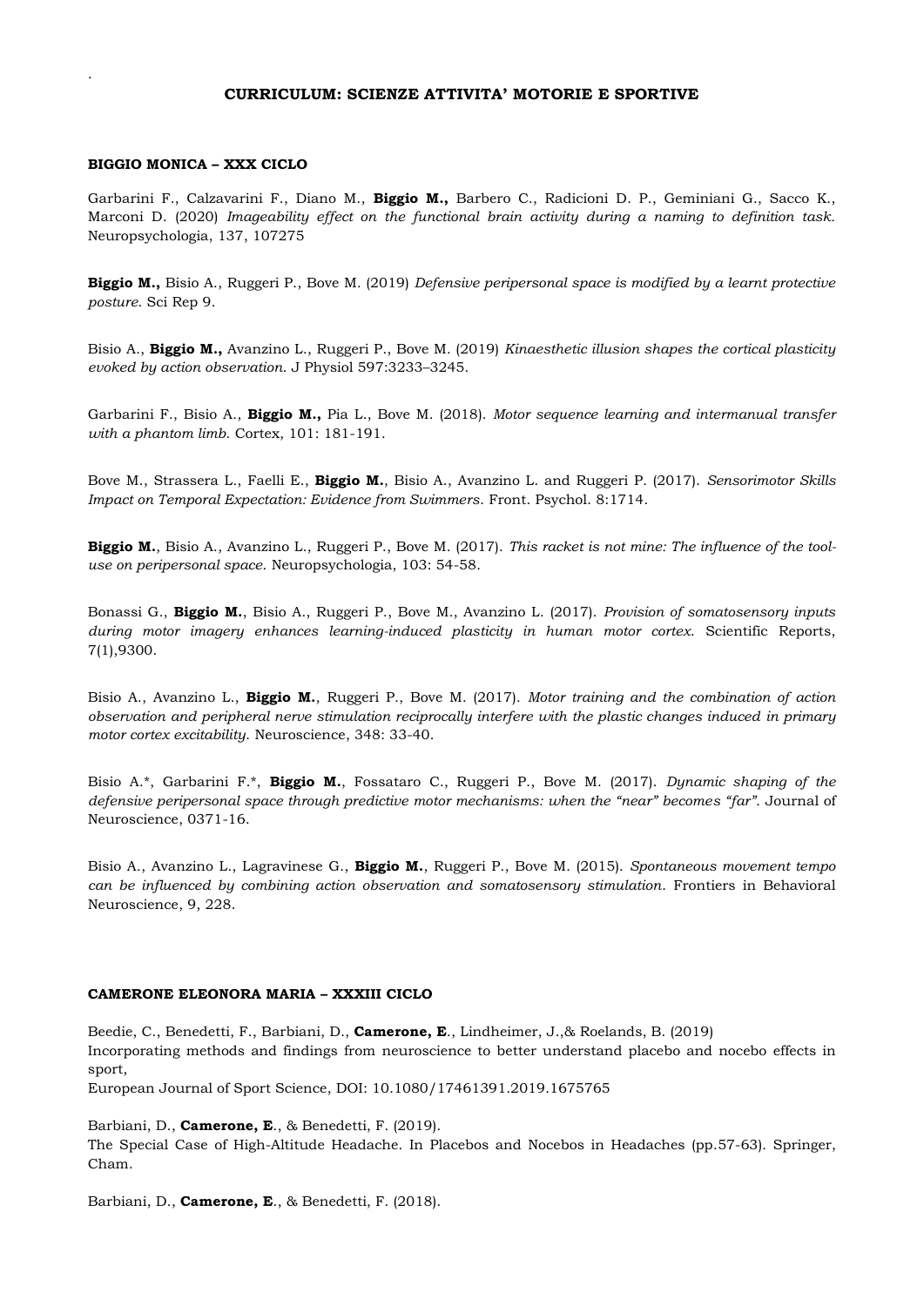**CURRICULUM: SCIENZE ATTIVITA' MOTORIE E SPORTIVE**

**BIGGIO MONICA – XXX CICLO**

Garbarini F., Calzavarini F., Diano M., **Biggio M.,** Barbero C., Radicioni D. P., Geminiani G., Sacco K., Marconi D. (2020) *Imageability effect on the functional brain activity during a naming to definition task.* Neuropsychologia, 137, 107275

**Biggio M.,** Bisio A., Ruggeri P., Bove M. (2019) *Defensive peripersonal space is modified by a learnt protective posture.* Sci Rep 9.

Bisio A., **Biggio M.,** Avanzino L., Ruggeri P., Bove M. (2019) *Kinaesthetic illusion shapes the cortical plasticity evoked by action observation.* J Physiol 597:3233–3245.

Garbarini F., Bisio A., **Biggio M.,** Pia L., Bove M. (2018). *Motor sequence learning and intermanual transfer with a phantom limb.* Cortex, 101: 181-191.

Bove M., Strassera L., Faelli E., **Biggio M.**, Bisio A., Avanzino L. and Ruggeri P. (2017). *Sensorimotor Skills Impact on Temporal Expectation: Evidence from Swimmers.* Front. Psychol. 8:1714.

**Biggio M.**, Bisio A., Avanzino L., Ruggeri P., Bove M. (2017). *This racket is not mine: The influence of the tool-use on peripersonal space.* Neuropsychologia, 103: 54-58.

Bonassi G., **Biggio M.**, Bisio A., Ruggeri P., Bove M., Avanzino L. (2017). *Provision of somatosensory inputs during motor imagery enhances learning-induced plasticity in human motor cortex.* Scientific Reports, 7(1),9300.

Bisio A., Avanzino L., **Biggio M.**, Ruggeri P., Bove M. (2017). *Motor training and the combination of action observation and peripheral nerve stimulation reciprocally interfere with the plastic changes induced in primary motor cortex excitability.* Neuroscience, 348: 33-40.

Bisio A.*, Garbarini F.*, **Biggio M.**, Fossataro C., Ruggeri P., Bove M. (2017). *Dynamic shaping of the defensive peripersonal space through predictive motor mechanisms: when the "near" becomes "far".* Journal of Neuroscience, 0371-16.

Bisio A., Avanzino L., Lagravinese G., **Biggio M.**, Ruggeri P., Bove M. (2015). *Spontaneous movement tempo can be influenced by combining action observation and somatosensory stimulation.* Frontiers in Behavioral Neuroscience, 9, 228.

**CAMERONE ELEONORA MARIA – XXXIII CICLO**

Beedie, C., Benedetti, F., Barbiani, D., **Camerone, E**., Lindheimer, J.,& Roelands, B. (2019)
Incorporating methods and findings from neuroscience to better understand placebo and nocebo effects in sport,
European Journal of Sport Science, DOI: 10.1080/17461391.2019.1675765

Barbiani, D., **Camerone, E**., & Benedetti, F. (2019).
The Special Case of High-Altitude Headache. In Placebos and Nocebos in Headaches (pp.57-63). Springer, Cham.

Barbiani, D., **Camerone, E**., & Benedetti, F. (2018).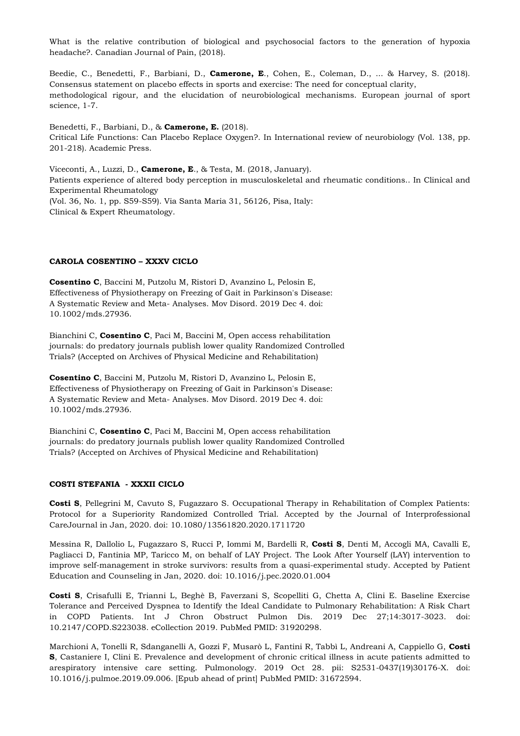What is the relative contribution of biological and psychosocial factors to the generation of hypoxia headache?. Canadian Journal of Pain, (2018).

Beedie, C., Benedetti, F., Barbiani, D., **Camerone, E**., Cohen, E., Coleman, D., ... & Harvey, S. (2018). Consensus statement on placebo effects in sports and exercise: The need for conceptual clarity, methodological rigour, and the elucidation of neurobiological mechanisms. European journal of sport science, 1-7.

Benedetti, F., Barbiani, D., & **Camerone, E.** (2018).
Critical Life Functions: Can Placebo Replace Oxygen?. In International review of neurobiology (Vol. 138, pp. 201-218). Academic Press.

Viceconti, A., Luzzi, D., **Camerone, E**., & Testa, M. (2018, January).
Patients experience of altered body perception in musculoskeletal and rheumatic conditions.. In Clinical and Experimental Rheumatology
(Vol. 36, No. 1, pp. S59-S59). Via Santa Maria 31, 56126, Pisa, Italy:
Clinical & Expert Rheumatology.

**CAROLA COSENTINO – XXXV CICLO**

**Cosentino C**, Baccini M, Putzolu M, Ristori D, Avanzino L, Pelosin E,
Effectiveness of Physiotherapy on Freezing of Gait in Parkinson's Disease:
A Systematic Review and Meta- Analyses. Mov Disord. 2019 Dec 4. doi:
10.1002/mds.27936.

Bianchini C, **Cosentino C**, Paci M, Baccini M, Open access rehabilitation
journals: do predatory journals publish lower quality Randomized Controlled
Trials? (Accepted on Archives of Physical Medicine and Rehabilitation)

**Cosentino C**, Baccini M, Putzolu M, Ristori D, Avanzino L, Pelosin E,
Effectiveness of Physiotherapy on Freezing of Gait in Parkinson's Disease:
A Systematic Review and Meta- Analyses. Mov Disord. 2019 Dec 4. doi:
10.1002/mds.27936.

Bianchini C, **Cosentino C**, Paci M, Baccini M, Open access rehabilitation
journals: do predatory journals publish lower quality Randomized Controlled
Trials? (Accepted on Archives of Physical Medicine and Rehabilitation)

**COSTI STEFANIA - XXXII CICLO**

**Costi S**, Pellegrini M, Cavuto S, Fugazzaro S. Occupational Therapy in Rehabilitation of Complex Patients: Protocol for a Superiority Randomized Controlled Trial. Accepted by the Journal of Interprofessional CareJournal in Jan, 2020. doi: 10.1080/13561820.2020.1711720

Messina R, Dallolio L, Fugazzaro S, Rucci P, Iommi M, Bardelli R, **Costi S**, Denti M, Accogli MA, Cavalli E, Pagliacci D, Fantinia MP, Taricco M, on behalf of LAY Project. The Look After Yourself (LAY) intervention to improve self-management in stroke survivors: results from a quasi-experimental study. Accepted by Patient Education and Counseling in Jan, 2020. doi: 10.1016/j.pec.2020.01.004

**Costi S**, Crisafulli E, Trianni L, Beghè B, Faverzani S, Scopelliti G, Chetta A, Clini E. Baseline Exercise Tolerance and Perceived Dyspnea to Identify the Ideal Candidate to Pulmonary Rehabilitation: A Risk Chart in COPD Patients. Int J Chron Obstruct Pulmon Dis. 2019 Dec 27;14:3017-3023. doi: 10.2147/COPD.S223038. eCollection 2019. PubMed PMID: 31920298.

Marchioni A, Tonelli R, Sdanganelli A, Gozzi F, Musarò L, Fantini R, Tabbì L, Andreani A, Cappiello G, **Costi S**, Castaniere I, Clini E. Prevalence and development of chronic critical illness in acute patients admitted to arespiratory intensive care setting. Pulmonology. 2019 Oct 28. pii: S2531-0437(19)30176-X. doi: 10.1016/j.pulmoe.2019.09.006. [Epub ahead of print] PubMed PMID: 31672594.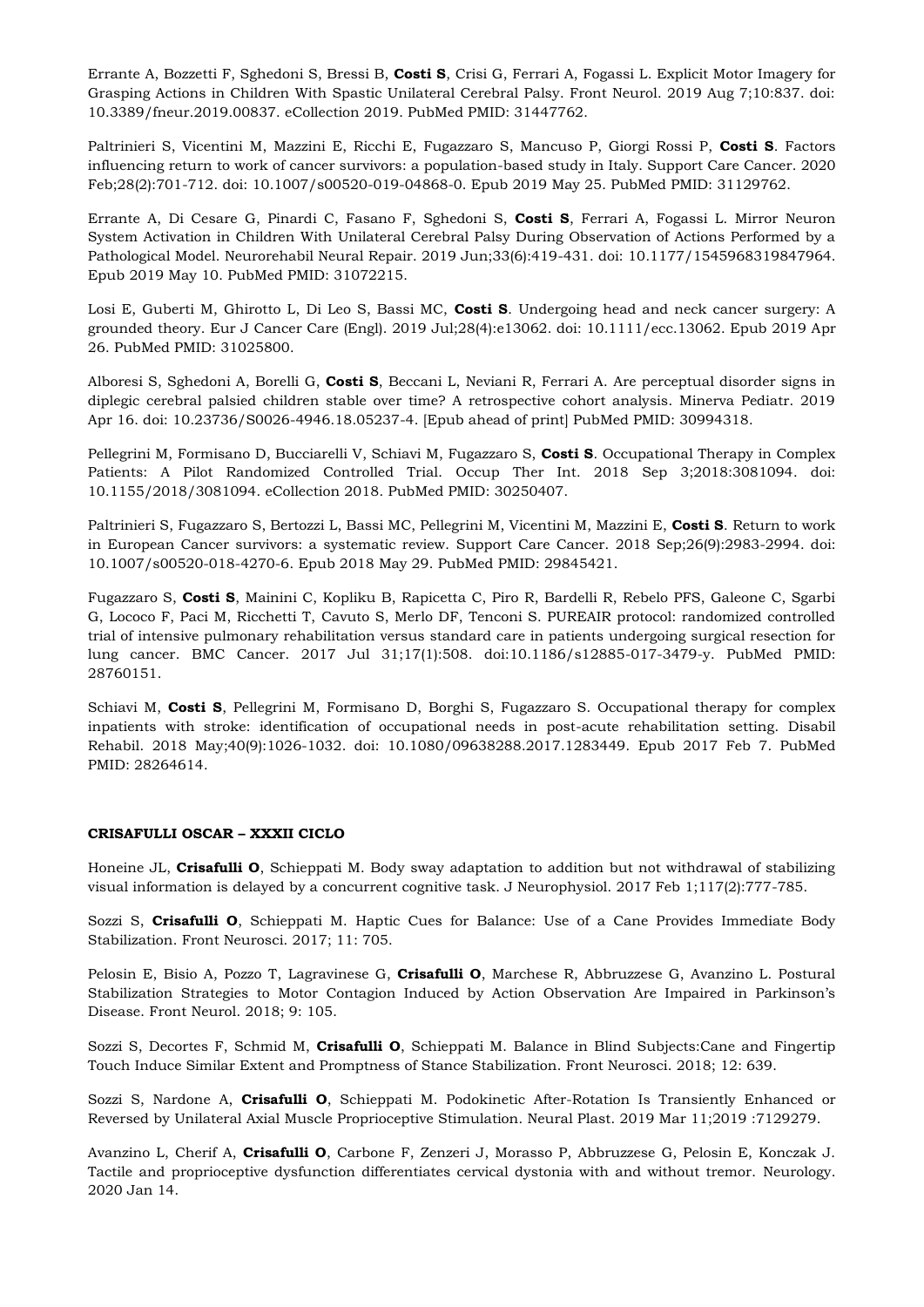Errante A, Bozzetti F, Sghedoni S, Bressi B, **Costi S**, Crisi G, Ferrari A, Fogassi L. Explicit Motor Imagery for Grasping Actions in Children With Spastic Unilateral Cerebral Palsy. Front Neurol. 2019 Aug 7;10:837. doi: 10.3389/fneur.2019.00837. eCollection 2019. PubMed PMID: 31447762.

Paltrinieri S, Vicentini M, Mazzini E, Ricchi E, Fugazzaro S, Mancuso P, Giorgi Rossi P, **Costi S**. Factors influencing return to work of cancer survivors: a population-based study in Italy. Support Care Cancer. 2020 Feb;28(2):701-712. doi: 10.1007/s00520-019-04868-0. Epub 2019 May 25. PubMed PMID: 31129762.

Errante A, Di Cesare G, Pinardi C, Fasano F, Sghedoni S, **Costi S**, Ferrari A, Fogassi L. Mirror Neuron System Activation in Children With Unilateral Cerebral Palsy During Observation of Actions Performed by a Pathological Model. Neurorehabil Neural Repair. 2019 Jun;33(6):419-431. doi: 10.1177/1545968319847964. Epub 2019 May 10. PubMed PMID: 31072215.

Losi E, Guberti M, Ghirotto L, Di Leo S, Bassi MC, **Costi S**. Undergoing head and neck cancer surgery: A grounded theory. Eur J Cancer Care (Engl). 2019 Jul;28(4):e13062. doi: 10.1111/ecc.13062. Epub 2019 Apr 26. PubMed PMID: 31025800.

Alboresi S, Sghedoni A, Borelli G, **Costi S**, Beccani L, Neviani R, Ferrari A. Are perceptual disorder signs in diplegic cerebral palsied children stable over time? A retrospective cohort analysis. Minerva Pediatr. 2019 Apr 16. doi: 10.23736/S0026-4946.18.05237-4. [Epub ahead of print] PubMed PMID: 30994318.

Pellegrini M, Formisano D, Bucciarelli V, Schiavi M, Fugazzaro S, **Costi S**. Occupational Therapy in Complex Patients: A Pilot Randomized Controlled Trial. Occup Ther Int. 2018 Sep 3;2018:3081094. doi: 10.1155/2018/3081094. eCollection 2018. PubMed PMID: 30250407.

Paltrinieri S, Fugazzaro S, Bertozzi L, Bassi MC, Pellegrini M, Vicentini M, Mazzini E, **Costi S**. Return to work in European Cancer survivors: a systematic review. Support Care Cancer. 2018 Sep;26(9):2983-2994. doi: 10.1007/s00520-018-4270-6. Epub 2018 May 29. PubMed PMID: 29845421.

Fugazzaro S, **Costi S**, Mainini C, Kopliku B, Rapicetta C, Piro R, Bardelli R, Rebelo PFS, Galeone C, Sgarbi G, Lococo F, Paci M, Ricchetti T, Cavuto S, Merlo DF, Tenconi S. PUREAIR protocol: randomized controlled trial of intensive pulmonary rehabilitation versus standard care in patients undergoing surgical resection for lung cancer. BMC Cancer. 2017 Jul 31;17(1):508. doi:10.1186/s12885-017-3479-y. PubMed PMID: 28760151.

Schiavi M, **Costi S**, Pellegrini M, Formisano D, Borghi S, Fugazzaro S. Occupational therapy for complex inpatients with stroke: identification of occupational needs in post-acute rehabilitation setting. Disabil Rehabil. 2018 May;40(9):1026-1032. doi: 10.1080/09638288.2017.1283449. Epub 2017 Feb 7. PubMed PMID: 28264614.

**CRISAFULLI OSCAR – XXXII CICLO**

Honeine JL, **Crisafulli O**, Schieppati M. Body sway adaptation to addition but not withdrawal of stabilizing visual information is delayed by a concurrent cognitive task. J Neurophysiol. 2017 Feb 1;117(2):777-785.

Sozzi S, **Crisafulli O**, Schieppati M. Haptic Cues for Balance: Use of a Cane Provides Immediate Body Stabilization. Front Neurosci. 2017; 11: 705.

Pelosin E, Bisio A, Pozzo T, Lagravinese G, **Crisafulli O**, Marchese R, Abbruzzese G, Avanzino L. Postural Stabilization Strategies to Motor Contagion Induced by Action Observation Are Impaired in Parkinson's Disease. Front Neurol. 2018; 9: 105.

Sozzi S, Decortes F, Schmid M, **Crisafulli O**, Schieppati M. Balance in Blind Subjects:Cane and Fingertip Touch Induce Similar Extent and Promptness of Stance Stabilization. Front Neurosci. 2018; 12: 639.

Sozzi S, Nardone A, **Crisafulli O**, Schieppati M. Podokinetic After-Rotation Is Transiently Enhanced or Reversed by Unilateral Axial Muscle Proprioceptive Stimulation. Neural Plast. 2019 Mar 11;2019 :7129279.

Avanzino L, Cherif A, **Crisafulli O**, Carbone F, Zenzeri J, Morasso P, Abbruzzese G, Pelosin E, Konczak J. Tactile and proprioceptive dysfunction differentiates cervical dystonia with and without tremor. Neurology. 2020 Jan 14.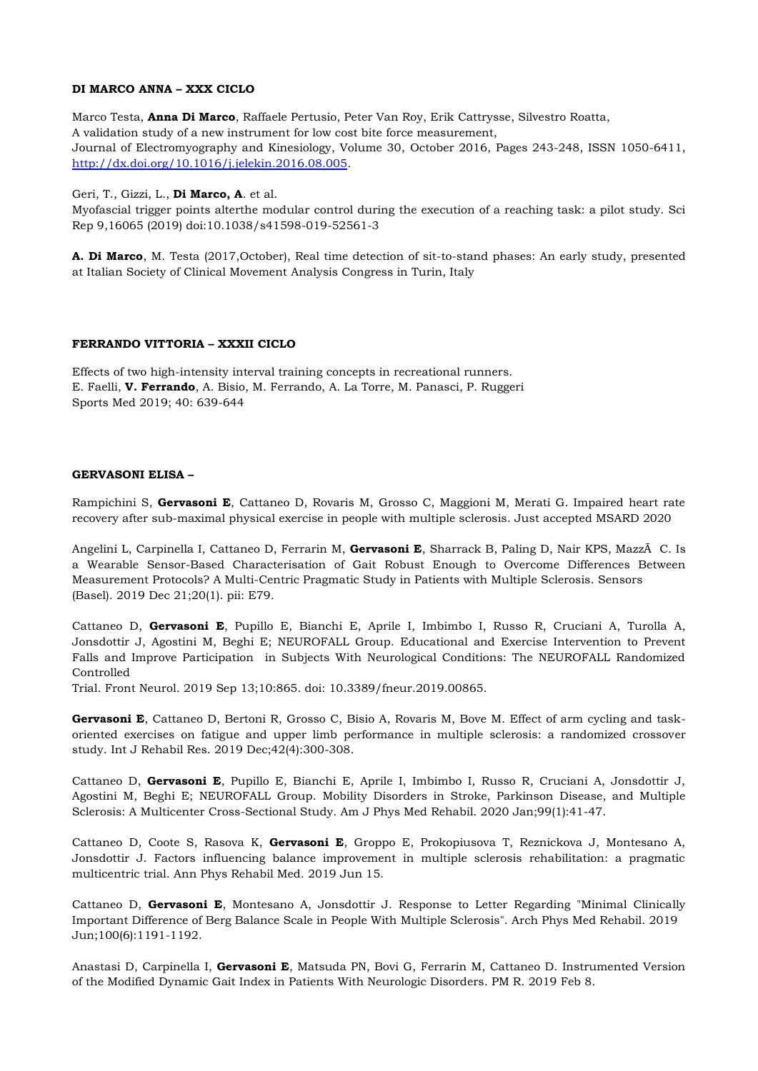**DI MARCO ANNA – XXX CICLO**

Marco Testa, **Anna Di Marco**, Raffaele Pertusio, Peter Van Roy, Erik Cattrysse, Silvestro Roatta, A validation study of a new instrument for low cost bite force measurement, Journal of Electromyography and Kinesiology, Volume 30, October 2016, Pages 243-248, ISSN 1050-6411, http://dx.doi.org/10.1016/j.jelekin.2016.08.005.

Geri, T., Gizzi, L., **Di Marco, A**. et al.
Myofascial trigger points alterthe modular control during the execution of a reaching task: a pilot study. Sci Rep 9,16065 (2019) doi:10.1038/s41598-019-52561-3

**A. Di Marco**, M. Testa (2017,October), Real time detection of sit-to-stand phases: An early study, presented at Italian Society of Clinical Movement Analysis Congress in Turin, Italy

**FERRANDO VITTORIA – XXXII CICLO**

Effects of two high-intensity interval training concepts in recreational runners.
E. Faelli, **V. Ferrando**, A. Bisio, M. Ferrando, A. La Torre, M. Panasci, P. Ruggeri
Sports Med 2019; 40: 639-644

**GERVASONI ELISA –**

Rampichini S, **Gervasoni E**, Cattaneo D, Rovaris M, Grosso C, Maggioni M, Merati G. Impaired heart rate recovery after sub-maximal physical exercise in people with multiple sclerosis. Just accepted MSARD 2020

Angelini L, Carpinella I, Cattaneo D, Ferrarin M, **Gervasoni E**, Sharrack B, Paling D, Nair KPS, MazzÃ  C. Is a Wearable Sensor-Based Characterisation of Gait Robust Enough to Overcome Differences Between Measurement Protocols? A Multi-Centric Pragmatic Study in Patients with Multiple Sclerosis. Sensors (Basel). 2019 Dec 21;20(1). pii: E79.

Cattaneo D, **Gervasoni E**, Pupillo E, Bianchi E, Aprile I, Imbimbo I, Russo R, Cruciani A, Turolla A, Jonsdottir J, Agostini M, Beghi E; NEUROFALL Group. Educational and Exercise Intervention to Prevent Falls and Improve Participation in Subjects With Neurological Conditions: The NEUROFALL Randomized Controlled
Trial. Front Neurol. 2019 Sep 13;10:865. doi: 10.3389/fneur.2019.00865.

**Gervasoni E**, Cattaneo D, Bertoni R, Grosso C, Bisio A, Rovaris M, Bove M. Effect of arm cycling and task-oriented exercises on fatigue and upper limb performance in multiple sclerosis: a randomized crossover study. Int J Rehabil Res. 2019 Dec;42(4):300-308.

Cattaneo D, **Gervasoni E**, Pupillo E, Bianchi E, Aprile I, Imbimbo I, Russo R, Cruciani A, Jonsdottir J, Agostini M, Beghi E; NEUROFALL Group. Mobility Disorders in Stroke, Parkinson Disease, and Multiple Sclerosis: A Multicenter Cross-Sectional Study. Am J Phys Med Rehabil. 2020 Jan;99(1):41-47.

Cattaneo D, Coote S, Rasova K, **Gervasoni E**, Groppo E, Prokopiusova T, Reznickova J, Montesano A, Jonsdottir J. Factors influencing balance improvement in multiple sclerosis rehabilitation: a pragmatic multicentric trial. Ann Phys Rehabil Med. 2019 Jun 15.

Cattaneo D, **Gervasoni E**, Montesano A, Jonsdottir J. Response to Letter Regarding "Minimal Clinically Important Difference of Berg Balance Scale in People With Multiple Sclerosis". Arch Phys Med Rehabil. 2019 Jun;100(6):1191-1192.

Anastasi D, Carpinella I, **Gervasoni E**, Matsuda PN, Bovi G, Ferrarin M, Cattaneo D. Instrumented Version of the Modified Dynamic Gait Index in Patients With Neurologic Disorders. PM R. 2019 Feb 8.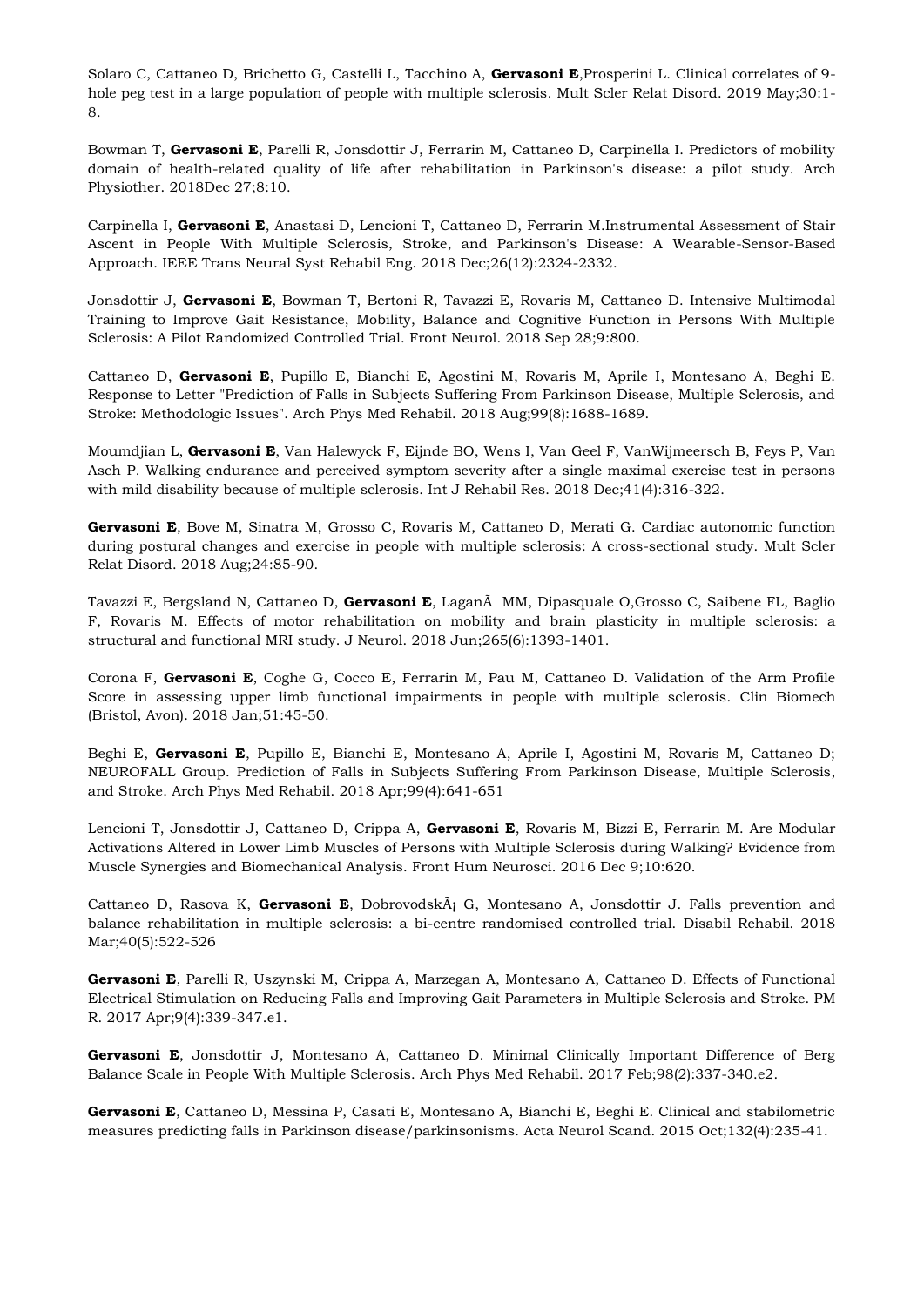Solaro C, Cattaneo D, Brichetto G, Castelli L, Tacchino A, **Gervasoni E**,Prosperini L. Clinical correlates of 9-hole peg test in a large population of people with multiple sclerosis. Mult Scler Relat Disord. 2019 May;30:1-8.

Bowman T, **Gervasoni E**, Parelli R, Jonsdottir J, Ferrarin M, Cattaneo D, Carpinella I. Predictors of mobility domain of health-related quality of life after rehabilitation in Parkinson's disease: a pilot study. Arch Physiother. 2018Dec 27;8:10.

Carpinella I, **Gervasoni E**, Anastasi D, Lencioni T, Cattaneo D, Ferrarin M.Instrumental Assessment of Stair Ascent in People With Multiple Sclerosis, Stroke, and Parkinson's Disease: A Wearable-Sensor-Based Approach. IEEE Trans Neural Syst Rehabil Eng. 2018 Dec;26(12):2324-2332.

Jonsdottir J, **Gervasoni E**, Bowman T, Bertoni R, Tavazzi E, Rovaris M, Cattaneo D. Intensive Multimodal Training to Improve Gait Resistance, Mobility, Balance and Cognitive Function in Persons With Multiple Sclerosis: A Pilot Randomized Controlled Trial. Front Neurol. 2018 Sep 28;9:800.

Cattaneo D, **Gervasoni E**, Pupillo E, Bianchi E, Agostini M, Rovaris M, Aprile I, Montesano A, Beghi E. Response to Letter "Prediction of Falls in Subjects Suffering From Parkinson Disease, Multiple Sclerosis, and Stroke: Methodologic Issues". Arch Phys Med Rehabil. 2018 Aug;99(8):1688-1689.

Moumdjian L, **Gervasoni E**, Van Halewyck F, Eijnde BO, Wens I, Van Geel F, VanWijmeersch B, Feys P, Van Asch P. Walking endurance and perceived symptom severity after a single maximal exercise test in persons with mild disability because of multiple sclerosis. Int J Rehabil Res. 2018 Dec;41(4):316-322.

**Gervasoni E**, Bove M, Sinatra M, Grosso C, Rovaris M, Cattaneo D, Merati G. Cardiac autonomic function during postural changes and exercise in people with multiple sclerosis: A cross-sectional study. Mult Scler Relat Disord. 2018 Aug;24:85-90.

Tavazzi E, Bergsland N, Cattaneo D, **Gervasoni E**, LaganÃ MM, Dipasquale O,Grosso C, Saibene FL, Baglio F, Rovaris M. Effects of motor rehabilitation on mobility and brain plasticity in multiple sclerosis: a structural and functional MRI study. J Neurol. 2018 Jun;265(6):1393-1401.

Corona F, **Gervasoni E**, Coghe G, Cocco E, Ferrarin M, Pau M, Cattaneo D. Validation of the Arm Profile Score in assessing upper limb functional impairments in people with multiple sclerosis. Clin Biomech (Bristol, Avon). 2018 Jan;51:45-50.

Beghi E, **Gervasoni E**, Pupillo E, Bianchi E, Montesano A, Aprile I, Agostini M, Rovaris M, Cattaneo D; NEUROFALL Group. Prediction of Falls in Subjects Suffering From Parkinson Disease, Multiple Sclerosis, and Stroke. Arch Phys Med Rehabil. 2018 Apr;99(4):641-651

Lencioni T, Jonsdottir J, Cattaneo D, Crippa A, **Gervasoni E**, Rovaris M, Bizzi E, Ferrarin M. Are Modular Activations Altered in Lower Limb Muscles of Persons with Multiple Sclerosis during Walking? Evidence from Muscle Synergies and Biomechanical Analysis. Front Hum Neurosci. 2016 Dec 9;10:620.

Cattaneo D, Rasova K, **Gervasoni E**, DobrovodskÃ¡ G, Montesano A, Jonsdottir J. Falls prevention and balance rehabilitation in multiple sclerosis: a bi-centre randomised controlled trial. Disabil Rehabil. 2018 Mar;40(5):522-526

**Gervasoni E**, Parelli R, Uszynski M, Crippa A, Marzegan A, Montesano A, Cattaneo D. Effects of Functional Electrical Stimulation on Reducing Falls and Improving Gait Parameters in Multiple Sclerosis and Stroke. PM R. 2017 Apr;9(4):339-347.e1.

**Gervasoni E**, Jonsdottir J, Montesano A, Cattaneo D. Minimal Clinically Important Difference of Berg Balance Scale in People With Multiple Sclerosis. Arch Phys Med Rehabil. 2017 Feb;98(2):337-340.e2.

**Gervasoni E**, Cattaneo D, Messina P, Casati E, Montesano A, Bianchi E, Beghi E. Clinical and stabilometric measures predicting falls in Parkinson disease/parkinsonisms. Acta Neurol Scand. 2015 Oct;132(4):235-41.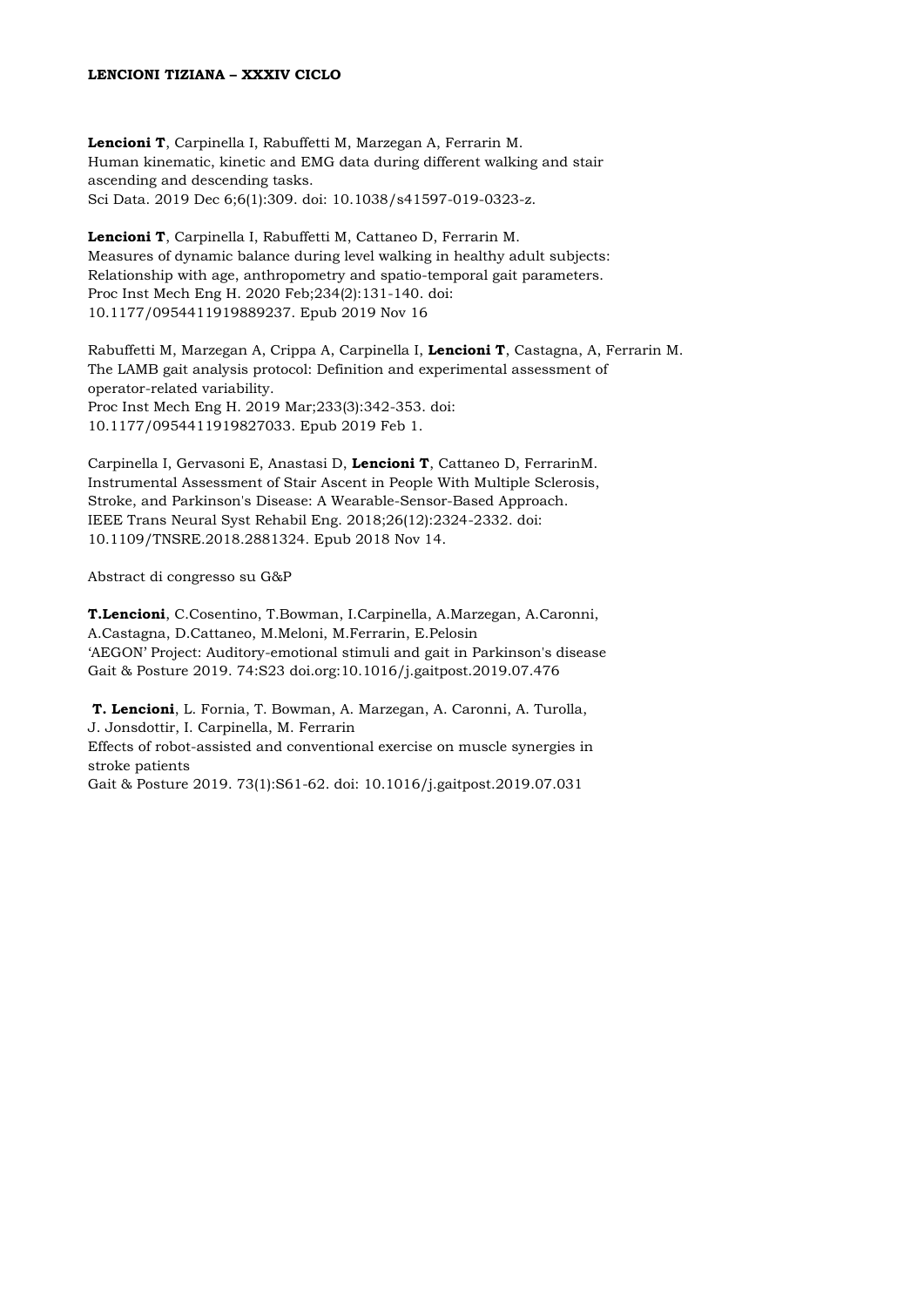**LENCIONI TIZIANA – XXXIV CICLO**

**Lencioni T**, Carpinella I, Rabuffetti M, Marzegan A, Ferrarin M.
Human kinematic, kinetic and EMG data during different walking and stair ascending and descending tasks.
Sci Data. 2019 Dec 6;6(1):309. doi: 10.1038/s41597-019-0323-z.

**Lencioni T**, Carpinella I, Rabuffetti M, Cattaneo D, Ferrarin M.
Measures of dynamic balance during level walking in healthy adult subjects: Relationship with age, anthropometry and spatio-temporal gait parameters.
Proc Inst Mech Eng H. 2020 Feb;234(2):131-140. doi: 10.1177/0954411919889237. Epub 2019 Nov 16

Rabuffetti M, Marzegan A, Crippa A, Carpinella I, **Lencioni T**, Castagna, A, Ferrarin M.
The LAMB gait analysis protocol: Definition and experimental assessment of operator-related variability.
Proc Inst Mech Eng H. 2019 Mar;233(3):342-353. doi: 10.1177/0954411919827033. Epub 2019 Feb 1.

Carpinella I, Gervasoni E, Anastasi D, **Lencioni T**, Cattaneo D, FerrarinM.
Instrumental Assessment of Stair Ascent in People With Multiple Sclerosis, Stroke, and Parkinson's Disease: A Wearable-Sensor-Based Approach.
IEEE Trans Neural Syst Rehabil Eng. 2018;26(12):2324-2332. doi: 10.1109/TNSRE.2018.2881324. Epub 2018 Nov 14.

Abstract di congresso su G&P

**T.Lencioni**, C.Cosentino, T.Bowman, I.Carpinella, A.Marzegan, A.Caronni, A.Castagna, D.Cattaneo, M.Meloni, M.Ferrarin, E.Pelosin
'AEGON' Project: Auditory-emotional stimuli and gait in Parkinson's disease
Gait & Posture 2019. 74:S23 doi.org:10.1016/j.gaitpost.2019.07.476

**T. Lencioni**, L. Fornia, T. Bowman, A. Marzegan, A. Caronni, A. Turolla, J. Jonsdottir, I. Carpinella, M. Ferrarin
Effects of robot-assisted and conventional exercise on muscle synergies in stroke patients
Gait & Posture 2019. 73(1):S61-62. doi: 10.1016/j.gaitpost.2019.07.031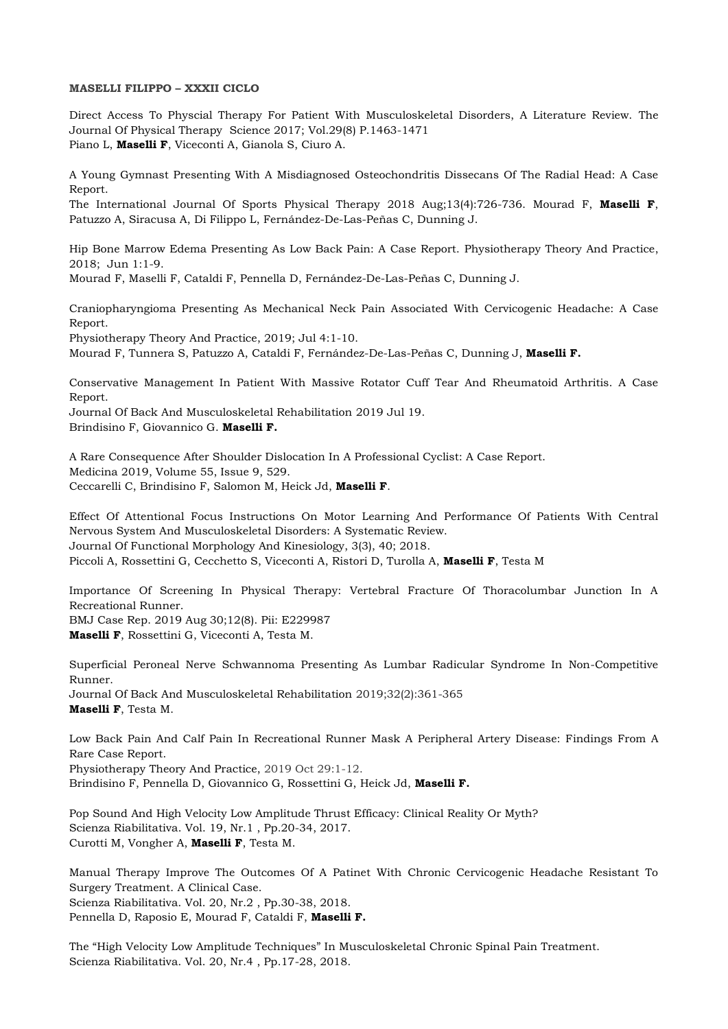**MASELLI FILIPPO – XXXII CICLO**

Direct Access To Physcial Therapy For Patient With Musculoskeletal Disorders, A Literature Review. The Journal Of Physical Therapy Science 2017; Vol.29(8) P.1463-1471
Piano L, **Maselli F**, Viceconti A, Gianola S, Ciuro A.

A Young Gymnast Presenting With A Misdiagnosed Osteochondritis Dissecans Of The Radial Head: A Case Report.
The International Journal Of Sports Physical Therapy 2018 Aug;13(4):726-736. Mourad F, **Maselli F**, Patuzzo A, Siracusa A, Di Filippo L, Fernández-De-Las-Peñas C, Dunning J.

Hip Bone Marrow Edema Presenting As Low Back Pain: A Case Report. Physiotherapy Theory And Practice, 2018; Jun 1:1-9.
Mourad F, Maselli F, Cataldi F, Pennella D, Fernández-De-Las-Peñas C, Dunning J.

Craniopharyngioma Presenting As Mechanical Neck Pain Associated With Cervicogenic Headache: A Case Report.
Physiotherapy Theory And Practice, 2019; Jul 4:1-10.
Mourad F, Tunnera S, Patuzzo A, Cataldi F, Fernández-De-Las-Peñas C, Dunning J, **Maselli F.**

Conservative Management In Patient With Massive Rotator Cuff Tear And Rheumatoid Arthritis. A Case Report.
Journal Of Back And Musculoskeletal Rehabilitation 2019 Jul 19.
Brindisino F, Giovannico G. **Maselli F.**

A Rare Consequence After Shoulder Dislocation In A Professional Cyclist: A Case Report.
Medicina 2019, Volume 55, Issue 9, 529.
Ceccarelli C, Brindisino F, Salomon M, Heick Jd, **Maselli F**.

Effect Of Attentional Focus Instructions On Motor Learning And Performance Of Patients With Central Nervous System And Musculoskeletal Disorders: A Systematic Review.
Journal Of Functional Morphology And Kinesiology, 3(3), 40; 2018.
Piccoli A, Rossettini G, Cecchetto S, Viceconti A, Ristori D, Turolla A, **Maselli F**, Testa M

Importance Of Screening In Physical Therapy: Vertebral Fracture Of Thoracolumbar Junction In A Recreational Runner.
BMJ Case Rep. 2019 Aug 30;12(8). Pii: E229987
**Maselli F**, Rossettini G, Viceconti A, Testa M.

Superficial Peroneal Nerve Schwannoma Presenting As Lumbar Radicular Syndrome In Non-Competitive Runner.
Journal Of Back And Musculoskeletal Rehabilitation 2019;32(2):361-365
**Maselli F**, Testa M.

Low Back Pain And Calf Pain In Recreational Runner Mask A Peripheral Artery Disease: Findings From A Rare Case Report.
Physiotherapy Theory And Practice, 2019 Oct 29:1-12.
Brindisino F, Pennella D, Giovannico G, Rossettini G, Heick Jd, **Maselli F.**

Pop Sound And High Velocity Low Amplitude Thrust Efficacy: Clinical Reality Or Myth?
Scienza Riabilitativa. Vol. 19, Nr.1 , Pp.20-34, 2017.
Curotti M, Vongher A, **Maselli F**, Testa M.

Manual Therapy Improve The Outcomes Of A Patinet With Chronic Cervicogenic Headache Resistant To Surgery Treatment. A Clinical Case.
Scienza Riabilitativa. Vol. 20, Nr.2 , Pp.30-38, 2018.
Pennella D, Raposio E, Mourad F, Cataldi F, **Maselli F.**

The "High Velocity Low Amplitude Techniques" In Musculoskeletal Chronic Spinal Pain Treatment.
Scienza Riabilitativa. Vol. 20, Nr.4 , Pp.17-28, 2018.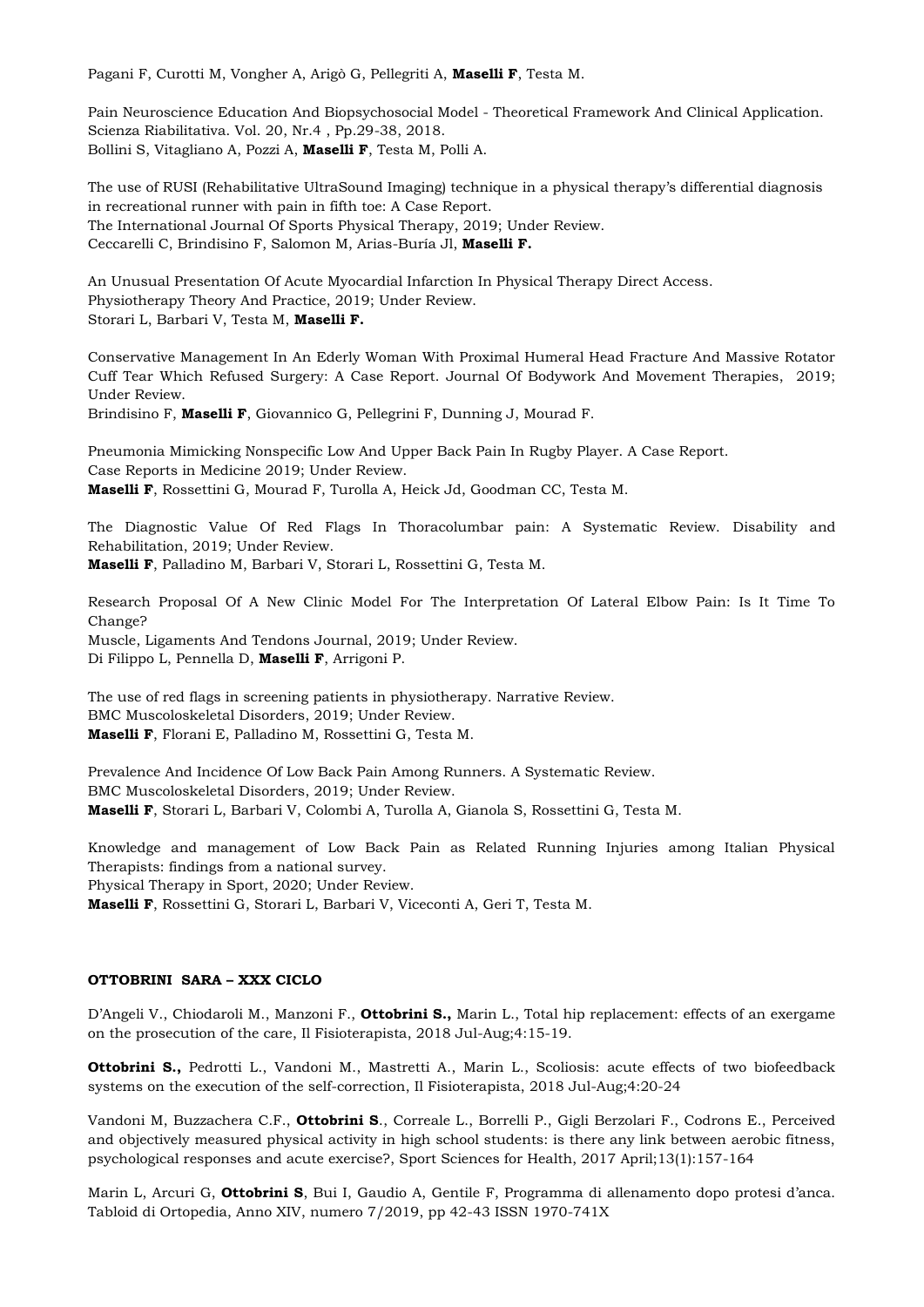Pagani F, Curotti M, Vongher A, Arigò G, Pellegriti A, **Maselli F**, Testa M.

Pain Neuroscience Education And Biopsychosocial Model - Theoretical Framework And Clinical Application. Scienza Riabilitativa. Vol. 20, Nr.4 , Pp.29-38, 2018.
Bollini S, Vitagliano A, Pozzi A, **Maselli F**, Testa M, Polli A.

The use of RUSI (Rehabilitative UltraSound Imaging) technique in a physical therapy's differential diagnosis in recreational runner with pain in fifth toe: A Case Report.
The International Journal Of Sports Physical Therapy, 2019; Under Review.
Ceccarelli C, Brindisino F, Salomon M, Arias-Buría Jl, **Maselli F.**

An Unusual Presentation Of Acute Myocardial Infarction In Physical Therapy Direct Access.
Physiotherapy Theory And Practice, 2019; Under Review.
Storari L, Barbari V, Testa M, **Maselli F.**

Conservative Management In An Ederly Woman With Proximal Humeral Head Fracture And Massive Rotator Cuff Tear Which Refused Surgery: A Case Report. Journal Of Bodywork And Movement Therapies, 2019; Under Review.
Brindisino F, **Maselli F**, Giovannico G, Pellegrini F, Dunning J, Mourad F.

Pneumonia Mimicking Nonspecific Low And Upper Back Pain In Rugby Player. A Case Report.
Case Reports in Medicine 2019; Under Review.
**Maselli F**, Rossettini G, Mourad F, Turolla A, Heick Jd, Goodman CC, Testa M.

The Diagnostic Value Of Red Flags In Thoracolumbar pain: A Systematic Review. Disability and Rehabilitation, 2019; Under Review.
**Maselli F**, Palladino M, Barbari V, Storari L, Rossettini G, Testa M.

Research Proposal Of A New Clinic Model For The Interpretation Of Lateral Elbow Pain: Is It Time To Change?
Muscle, Ligaments And Tendons Journal, 2019; Under Review.
Di Filippo L, Pennella D, **Maselli F**, Arrigoni P.

The use of red flags in screening patients in physiotherapy. Narrative Review.
BMC Muscoloskeletal Disorders, 2019; Under Review.
**Maselli F**, Florani E, Palladino M, Rossettini G, Testa M.

Prevalence And Incidence Of Low Back Pain Among Runners. A Systematic Review.
BMC Muscoloskeletal Disorders, 2019; Under Review.
**Maselli F**, Storari L, Barbari V, Colombi A, Turolla A, Gianola S, Rossettini G, Testa M.

Knowledge and management of Low Back Pain as Related Running Injuries among Italian Physical Therapists: findings from a national survey.
Physical Therapy in Sport, 2020; Under Review.
**Maselli F**, Rossettini G, Storari L, Barbari V, Viceconti A, Geri T, Testa M.

**OTTOBRINI SARA – XXX CICLO**

D'Angeli V., Chiodaroli M., Manzoni F., **Ottobrini S.,** Marin L., Total hip replacement: effects of an exergame on the prosecution of the care, Il Fisioterapista, 2018 Jul-Aug;4:15-19.

**Ottobrini S.,** Pedrotti L., Vandoni M., Mastretti A., Marin L., Scoliosis: acute effects of two biofeedback systems on the execution of the self-correction, Il Fisioterapista, 2018 Jul-Aug;4:20-24

Vandoni M, Buzzachera C.F., **Ottobrini S**., Correale L., Borrelli P., Gigli Berzolari F., Codrons E., Perceived and objectively measured physical activity in high school students: is there any link between aerobic fitness, psychological responses and acute exercise?, Sport Sciences for Health, 2017 April;13(1):157-164

Marin L, Arcuri G, **Ottobrini S**, Bui I, Gaudio A, Gentile F, Programma di allenamento dopo protesi d'anca. Tabloid di Ortopedia, Anno XIV, numero 7/2019, pp 42-43 ISSN 1970-741X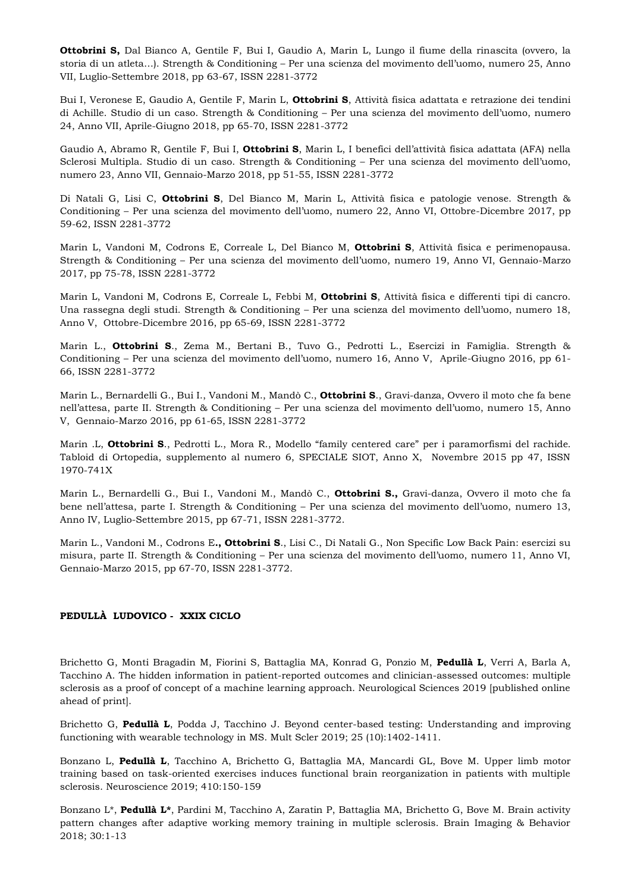**Ottobrini S,** Dal Bianco A, Gentile F, Bui I, Gaudio A, Marin L, Lungo il fiume della rinascita (ovvero, la storia di un atleta…). Strength & Conditioning – Per una scienza del movimento dell'uomo, numero 25, Anno VII, Luglio-Settembre 2018, pp 63-67, ISSN 2281-3772

Bui I, Veronese E, Gaudio A, Gentile F, Marin L, **Ottobrini S**, Attività fisica adattata e retrazione dei tendini di Achille. Studio di un caso. Strength & Conditioning – Per una scienza del movimento dell'uomo, numero 24, Anno VII, Aprile-Giugno 2018, pp 65-70, ISSN 2281-3772

Gaudio A, Abramo R, Gentile F, Bui I, **Ottobrini S**, Marin L, I benefici dell'attività fisica adattata (AFA) nella Sclerosi Multipla. Studio di un caso. Strength & Conditioning – Per una scienza del movimento dell'uomo, numero 23, Anno VII, Gennaio-Marzo 2018, pp 51-55, ISSN 2281-3772

Di Natali G, Lisi C, **Ottobrini S**, Del Bianco M, Marin L, Attività fisica e patologie venose. Strength & Conditioning – Per una scienza del movimento dell'uomo, numero 22, Anno VI, Ottobre-Dicembre 2017, pp 59-62, ISSN 2281-3772

Marin L, Vandoni M, Codrons E, Correale L, Del Bianco M, **Ottobrini S**, Attività fisica e perimenopausa. Strength & Conditioning – Per una scienza del movimento dell'uomo, numero 19, Anno VI, Gennaio-Marzo 2017, pp 75-78, ISSN 2281-3772

Marin L, Vandoni M, Codrons E, Correale L, Febbi M, **Ottobrini S**, Attività fisica e differenti tipi di cancro. Una rassegna degli studi. Strength & Conditioning – Per una scienza del movimento dell'uomo, numero 18, Anno V, Ottobre-Dicembre 2016, pp 65-69, ISSN 2281-3772

Marin L., **Ottobrini S**., Zema M., Bertani B., Tuvo G., Pedrotti L., Esercizi in Famiglia. Strength & Conditioning – Per una scienza del movimento dell'uomo, numero 16, Anno V, Aprile-Giugno 2016, pp 61-66, ISSN 2281-3772

Marin L., Bernardelli G., Bui I., Vandoni M., Mandò C., **Ottobrini S**., Gravi-danza, Ovvero il moto che fa bene nell'attesa, parte II. Strength & Conditioning – Per una scienza del movimento dell'uomo, numero 15, Anno V, Gennaio-Marzo 2016, pp 61-65, ISSN 2281-3772

Marin .L, **Ottobrini S**., Pedrotti L., Mora R., Modello "family centered care" per i paramorfismi del rachide. Tabloid di Ortopedia, supplemento al numero 6, SPECIALE SIOT, Anno X, Novembre 2015 pp 47, ISSN 1970-741X

Marin L., Bernardelli G., Bui I., Vandoni M., Mandò C., **Ottobrini S.,** Gravi-danza, Ovvero il moto che fa bene nell'attesa, parte I. Strength & Conditioning – Per una scienza del movimento dell'uomo, numero 13, Anno IV, Luglio-Settembre 2015, pp 67-71, ISSN 2281-3772.

Marin L., Vandoni M., Codrons E**., Ottobrini S**., Lisi C., Di Natali G., Non Specific Low Back Pain: esercizi su misura, parte II. Strength & Conditioning – Per una scienza del movimento dell'uomo, numero 11, Anno VI, Gennaio-Marzo 2015, pp 67-70, ISSN 2281-3772.

**PEDULLÀ LUDOVICO - XXIX CICLO**

Brichetto G, Monti Bragadin M, Fiorini S, Battaglia MA, Konrad G, Ponzio M, **Pedullà L**, Verri A, Barla A, Tacchino A. The hidden information in patient-reported outcomes and clinician-assessed outcomes: multiple sclerosis as a proof of concept of a machine learning approach. Neurological Sciences 2019 [published online ahead of print].

Brichetto G, **Pedullà L**, Podda J, Tacchino J. Beyond center-based testing: Understanding and improving functioning with wearable technology in MS. Mult Scler 2019; 25 (10):1402-1411.

Bonzano L, **Pedullà L**, Tacchino A, Brichetto G, Battaglia MA, Mancardi GL, Bove M. Upper limb motor training based on task-oriented exercises induces functional brain reorganization in patients with multiple sclerosis. Neuroscience 2019; 410:150-159

Bonzano L*, **Pedullà L***, Pardini M, Tacchino A, Zaratin P, Battaglia MA, Brichetto G, Bove M. Brain activity pattern changes after adaptive working memory training in multiple sclerosis. Brain Imaging & Behavior 2018; 30:1-13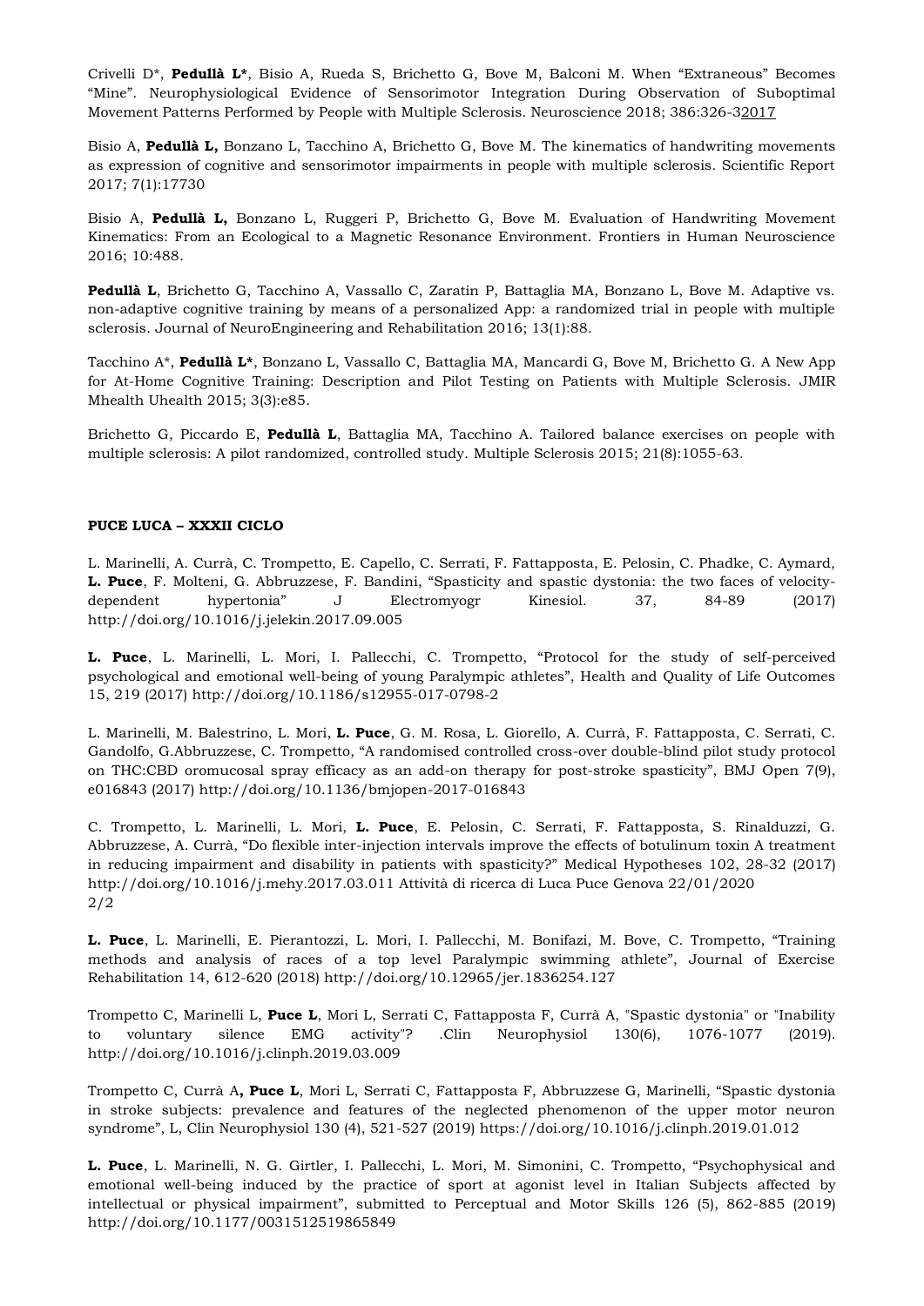Crivelli D*, **Pedullà L***, Bisio A, Rueda S, Brichetto G, Bove M, Balconi M. When "Extraneous" Becomes "Mine". Neurophysiological Evidence of Sensorimotor Integration During Observation of Suboptimal Movement Patterns Performed by People with Multiple Sclerosis. Neuroscience 2018; 386:326-32017

Bisio A, **Pedullà L,** Bonzano L, Tacchino A, Brichetto G, Bove M. The kinematics of handwriting movements as expression of cognitive and sensorimotor impairments in people with multiple sclerosis. Scientific Report 2017; 7(1):17730

Bisio A, **Pedullà L,** Bonzano L, Ruggeri P, Brichetto G, Bove M. Evaluation of Handwriting Movement Kinematics: From an Ecological to a Magnetic Resonance Environment. Frontiers in Human Neuroscience 2016; 10:488.

**Pedullà L**, Brichetto G, Tacchino A, Vassallo C, Zaratin P, Battaglia MA, Bonzano L, Bove M. Adaptive vs. non-adaptive cognitive training by means of a personalized App: a randomized trial in people with multiple sclerosis. Journal of NeuroEngineering and Rehabilitation 2016; 13(1):88.

Tacchino A*, **Pedullà L***, Bonzano L, Vassallo C, Battaglia MA, Mancardi G, Bove M, Brichetto G. A New App for At-Home Cognitive Training: Description and Pilot Testing on Patients with Multiple Sclerosis. JMIR Mhealth Uhealth 2015; 3(3):e85.

Brichetto G, Piccardo E, **Pedullà L**, Battaglia MA, Tacchino A. Tailored balance exercises on people with multiple sclerosis: A pilot randomized, controlled study. Multiple Sclerosis 2015; 21(8):1055-63.

**PUCE LUCA – XXXII CICLO**

L. Marinelli, A. Currà, C. Trompetto, E. Capello, C. Serrati, F. Fattapposta, E. Pelosin, C. Phadke, C. Aymard, **L. Puce**, F. Molteni, G. Abbruzzese, F. Bandini, "Spasticity and spastic dystonia: the two faces of velocity-dependent hypertonia" J Electromyogr Kinesiol. 37, 84-89 (2017) http://doi.org/10.1016/j.jelekin.2017.09.005

**L. Puce**, L. Marinelli, L. Mori, I. Pallecchi, C. Trompetto, "Protocol for the study of self-perceived psychological and emotional well-being of young Paralympic athletes", Health and Quality of Life Outcomes 15, 219 (2017) http://doi.org/10.1186/s12955-017-0798-2

L. Marinelli, M. Balestrino, L. Mori, **L. Puce**, G. M. Rosa, L. Giorello, A. Currà, F. Fattapposta, C. Serrati, C. Gandolfo, G.Abbruzzese, C. Trompetto, "A randomised controlled cross-over double-blind pilot study protocol on THC:CBD oromucosal spray efficacy as an add-on therapy for post-stroke spasticity", BMJ Open 7(9), e016843 (2017) http://doi.org/10.1136/bmjopen-2017-016843

C. Trompetto, L. Marinelli, L. Mori, **L. Puce**, E. Pelosin, C. Serrati, F. Fattapposta, S. Rinalduzzi, G. Abbruzzese, A. Currà, "Do flexible inter-injection intervals improve the effects of botulinum toxin A treatment in reducing impairment and disability in patients with spasticity?" Medical Hypotheses 102, 28-32 (2017) http://doi.org/10.1016/j.mehy.2017.03.011 Attività di ricerca di Luca Puce Genova 22/01/2020 2/2

**L. Puce**, L. Marinelli, E. Pierantozzi, L. Mori, I. Pallecchi, M. Bonifazi, M. Bove, C. Trompetto, "Training methods and analysis of races of a top level Paralympic swimming athlete", Journal of Exercise Rehabilitation 14, 612-620 (2018) http://doi.org/10.12965/jer.1836254.127

Trompetto C, Marinelli L, **Puce L**, Mori L, Serrati C, Fattapposta F, Currà A, "Spastic dystonia" or "Inability to voluntary silence EMG activity"? .Clin Neurophysiol 130(6), 1076-1077 (2019). http://doi.org/10.1016/j.clinph.2019.03.009

Trompetto C, Currà A**, Puce L**, Mori L, Serrati C, Fattapposta F, Abbruzzese G, Marinelli, "Spastic dystonia in stroke subjects: prevalence and features of the neglected phenomenon of the upper motor neuron syndrome", L, Clin Neurophysiol 130 (4), 521-527 (2019) https://doi.org/10.1016/j.clinph.2019.01.012

**L. Puce**, L. Marinelli, N. G. Girtler, I. Pallecchi, L. Mori, M. Simonini, C. Trompetto, "Psychophysical and emotional well-being induced by the practice of sport at agonist level in Italian Subjects affected by intellectual or physical impairment", submitted to Perceptual and Motor Skills 126 (5), 862-885 (2019) http://doi.org/10.1177/0031512519865849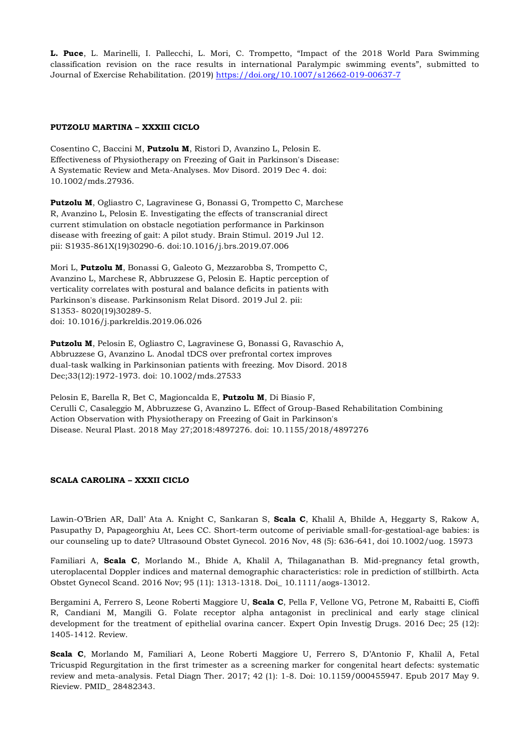**L. Puce**, L. Marinelli, I. Pallecchi, L. Mori, C. Trompetto, "Impact of the 2018 World Para Swimming classification revision on the race results in international Paralympic swimming events", submitted to Journal of Exercise Rehabilitation. (2019) https://doi.org/10.1007/s12662-019-00637-7

**PUTZOLU MARTINA – XXXIII CICLO**

Cosentino C, Baccini M, **Putzolu M**, Ristori D, Avanzino L, Pelosin E. Effectiveness of Physiotherapy on Freezing of Gait in Parkinson's Disease: A Systematic Review and Meta-Analyses. Mov Disord. 2019 Dec 4. doi: 10.1002/mds.27936.

**Putzolu M**, Ogliastro C, Lagravinese G, Bonassi G, Trompetto C, Marchese R, Avanzino L, Pelosin E. Investigating the effects of transcranial direct current stimulation on obstacle negotiation performance in Parkinson disease with freezing of gait: A pilot study. Brain Stimul. 2019 Jul 12. pii: S1935-861X(19)30290-6. doi:10.1016/j.brs.2019.07.006

Mori L, **Putzolu M**, Bonassi G, Galeoto G, Mezzarobba S, Trompetto C, Avanzino L, Marchese R, Abbruzzese G, Pelosin E. Haptic perception of verticality correlates with postural and balance deficits in patients with Parkinson's disease. Parkinsonism Relat Disord. 2019 Jul 2. pii: S1353- 8020(19)30289-5.
doi: 10.1016/j.parkreldis.2019.06.026

**Putzolu M**, Pelosin E, Ogliastro C, Lagravinese G, Bonassi G, Ravaschio A, Abbruzzese G, Avanzino L. Anodal tDCS over prefrontal cortex improves dual-task walking in Parkinsonian patients with freezing. Mov Disord. 2018 Dec;33(12):1972-1973. doi: 10.1002/mds.27533

Pelosin E, Barella R, Bet C, Magioncalda E, **Putzolu M**, Di Biasio F, Cerulli C, Casaleggio M, Abbruzzese G, Avanzino L. Effect of Group-Based Rehabilitation Combining Action Observation with Physiotherapy on Freezing of Gait in Parkinson's Disease. Neural Plast. 2018 May 27;2018:4897276. doi: 10.1155/2018/4897276

**SCALA CAROLINA – XXXII CICLO**

Lawin-O'Brien AR, Dall' Ata A. Knight C, Sankaran S, **Scala C**, Khalil A, Bhilde A, Heggarty S, Rakow A, Pasupathy D, Papageorghiu At, Lees CC. Short-term outcome of periviable small-for-gestatioal-age babies: is our counseling up to date? Ultrasound Obstet Gynecol. 2016 Nov, 48 (5): 636-641, doi 10.1002/uog. 15973

Familiari A, **Scala C**, Morlando M., Bhide A, Khalil A, Thilaganathan B. Mid-pregnancy fetal growth, uteroplacental Doppler indices and maternal demographic characteristics: role in prediction of stillbirth. Acta Obstet Gynecol Scand. 2016 Nov; 95 (11): 1313-1318. Doi_ 10.1111/aogs-13012.

Bergamini A, Ferrero S, Leone Roberti Maggiore U, **Scala C**, Pella F, Vellone VG, Petrone M, Rabaitti E, Cioffi R, Candiani M, Mangili G. Folate receptor alpha antagonist in preclinical and early stage clinical development for the treatment of epithelial ovarina cancer. Expert Opin Investig Drugs. 2016 Dec; 25 (12): 1405-1412. Review.

**Scala C**, Morlando M, Familiari A, Leone Roberti Maggiore U, Ferrero S, D'Antonio F, Khalil A, Fetal Tricuspid Regurgitation in the first trimester as a screening marker for congenital heart defects: systematic review and meta-analysis. Fetal Diagn Ther. 2017; 42 (1): 1-8. Doi: 10.1159/000455947. Epub 2017 May 9. Rieview. PMID_ 28482343.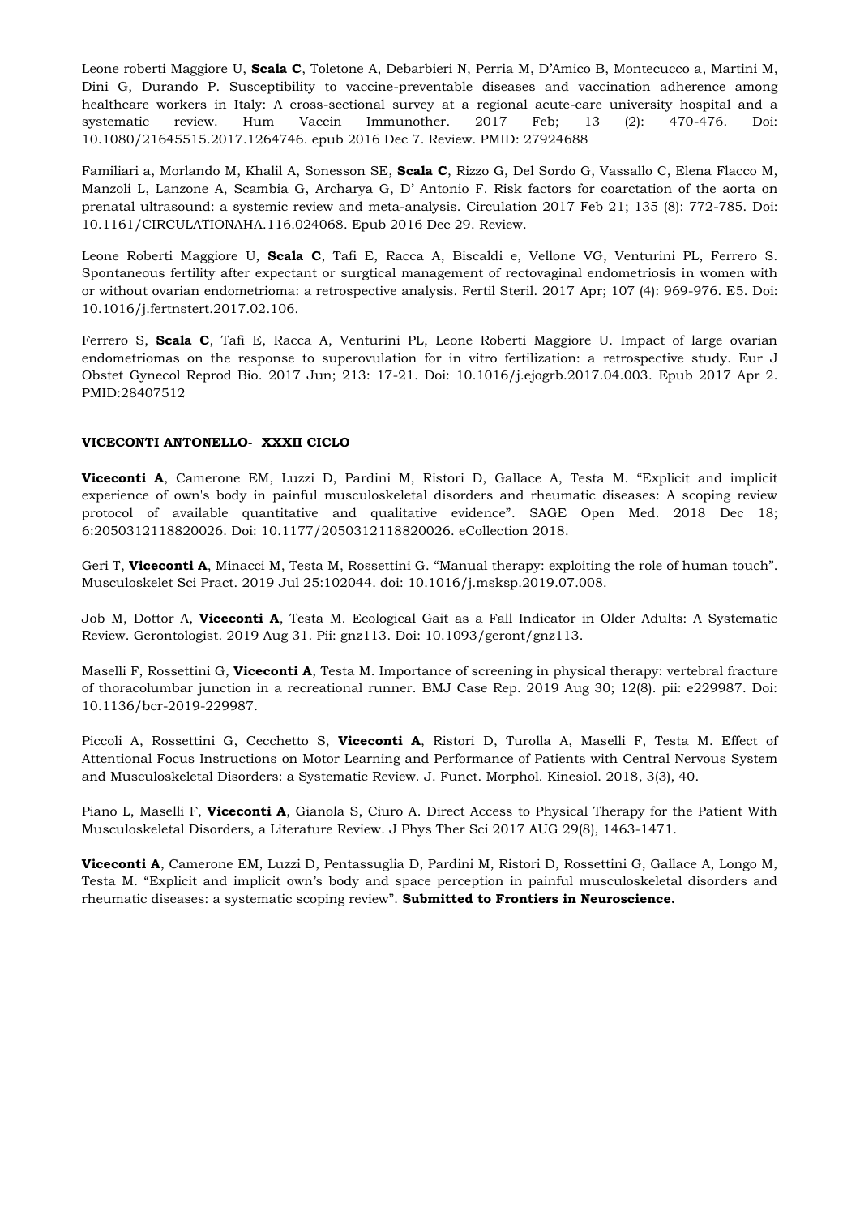Leone roberti Maggiore U, **Scala C**, Toletone A, Debarbieri N, Perria M, D'Amico B, Montecucco a, Martini M, Dini G, Durando P. Susceptibility to vaccine-preventable diseases and vaccination adherence among healthcare workers in Italy: A cross-sectional survey at a regional acute-care university hospital and a systematic review. Hum Vaccin Immunother. 2017 Feb; 13 (2): 470-476. Doi: 10.1080/21645515.2017.1264746. epub 2016 Dec 7. Review. PMID: 27924688

Familiari a, Morlando M, Khalil A, Sonesson SE, **Scala C**, Rizzo G, Del Sordo G, Vassallo C, Elena Flacco M, Manzoli L, Lanzone A, Scambia G, Archarya G, D' Antonio F. Risk factors for coarctation of the aorta on prenatal ultrasound: a systemic review and meta-analysis. Circulation 2017 Feb 21; 135 (8): 772-785. Doi: 10.1161/CIRCULATIONAHA.116.024068. Epub 2016 Dec 29. Review.

Leone Roberti Maggiore U, **Scala C**, Tafi E, Racca A, Biscaldi e, Vellone VG, Venturini PL, Ferrero S. Spontaneous fertility after expectant or surgtical management of rectovaginal endometriosis in women with or without ovarian endometrioma: a retrospective analysis. Fertil Steril. 2017 Apr; 107 (4): 969-976. E5. Doi: 10.1016/j.fertnstert.2017.02.106.

Ferrero S, **Scala C**, Tafi E, Racca A, Venturini PL, Leone Roberti Maggiore U. Impact of large ovarian endometriomas on the response to superovulation for in vitro fertilization: a retrospective study. Eur J Obstet Gynecol Reprod Bio. 2017 Jun; 213: 17-21. Doi: 10.1016/j.ejogrb.2017.04.003. Epub 2017 Apr 2. PMID:28407512

**VICECONTI ANTONELLO- XXXII CICLO**

**Viceconti A**, Camerone EM, Luzzi D, Pardini M, Ristori D, Gallace A, Testa M. "Explicit and implicit experience of own's body in painful musculoskeletal disorders and rheumatic diseases: A scoping review protocol of available quantitative and qualitative evidence". SAGE Open Med. 2018 Dec 18; 6:2050312118820026. Doi: 10.1177/2050312118820026. eCollection 2018.

Geri T, **Viceconti A**, Minacci M, Testa M, Rossettini G. "Manual therapy: exploiting the role of human touch". Musculoskelet Sci Pract. 2019 Jul 25:102044. doi: 10.1016/j.msksp.2019.07.008.

Job M, Dottor A, **Viceconti A**, Testa M. Ecological Gait as a Fall Indicator in Older Adults: A Systematic Review. Gerontologist. 2019 Aug 31. Pii: gnz113. Doi: 10.1093/geront/gnz113.

Maselli F, Rossettini G, **Viceconti A**, Testa M. Importance of screening in physical therapy: vertebral fracture of thoracolumbar junction in a recreational runner. BMJ Case Rep. 2019 Aug 30; 12(8). pii: e229987. Doi: 10.1136/bcr-2019-229987.

Piccoli A, Rossettini G, Cecchetto S, **Viceconti A**, Ristori D, Turolla A, Maselli F, Testa M. Effect of Attentional Focus Instructions on Motor Learning and Performance of Patients with Central Nervous System and Musculoskeletal Disorders: a Systematic Review. J. Funct. Morphol. Kinesiol. 2018, 3(3), 40.

Piano L, Maselli F, **Viceconti A**, Gianola S, Ciuro A. Direct Access to Physical Therapy for the Patient With Musculoskeletal Disorders, a Literature Review. J Phys Ther Sci 2017 AUG 29(8), 1463-1471.

**Viceconti A**, Camerone EM, Luzzi D, Pentassuglia D, Pardini M, Ristori D, Rossettini G, Gallace A, Longo M, Testa M. "Explicit and implicit own's body and space perception in painful musculoskeletal disorders and rheumatic diseases: a systematic scoping review". **Submitted to Frontiers in Neuroscience.**